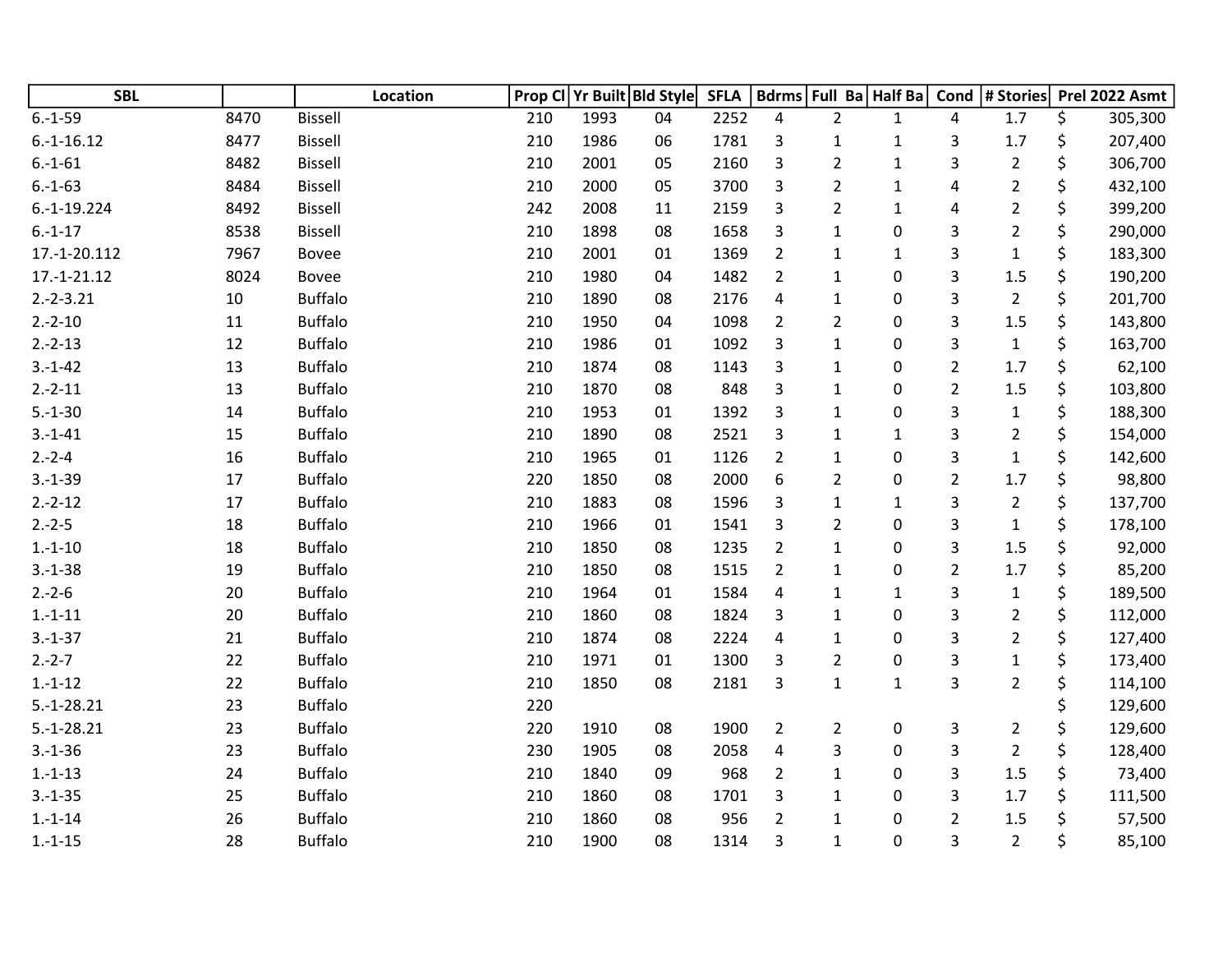| SBL | | Location | Prop Cl | Yr Built | Bld Style | SFLA | Bdrms | Full Ba | Half Ba | Cond | # Stories | Prel 2022 Asmt |
|---|---|---|---|---|---|---|---|---|---|---|---|---|
| 6.-1-59 | 8470 | Bissell | 210 | 1993 | 04 | 2252 | 4 | 2 | 1 | 4 | 1.7 | $ 305,300 |
| 6.-1-16.12 | 8477 | Bissell | 210 | 1986 | 06 | 1781 | 3 | 1 | 1 | 3 | 1.7 | $ 207,400 |
| 6.-1-61 | 8482 | Bissell | 210 | 2001 | 05 | 2160 | 3 | 2 | 1 | 3 | 2 | $ 306,700 |
| 6.-1-63 | 8484 | Bissell | 210 | 2000 | 05 | 3700 | 3 | 2 | 1 | 4 | 2 | $ 432,100 |
| 6.-1-19.224 | 8492 | Bissell | 242 | 2008 | 11 | 2159 | 3 | 2 | 1 | 4 | 2 | $ 399,200 |
| 6.-1-17 | 8538 | Bissell | 210 | 1898 | 08 | 1658 | 3 | 1 | 0 | 3 | 2 | $ 290,000 |
| 17.-1-20.112 | 7967 | Bovee | 210 | 2001 | 01 | 1369 | 2 | 1 | 1 | 3 | 1 | $ 183,300 |
| 17.-1-21.12 | 8024 | Bovee | 210 | 1980 | 04 | 1482 | 2 | 1 | 0 | 3 | 1.5 | $ 190,200 |
| 2.-2-3.21 | 10 | Buffalo | 210 | 1890 | 08 | 2176 | 4 | 1 | 0 | 3 | 2 | $ 201,700 |
| 2.-2-10 | 11 | Buffalo | 210 | 1950 | 04 | 1098 | 2 | 2 | 0 | 3 | 1.5 | $ 143,800 |
| 2.-2-13 | 12 | Buffalo | 210 | 1986 | 01 | 1092 | 3 | 1 | 0 | 3 | 1 | $ 163,700 |
| 3.-1-42 | 13 | Buffalo | 210 | 1874 | 08 | 1143 | 3 | 1 | 0 | 2 | 1.7 | $ 62,100 |
| 2.-2-11 | 13 | Buffalo | 210 | 1870 | 08 | 848 | 3 | 1 | 0 | 2 | 1.5 | $ 103,800 |
| 5.-1-30 | 14 | Buffalo | 210 | 1953 | 01 | 1392 | 3 | 1 | 0 | 3 | 1 | $ 188,300 |
| 3.-1-41 | 15 | Buffalo | 210 | 1890 | 08 | 2521 | 3 | 1 | 1 | 3 | 2 | $ 154,000 |
| 2.-2-4 | 16 | Buffalo | 210 | 1965 | 01 | 1126 | 2 | 1 | 0 | 3 | 1 | $ 142,600 |
| 3.-1-39 | 17 | Buffalo | 220 | 1850 | 08 | 2000 | 6 | 2 | 0 | 2 | 1.7 | $ 98,800 |
| 2.-2-12 | 17 | Buffalo | 210 | 1883 | 08 | 1596 | 3 | 1 | 1 | 3 | 2 | $ 137,700 |
| 2.-2-5 | 18 | Buffalo | 210 | 1966 | 01 | 1541 | 3 | 2 | 0 | 3 | 1 | $ 178,100 |
| 1.-1-10 | 18 | Buffalo | 210 | 1850 | 08 | 1235 | 2 | 1 | 0 | 3 | 1.5 | $ 92,000 |
| 3.-1-38 | 19 | Buffalo | 210 | 1850 | 08 | 1515 | 2 | 1 | 0 | 2 | 1.7 | $ 85,200 |
| 2.-2-6 | 20 | Buffalo | 210 | 1964 | 01 | 1584 | 4 | 1 | 1 | 3 | 1 | $ 189,500 |
| 1.-1-11 | 20 | Buffalo | 210 | 1860 | 08 | 1824 | 3 | 1 | 0 | 3 | 2 | $ 112,000 |
| 3.-1-37 | 21 | Buffalo | 210 | 1874 | 08 | 2224 | 4 | 1 | 0 | 3 | 2 | $ 127,400 |
| 2.-2-7 | 22 | Buffalo | 210 | 1971 | 01 | 1300 | 3 | 2 | 0 | 3 | 1 | $ 173,400 |
| 1.-1-12 | 22 | Buffalo | 210 | 1850 | 08 | 2181 | 3 | 1 | 1 | 3 | 2 | $ 114,100 |
| 5.-1-28.21 | 23 | Buffalo | 220 | | | | | | | | | $ 129,600 |
| 5.-1-28.21 | 23 | Buffalo | 220 | 1910 | 08 | 1900 | 2 | 2 | 0 | 3 | 2 | $ 129,600 |
| 3.-1-36 | 23 | Buffalo | 230 | 1905 | 08 | 2058 | 4 | 3 | 0 | 3 | 2 | $ 128,400 |
| 1.-1-13 | 24 | Buffalo | 210 | 1840 | 09 | 968 | 2 | 1 | 0 | 3 | 1.5 | $ 73,400 |
| 3.-1-35 | 25 | Buffalo | 210 | 1860 | 08 | 1701 | 3 | 1 | 0 | 3 | 1.7 | $ 111,500 |
| 1.-1-14 | 26 | Buffalo | 210 | 1860 | 08 | 956 | 2 | 1 | 0 | 2 | 1.5 | $ 57,500 |
| 1.-1-15 | 28 | Buffalo | 210 | 1900 | 08 | 1314 | 3 | 1 | 0 | 3 | 2 | $ 85,100 |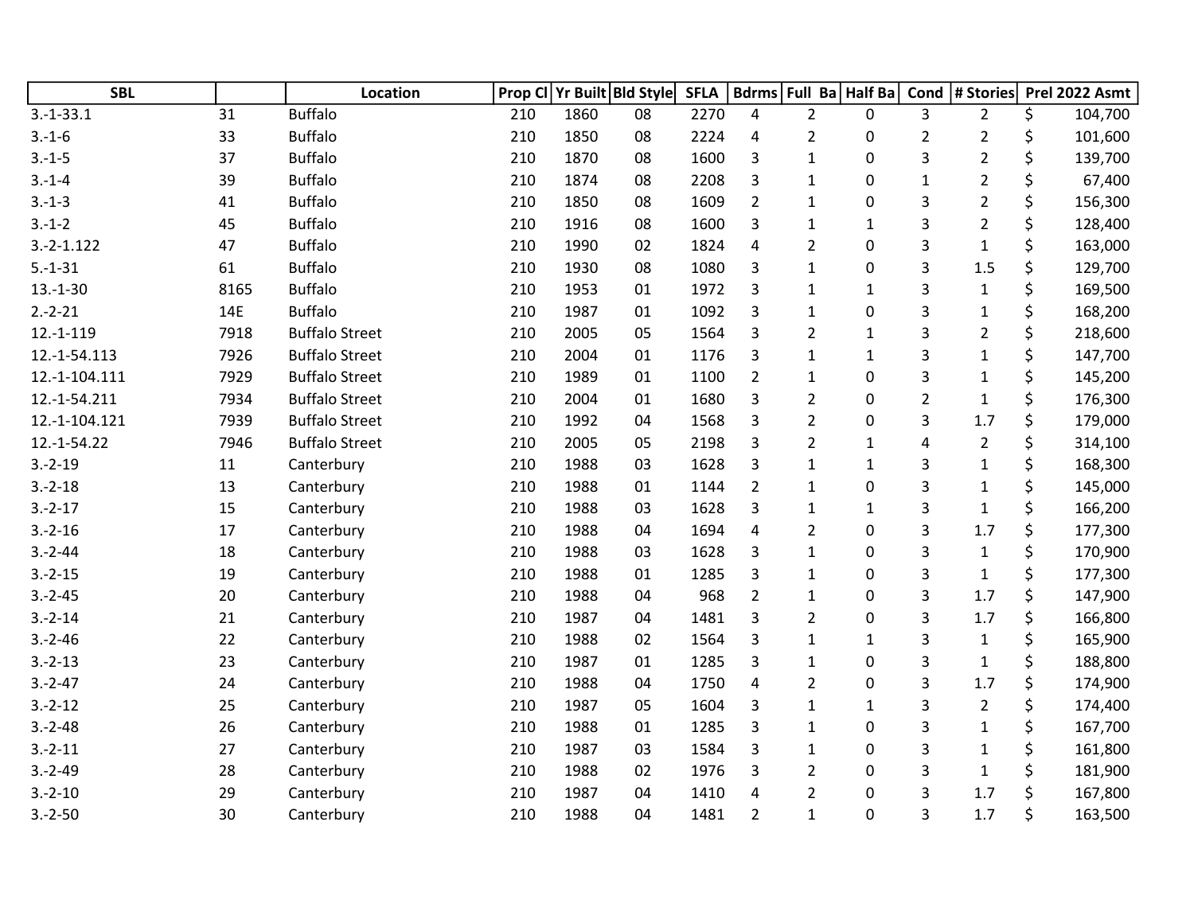| SBL | | Location | Prop Cl | Yr Built | Bld Style | SFLA | Bdrms | Full Ba | Half Ba | Cond | # Stories | Prel 2022 Asmt |
|---|---|---|---|---|---|---|---|---|---|---|---|---|
| 3.-1-33.1 | 31 | Buffalo | 210 | 1860 | 08 | 2270 | 4 | 2 | 0 | 3 | 2 | $ 104,700 |
| 3.-1-6 | 33 | Buffalo | 210 | 1850 | 08 | 2224 | 4 | 2 | 0 | 2 | 2 | $ 101,600 |
| 3.-1-5 | 37 | Buffalo | 210 | 1870 | 08 | 1600 | 3 | 1 | 0 | 3 | 2 | $ 139,700 |
| 3.-1-4 | 39 | Buffalo | 210 | 1874 | 08 | 2208 | 3 | 1 | 0 | 1 | 2 | $ 67,400 |
| 3.-1-3 | 41 | Buffalo | 210 | 1850 | 08 | 1609 | 2 | 1 | 0 | 3 | 2 | $ 156,300 |
| 3.-1-2 | 45 | Buffalo | 210 | 1916 | 08 | 1600 | 3 | 1 | 1 | 3 | 2 | $ 128,400 |
| 3.-2-1.122 | 47 | Buffalo | 210 | 1990 | 02 | 1824 | 4 | 2 | 0 | 3 | 1 | $ 163,000 |
| 5.-1-31 | 61 | Buffalo | 210 | 1930 | 08 | 1080 | 3 | 1 | 0 | 3 | 1.5 | $ 129,700 |
| 13.-1-30 | 8165 | Buffalo | 210 | 1953 | 01 | 1972 | 3 | 1 | 1 | 3 | 1 | $ 169,500 |
| 2.-2-21 | 14E | Buffalo | 210 | 1987 | 01 | 1092 | 3 | 1 | 0 | 3 | 1 | $ 168,200 |
| 12.-1-119 | 7918 | Buffalo Street | 210 | 2005 | 05 | 1564 | 3 | 2 | 1 | 3 | 2 | $ 218,600 |
| 12.-1-54.113 | 7926 | Buffalo Street | 210 | 2004 | 01 | 1176 | 3 | 1 | 1 | 3 | 1 | $ 147,700 |
| 12.-1-104.111 | 7929 | Buffalo Street | 210 | 1989 | 01 | 1100 | 2 | 1 | 0 | 3 | 1 | $ 145,200 |
| 12.-1-54.211 | 7934 | Buffalo Street | 210 | 2004 | 01 | 1680 | 3 | 2 | 0 | 2 | 1 | $ 176,300 |
| 12.-1-104.121 | 7939 | Buffalo Street | 210 | 1992 | 04 | 1568 | 3 | 2 | 0 | 3 | 1.7 | $ 179,000 |
| 12.-1-54.22 | 7946 | Buffalo Street | 210 | 2005 | 05 | 2198 | 3 | 2 | 1 | 4 | 2 | $ 314,100 |
| 3.-2-19 | 11 | Canterbury | 210 | 1988 | 03 | 1628 | 3 | 1 | 1 | 3 | 1 | $ 168,300 |
| 3.-2-18 | 13 | Canterbury | 210 | 1988 | 01 | 1144 | 2 | 1 | 0 | 3 | 1 | $ 145,000 |
| 3.-2-17 | 15 | Canterbury | 210 | 1988 | 03 | 1628 | 3 | 1 | 1 | 3 | 1 | $ 166,200 |
| 3.-2-16 | 17 | Canterbury | 210 | 1988 | 04 | 1694 | 4 | 2 | 0 | 3 | 1.7 | $ 177,300 |
| 3.-2-44 | 18 | Canterbury | 210 | 1988 | 03 | 1628 | 3 | 1 | 0 | 3 | 1 | $ 170,900 |
| 3.-2-15 | 19 | Canterbury | 210 | 1988 | 01 | 1285 | 3 | 1 | 0 | 3 | 1 | $ 177,300 |
| 3.-2-45 | 20 | Canterbury | 210 | 1988 | 04 | 968 | 2 | 1 | 0 | 3 | 1.7 | $ 147,900 |
| 3.-2-14 | 21 | Canterbury | 210 | 1987 | 04 | 1481 | 3 | 2 | 0 | 3 | 1.7 | $ 166,800 |
| 3.-2-46 | 22 | Canterbury | 210 | 1988 | 02 | 1564 | 3 | 1 | 1 | 3 | 1 | $ 165,900 |
| 3.-2-13 | 23 | Canterbury | 210 | 1987 | 01 | 1285 | 3 | 1 | 0 | 3 | 1 | $ 188,800 |
| 3.-2-47 | 24 | Canterbury | 210 | 1988 | 04 | 1750 | 4 | 2 | 0 | 3 | 1.7 | $ 174,900 |
| 3.-2-12 | 25 | Canterbury | 210 | 1987 | 05 | 1604 | 3 | 1 | 1 | 3 | 2 | $ 174,400 |
| 3.-2-48 | 26 | Canterbury | 210 | 1988 | 01 | 1285 | 3 | 1 | 0 | 3 | 1 | $ 167,700 |
| 3.-2-11 | 27 | Canterbury | 210 | 1987 | 03 | 1584 | 3 | 1 | 0 | 3 | 1 | $ 161,800 |
| 3.-2-49 | 28 | Canterbury | 210 | 1988 | 02 | 1976 | 3 | 2 | 0 | 3 | 1 | $ 181,900 |
| 3.-2-10 | 29 | Canterbury | 210 | 1987 | 04 | 1410 | 4 | 2 | 0 | 3 | 1.7 | $ 167,800 |
| 3.-2-50 | 30 | Canterbury | 210 | 1988 | 04 | 1481 | 2 | 1 | 0 | 3 | 1.7 | $ 163,500 |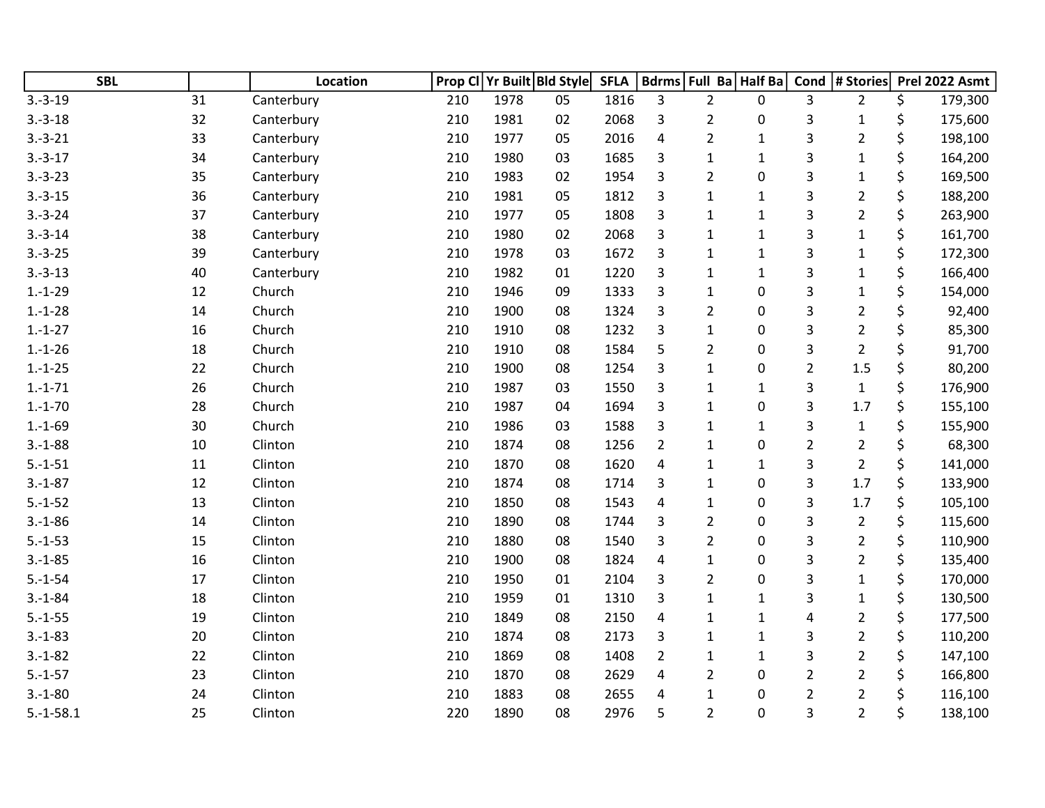| SBL | | Location | Prop Cl | Yr Built | Bld Style | SFLA | Bdrms | Full Ba | Half Ba | Cond | # Stories | Prel 2022 Asmt |
|---|---|---|---|---|---|---|---|---|---|---|---|---|
| 3.-3-19 | 31 | Canterbury | 210 | 1978 | 05 | 1816 | 3 | 2 | 0 | 3 | 2 | $ 179,300 |
| 3.-3-18 | 32 | Canterbury | 210 | 1981 | 02 | 2068 | 3 | 2 | 0 | 3 | 1 | $ 175,600 |
| 3.-3-21 | 33 | Canterbury | 210 | 1977 | 05 | 2016 | 4 | 2 | 1 | 3 | 2 | $ 198,100 |
| 3.-3-17 | 34 | Canterbury | 210 | 1980 | 03 | 1685 | 3 | 1 | 1 | 3 | 1 | $ 164,200 |
| 3.-3-23 | 35 | Canterbury | 210 | 1983 | 02 | 1954 | 3 | 2 | 0 | 3 | 1 | $ 169,500 |
| 3.-3-15 | 36 | Canterbury | 210 | 1981 | 05 | 1812 | 3 | 1 | 1 | 3 | 2 | $ 188,200 |
| 3.-3-24 | 37 | Canterbury | 210 | 1977 | 05 | 1808 | 3 | 1 | 1 | 3 | 2 | $ 263,900 |
| 3.-3-14 | 38 | Canterbury | 210 | 1980 | 02 | 2068 | 3 | 1 | 1 | 3 | 1 | $ 161,700 |
| 3.-3-25 | 39 | Canterbury | 210 | 1978 | 03 | 1672 | 3 | 1 | 1 | 3 | 1 | $ 172,300 |
| 3.-3-13 | 40 | Canterbury | 210 | 1982 | 01 | 1220 | 3 | 1 | 1 | 3 | 1 | $ 166,400 |
| 1.-1-29 | 12 | Church | 210 | 1946 | 09 | 1333 | 3 | 1 | 0 | 3 | 1 | $ 154,000 |
| 1.-1-28 | 14 | Church | 210 | 1900 | 08 | 1324 | 3 | 2 | 0 | 3 | 2 | $ 92,400 |
| 1.-1-27 | 16 | Church | 210 | 1910 | 08 | 1232 | 3 | 1 | 0 | 3 | 2 | $ 85,300 |
| 1.-1-26 | 18 | Church | 210 | 1910 | 08 | 1584 | 5 | 2 | 0 | 3 | 2 | $ 91,700 |
| 1.-1-25 | 22 | Church | 210 | 1900 | 08 | 1254 | 3 | 1 | 0 | 2 | 1.5 | $ 80,200 |
| 1.-1-71 | 26 | Church | 210 | 1987 | 03 | 1550 | 3 | 1 | 1 | 3 | 1 | $ 176,900 |
| 1.-1-70 | 28 | Church | 210 | 1987 | 04 | 1694 | 3 | 1 | 0 | 3 | 1.7 | $ 155,100 |
| 1.-1-69 | 30 | Church | 210 | 1986 | 03 | 1588 | 3 | 1 | 1 | 3 | 1 | $ 155,900 |
| 3.-1-88 | 10 | Clinton | 210 | 1874 | 08 | 1256 | 2 | 1 | 0 | 2 | 2 | $ 68,300 |
| 5.-1-51 | 11 | Clinton | 210 | 1870 | 08 | 1620 | 4 | 1 | 1 | 3 | 2 | $ 141,000 |
| 3.-1-87 | 12 | Clinton | 210 | 1874 | 08 | 1714 | 3 | 1 | 0 | 3 | 1.7 | $ 133,900 |
| 5.-1-52 | 13 | Clinton | 210 | 1850 | 08 | 1543 | 4 | 1 | 0 | 3 | 1.7 | $ 105,100 |
| 3.-1-86 | 14 | Clinton | 210 | 1890 | 08 | 1744 | 3 | 2 | 0 | 3 | 2 | $ 115,600 |
| 5.-1-53 | 15 | Clinton | 210 | 1880 | 08 | 1540 | 3 | 2 | 0 | 3 | 2 | $ 110,900 |
| 3.-1-85 | 16 | Clinton | 210 | 1900 | 08 | 1824 | 4 | 1 | 0 | 3 | 2 | $ 135,400 |
| 5.-1-54 | 17 | Clinton | 210 | 1950 | 01 | 2104 | 3 | 2 | 0 | 3 | 1 | $ 170,000 |
| 3.-1-84 | 18 | Clinton | 210 | 1959 | 01 | 1310 | 3 | 1 | 1 | 3 | 1 | $ 130,500 |
| 5.-1-55 | 19 | Clinton | 210 | 1849 | 08 | 2150 | 4 | 1 | 1 | 4 | 2 | $ 177,500 |
| 3.-1-83 | 20 | Clinton | 210 | 1874 | 08 | 2173 | 3 | 1 | 1 | 3 | 2 | $ 110,200 |
| 3.-1-82 | 22 | Clinton | 210 | 1869 | 08 | 1408 | 2 | 1 | 1 | 3 | 2 | $ 147,100 |
| 5.-1-57 | 23 | Clinton | 210 | 1870 | 08 | 2629 | 4 | 2 | 0 | 2 | 2 | $ 166,800 |
| 3.-1-80 | 24 | Clinton | 210 | 1883 | 08 | 2655 | 4 | 1 | 0 | 2 | 2 | $ 116,100 |
| 5.-1-58.1 | 25 | Clinton | 220 | 1890 | 08 | 2976 | 5 | 2 | 0 | 3 | 2 | $ 138,100 |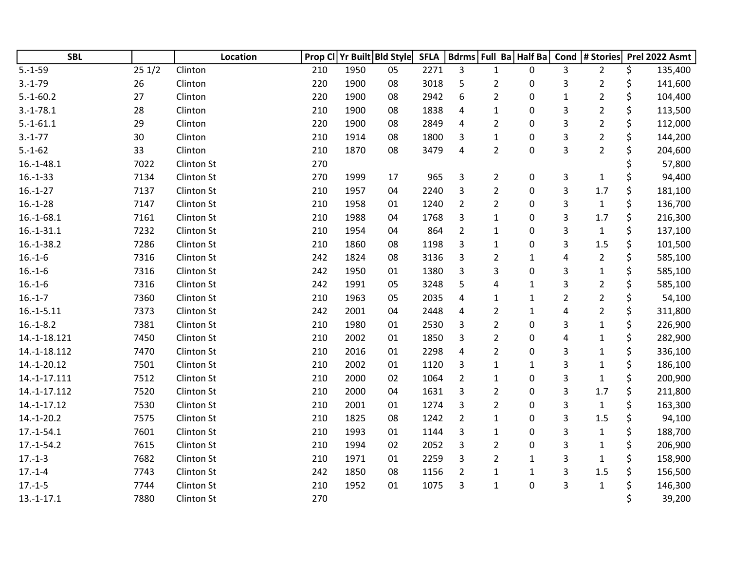| SBL | | Location | Prop Cl | Yr Built | Bld Style | SFLA | Bdrms | Full Ba | Half Ba | Cond | # Stories | Prel 2022 Asmt |
|---|---|---|---|---|---|---|---|---|---|---|---|---|
| 5.-1-59 | 25 1/2 | Clinton | 210 | 1950 | 05 | 2271 | 3 | 1 | 0 | 3 | 2 | $ 135,400 |
| 3.-1-79 | 26 | Clinton | 220 | 1900 | 08 | 3018 | 5 | 2 | 0 | 3 | 2 | $ 141,600 |
| 5.-1-60.2 | 27 | Clinton | 220 | 1900 | 08 | 2942 | 6 | 2 | 0 | 1 | 2 | $ 104,400 |
| 3.-1-78.1 | 28 | Clinton | 210 | 1900 | 08 | 1838 | 4 | 1 | 0 | 3 | 2 | $ 113,500 |
| 5.-1-61.1 | 29 | Clinton | 220 | 1900 | 08 | 2849 | 4 | 2 | 0 | 3 | 2 | $ 112,000 |
| 3.-1-77 | 30 | Clinton | 210 | 1914 | 08 | 1800 | 3 | 1 | 0 | 3 | 2 | $ 144,200 |
| 5.-1-62 | 33 | Clinton | 210 | 1870 | 08 | 3479 | 4 | 2 | 0 | 3 | 2 | $ 204,600 |
| 16.-1-48.1 | 7022 | Clinton St | 270 | | | | | | | | | $ 57,800 |
| 16.-1-33 | 7134 | Clinton St | 270 | 1999 | 17 | 965 | 3 | 2 | 0 | 3 | 1 | $ 94,400 |
| 16.-1-27 | 7137 | Clinton St | 210 | 1957 | 04 | 2240 | 3 | 2 | 0 | 3 | 1.7 | $ 181,100 |
| 16.-1-28 | 7147 | Clinton St | 210 | 1958 | 01 | 1240 | 2 | 2 | 0 | 3 | 1 | $ 136,700 |
| 16.-1-68.1 | 7161 | Clinton St | 210 | 1988 | 04 | 1768 | 3 | 1 | 0 | 3 | 1.7 | $ 216,300 |
| 16.-1-31.1 | 7232 | Clinton St | 210 | 1954 | 04 | 864 | 2 | 1 | 0 | 3 | 1 | $ 137,100 |
| 16.-1-38.2 | 7286 | Clinton St | 210 | 1860 | 08 | 1198 | 3 | 1 | 0 | 3 | 1.5 | $ 101,500 |
| 16.-1-6 | 7316 | Clinton St | 242 | 1824 | 08 | 3136 | 3 | 2 | 1 | 4 | 2 | $ 585,100 |
| 16.-1-6 | 7316 | Clinton St | 242 | 1950 | 01 | 1380 | 3 | 3 | 0 | 3 | 1 | $ 585,100 |
| 16.-1-6 | 7316 | Clinton St | 242 | 1991 | 05 | 3248 | 5 | 4 | 1 | 3 | 2 | $ 585,100 |
| 16.-1-7 | 7360 | Clinton St | 210 | 1963 | 05 | 2035 | 4 | 1 | 1 | 2 | 2 | $ 54,100 |
| 16.-1-5.11 | 7373 | Clinton St | 242 | 2001 | 04 | 2448 | 4 | 2 | 1 | 4 | 2 | $ 311,800 |
| 16.-1-8.2 | 7381 | Clinton St | 210 | 1980 | 01 | 2530 | 3 | 2 | 0 | 3 | 1 | $ 226,900 |
| 14.-1-18.121 | 7450 | Clinton St | 210 | 2002 | 01 | 1850 | 3 | 2 | 0 | 4 | 1 | $ 282,900 |
| 14.-1-18.112 | 7470 | Clinton St | 210 | 2016 | 01 | 2298 | 4 | 2 | 0 | 3 | 1 | $ 336,100 |
| 14.-1-20.12 | 7501 | Clinton St | 210 | 2002 | 01 | 1120 | 3 | 1 | 1 | 3 | 1 | $ 186,100 |
| 14.-1-17.111 | 7512 | Clinton St | 210 | 2000 | 02 | 1064 | 2 | 1 | 0 | 3 | 1 | $ 200,900 |
| 14.-1-17.112 | 7520 | Clinton St | 210 | 2000 | 04 | 1631 | 3 | 2 | 0 | 3 | 1.7 | $ 211,800 |
| 14.-1-17.12 | 7530 | Clinton St | 210 | 2001 | 01 | 1274 | 3 | 2 | 0 | 3 | 1 | $ 163,300 |
| 14.-1-20.2 | 7575 | Clinton St | 210 | 1825 | 08 | 1242 | 2 | 1 | 0 | 3 | 1.5 | $ 94,100 |
| 17.-1-54.1 | 7601 | Clinton St | 210 | 1993 | 01 | 1144 | 3 | 1 | 0 | 3 | 1 | $ 188,700 |
| 17.-1-54.2 | 7615 | Clinton St | 210 | 1994 | 02 | 2052 | 3 | 2 | 0 | 3 | 1 | $ 206,900 |
| 17.-1-3 | 7682 | Clinton St | 210 | 1971 | 01 | 2259 | 3 | 2 | 1 | 3 | 1 | $ 158,900 |
| 17.-1-4 | 7743 | Clinton St | 242 | 1850 | 08 | 1156 | 2 | 1 | 1 | 3 | 1.5 | $ 156,500 |
| 17.-1-5 | 7744 | Clinton St | 210 | 1952 | 01 | 1075 | 3 | 1 | 0 | 3 | 1 | $ 146,300 |
| 13.-1-17.1 | 7880 | Clinton St | 270 | | | | | | | | | $ 39,200 |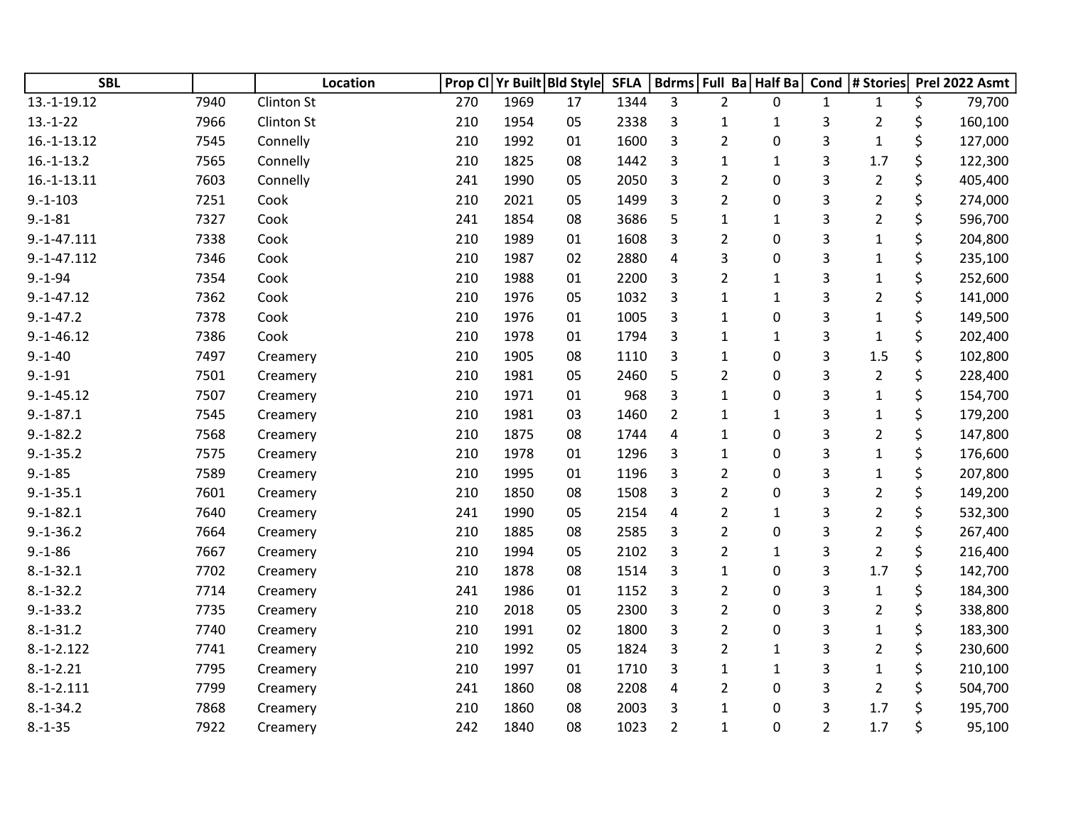| SBL | | Location | Prop Cl | Yr Built | Bld Style | SFLA | Bdrms | Full Ba | Half Ba | Cond | # Stories | Prel 2022 Asmt |
|---|---|---|---|---|---|---|---|---|---|---|---|---|
| 13.-1-19.12 | 7940 | Clinton St | 270 | 1969 | 17 | 1344 | 3 | 2 | 0 | 1 | 1 | $ 79,700 |
| 13.-1-22 | 7966 | Clinton St | 210 | 1954 | 05 | 2338 | 3 | 1 | 1 | 3 | 2 | $ 160,100 |
| 16.-1-13.12 | 7545 | Connelly | 210 | 1992 | 01 | 1600 | 3 | 2 | 0 | 3 | 1 | $ 127,000 |
| 16.-1-13.2 | 7565 | Connelly | 210 | 1825 | 08 | 1442 | 3 | 1 | 1 | 3 | 1.7 | $ 122,300 |
| 16.-1-13.11 | 7603 | Connelly | 241 | 1990 | 05 | 2050 | 3 | 2 | 0 | 3 | 2 | $ 405,400 |
| 9.-1-103 | 7251 | Cook | 210 | 2021 | 05 | 1499 | 3 | 2 | 0 | 3 | 2 | $ 274,000 |
| 9.-1-81 | 7327 | Cook | 241 | 1854 | 08 | 3686 | 5 | 1 | 1 | 3 | 2 | $ 596,700 |
| 9.-1-47.111 | 7338 | Cook | 210 | 1989 | 01 | 1608 | 3 | 2 | 0 | 3 | 1 | $ 204,800 |
| 9.-1-47.112 | 7346 | Cook | 210 | 1987 | 02 | 2880 | 4 | 3 | 0 | 3 | 1 | $ 235,100 |
| 9.-1-94 | 7354 | Cook | 210 | 1988 | 01 | 2200 | 3 | 2 | 1 | 3 | 1 | $ 252,600 |
| 9.-1-47.12 | 7362 | Cook | 210 | 1976 | 05 | 1032 | 3 | 1 | 1 | 3 | 2 | $ 141,000 |
| 9.-1-47.2 | 7378 | Cook | 210 | 1976 | 01 | 1005 | 3 | 1 | 0 | 3 | 1 | $ 149,500 |
| 9.-1-46.12 | 7386 | Cook | 210 | 1978 | 01 | 1794 | 3 | 1 | 1 | 3 | 1 | $ 202,400 |
| 9.-1-40 | 7497 | Creamery | 210 | 1905 | 08 | 1110 | 3 | 1 | 0 | 3 | 1.5 | $ 102,800 |
| 9.-1-91 | 7501 | Creamery | 210 | 1981 | 05 | 2460 | 5 | 2 | 0 | 3 | 2 | $ 228,400 |
| 9.-1-45.12 | 7507 | Creamery | 210 | 1971 | 01 | 968 | 3 | 1 | 0 | 3 | 1 | $ 154,700 |
| 9.-1-87.1 | 7545 | Creamery | 210 | 1981 | 03 | 1460 | 2 | 1 | 1 | 3 | 1 | $ 179,200 |
| 9.-1-82.2 | 7568 | Creamery | 210 | 1875 | 08 | 1744 | 4 | 1 | 0 | 3 | 2 | $ 147,800 |
| 9.-1-35.2 | 7575 | Creamery | 210 | 1978 | 01 | 1296 | 3 | 1 | 0 | 3 | 1 | $ 176,600 |
| 9.-1-85 | 7589 | Creamery | 210 | 1995 | 01 | 1196 | 3 | 2 | 0 | 3 | 1 | $ 207,800 |
| 9.-1-35.1 | 7601 | Creamery | 210 | 1850 | 08 | 1508 | 3 | 2 | 0 | 3 | 2 | $ 149,200 |
| 9.-1-82.1 | 7640 | Creamery | 241 | 1990 | 05 | 2154 | 4 | 2 | 1 | 3 | 2 | $ 532,300 |
| 9.-1-36.2 | 7664 | Creamery | 210 | 1885 | 08 | 2585 | 3 | 2 | 0 | 3 | 2 | $ 267,400 |
| 9.-1-86 | 7667 | Creamery | 210 | 1994 | 05 | 2102 | 3 | 2 | 1 | 3 | 2 | $ 216,400 |
| 8.-1-32.1 | 7702 | Creamery | 210 | 1878 | 08 | 1514 | 3 | 1 | 0 | 3 | 1.7 | $ 142,700 |
| 8.-1-32.2 | 7714 | Creamery | 241 | 1986 | 01 | 1152 | 3 | 2 | 0 | 3 | 1 | $ 184,300 |
| 9.-1-33.2 | 7735 | Creamery | 210 | 2018 | 05 | 2300 | 3 | 2 | 0 | 3 | 2 | $ 338,800 |
| 8.-1-31.2 | 7740 | Creamery | 210 | 1991 | 02 | 1800 | 3 | 2 | 0 | 3 | 1 | $ 183,300 |
| 8.-1-2.122 | 7741 | Creamery | 210 | 1992 | 05 | 1824 | 3 | 2 | 1 | 3 | 2 | $ 230,600 |
| 8.-1-2.21 | 7795 | Creamery | 210 | 1997 | 01 | 1710 | 3 | 1 | 1 | 3 | 1 | $ 210,100 |
| 8.-1-2.111 | 7799 | Creamery | 241 | 1860 | 08 | 2208 | 4 | 2 | 0 | 3 | 2 | $ 504,700 |
| 8.-1-34.2 | 7868 | Creamery | 210 | 1860 | 08 | 2003 | 3 | 1 | 0 | 3 | 1.7 | $ 195,700 |
| 8.-1-35 | 7922 | Creamery | 242 | 1840 | 08 | 1023 | 2 | 1 | 0 | 2 | 1.7 | $ 95,100 |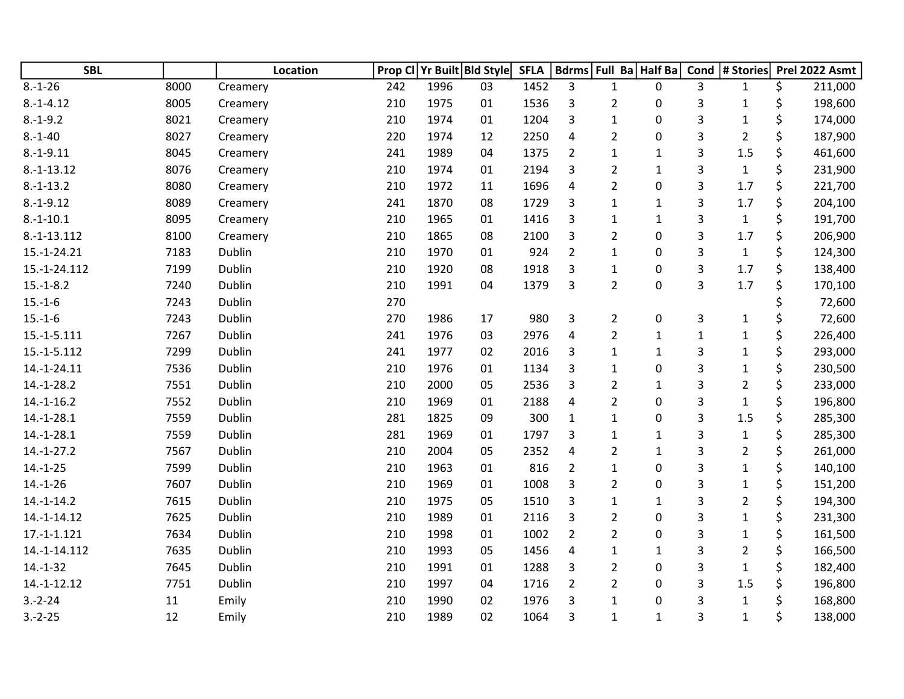| SBL | | Location | Prop Cl | Yr Built | Bld Style | SFLA | Bdrms | Full Ba | Half Ba | Cond | # Stories | Prel 2022 Asmt |
|---|---|---|---|---|---|---|---|---|---|---|---|---|
| 8.-1-26 | 8000 | Creamery | 242 | 1996 | 03 | 1452 | 3 | 1 | 0 | 3 | 1 | $ 211,000 |
| 8.-1-4.12 | 8005 | Creamery | 210 | 1975 | 01 | 1536 | 3 | 2 | 0 | 3 | 1 | $ 198,600 |
| 8.-1-9.2 | 8021 | Creamery | 210 | 1974 | 01 | 1204 | 3 | 1 | 0 | 3 | 1 | $ 174,000 |
| 8.-1-40 | 8027 | Creamery | 220 | 1974 | 12 | 2250 | 4 | 2 | 0 | 3 | 2 | $ 187,900 |
| 8.-1-9.11 | 8045 | Creamery | 241 | 1989 | 04 | 1375 | 2 | 1 | 1 | 3 | 1.5 | $ 461,600 |
| 8.-1-13.12 | 8076 | Creamery | 210 | 1974 | 01 | 2194 | 3 | 2 | 1 | 3 | 1 | $ 231,900 |
| 8.-1-13.2 | 8080 | Creamery | 210 | 1972 | 11 | 1696 | 4 | 2 | 0 | 3 | 1.7 | $ 221,700 |
| 8.-1-9.12 | 8089 | Creamery | 241 | 1870 | 08 | 1729 | 3 | 1 | 1 | 3 | 1.7 | $ 204,100 |
| 8.-1-10.1 | 8095 | Creamery | 210 | 1965 | 01 | 1416 | 3 | 1 | 1 | 3 | 1 | $ 191,700 |
| 8.-1-13.112 | 8100 | Creamery | 210 | 1865 | 08 | 2100 | 3 | 2 | 0 | 3 | 1.7 | $ 206,900 |
| 15.-1-24.21 | 7183 | Dublin | 210 | 1970 | 01 | 924 | 2 | 1 | 0 | 3 | 1 | $ 124,300 |
| 15.-1-24.112 | 7199 | Dublin | 210 | 1920 | 08 | 1918 | 3 | 1 | 0 | 3 | 1.7 | $ 138,400 |
| 15.-1-8.2 | 7240 | Dublin | 210 | 1991 | 04 | 1379 | 3 | 2 | 0 | 3 | 1.7 | $ 170,100 |
| 15.-1-6 | 7243 | Dublin | 270 | | | | | | | | | $ 72,600 |
| 15.-1-6 | 7243 | Dublin | 270 | 1986 | 17 | 980 | 3 | 2 | 0 | 3 | 1 | $ 72,600 |
| 15.-1-5.111 | 7267 | Dublin | 241 | 1976 | 03 | 2976 | 4 | 2 | 1 | 1 | 1 | $ 226,400 |
| 15.-1-5.112 | 7299 | Dublin | 241 | 1977 | 02 | 2016 | 3 | 1 | 1 | 3 | 1 | $ 293,000 |
| 14.-1-24.11 | 7536 | Dublin | 210 | 1976 | 01 | 1134 | 3 | 1 | 0 | 3 | 1 | $ 230,500 |
| 14.-1-28.2 | 7551 | Dublin | 210 | 2000 | 05 | 2536 | 3 | 2 | 1 | 3 | 2 | $ 233,000 |
| 14.-1-16.2 | 7552 | Dublin | 210 | 1969 | 01 | 2188 | 4 | 2 | 0 | 3 | 1 | $ 196,800 |
| 14.-1-28.1 | 7559 | Dublin | 281 | 1825 | 09 | 300 | 1 | 1 | 0 | 3 | 1.5 | $ 285,300 |
| 14.-1-28.1 | 7559 | Dublin | 281 | 1969 | 01 | 1797 | 3 | 1 | 1 | 3 | 1 | $ 285,300 |
| 14.-1-27.2 | 7567 | Dublin | 210 | 2004 | 05 | 2352 | 4 | 2 | 1 | 3 | 2 | $ 261,000 |
| 14.-1-25 | 7599 | Dublin | 210 | 1963 | 01 | 816 | 2 | 1 | 0 | 3 | 1 | $ 140,100 |
| 14.-1-26 | 7607 | Dublin | 210 | 1969 | 01 | 1008 | 3 | 2 | 0 | 3 | 1 | $ 151,200 |
| 14.-1-14.2 | 7615 | Dublin | 210 | 1975 | 05 | 1510 | 3 | 1 | 1 | 3 | 2 | $ 194,300 |
| 14.-1-14.12 | 7625 | Dublin | 210 | 1989 | 01 | 2116 | 3 | 2 | 0 | 3 | 1 | $ 231,300 |
| 17.-1-1.121 | 7634 | Dublin | 210 | 1998 | 01 | 1002 | 2 | 2 | 0 | 3 | 1 | $ 161,500 |
| 14.-1-14.112 | 7635 | Dublin | 210 | 1993 | 05 | 1456 | 4 | 1 | 1 | 3 | 2 | $ 166,500 |
| 14.-1-32 | 7645 | Dublin | 210 | 1991 | 01 | 1288 | 3 | 2 | 0 | 3 | 1 | $ 182,400 |
| 14.-1-12.12 | 7751 | Dublin | 210 | 1997 | 04 | 1716 | 2 | 2 | 0 | 3 | 1.5 | $ 196,800 |
| 3.-2-24 | 11 | Emily | 210 | 1990 | 02 | 1976 | 3 | 1 | 0 | 3 | 1 | $ 168,800 |
| 3.-2-25 | 12 | Emily | 210 | 1989 | 02 | 1064 | 3 | 1 | 1 | 3 | 1 | $ 138,000 |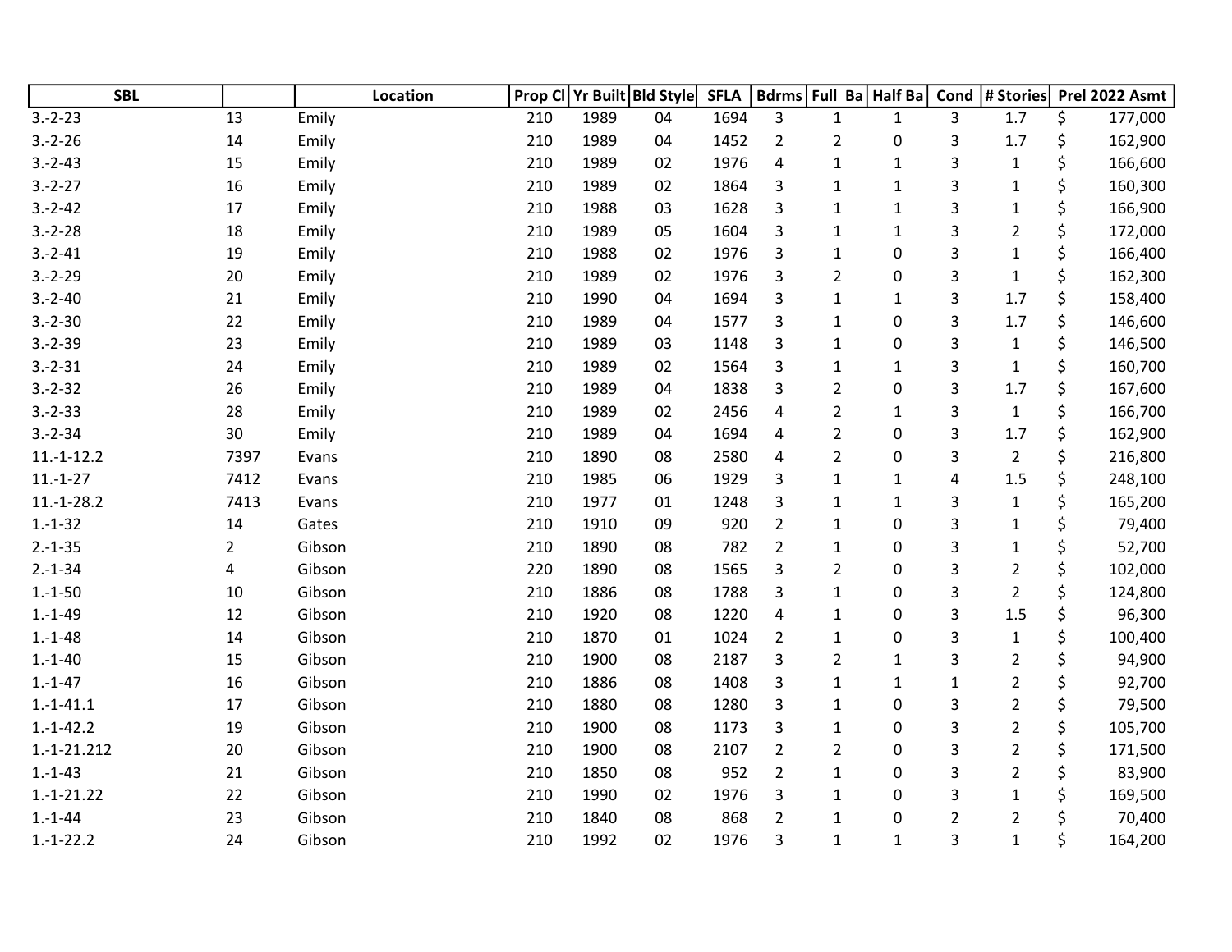| SBL | | Location | Prop Cl | Yr Built | Bld Style | SFLA | Bdrms | Full Ba | Half Ba | Cond | # Stories | Prel 2022 Asmt |
|---|---|---|---|---|---|---|---|---|---|---|---|---|
| 3.-2-23 | 13 | Emily | 210 | 1989 | 04 | 1694 | 3 | 1 | 1 | 3 | 1.7 | $ 177,000 |
| 3.-2-26 | 14 | Emily | 210 | 1989 | 04 | 1452 | 2 | 2 | 0 | 3 | 1.7 | $ 162,900 |
| 3.-2-43 | 15 | Emily | 210 | 1989 | 02 | 1976 | 4 | 1 | 1 | 3 | 1 | $ 166,600 |
| 3.-2-27 | 16 | Emily | 210 | 1989 | 02 | 1864 | 3 | 1 | 1 | 3 | 1 | $ 160,300 |
| 3.-2-42 | 17 | Emily | 210 | 1988 | 03 | 1628 | 3 | 1 | 1 | 3 | 1 | $ 166,900 |
| 3.-2-28 | 18 | Emily | 210 | 1989 | 05 | 1604 | 3 | 1 | 1 | 3 | 2 | $ 172,000 |
| 3.-2-41 | 19 | Emily | 210 | 1988 | 02 | 1976 | 3 | 1 | 0 | 3 | 1 | $ 166,400 |
| 3.-2-29 | 20 | Emily | 210 | 1989 | 02 | 1976 | 3 | 2 | 0 | 3 | 1 | $ 162,300 |
| 3.-2-40 | 21 | Emily | 210 | 1990 | 04 | 1694 | 3 | 1 | 1 | 3 | 1.7 | $ 158,400 |
| 3.-2-30 | 22 | Emily | 210 | 1989 | 04 | 1577 | 3 | 1 | 0 | 3 | 1.7 | $ 146,600 |
| 3.-2-39 | 23 | Emily | 210 | 1989 | 03 | 1148 | 3 | 1 | 0 | 3 | 1 | $ 146,500 |
| 3.-2-31 | 24 | Emily | 210 | 1989 | 02 | 1564 | 3 | 1 | 1 | 3 | 1 | $ 160,700 |
| 3.-2-32 | 26 | Emily | 210 | 1989 | 04 | 1838 | 3 | 2 | 0 | 3 | 1.7 | $ 167,600 |
| 3.-2-33 | 28 | Emily | 210 | 1989 | 02 | 2456 | 4 | 2 | 1 | 3 | 1 | $ 166,700 |
| 3.-2-34 | 30 | Emily | 210 | 1989 | 04 | 1694 | 4 | 2 | 0 | 3 | 1.7 | $ 162,900 |
| 11.-1-12.2 | 7397 | Evans | 210 | 1890 | 08 | 2580 | 4 | 2 | 0 | 3 | 2 | $ 216,800 |
| 11.-1-27 | 7412 | Evans | 210 | 1985 | 06 | 1929 | 3 | 1 | 1 | 4 | 1.5 | $ 248,100 |
| 11.-1-28.2 | 7413 | Evans | 210 | 1977 | 01 | 1248 | 3 | 1 | 1 | 3 | 1 | $ 165,200 |
| 1.-1-32 | 14 | Gates | 210 | 1910 | 09 | 920 | 2 | 1 | 0 | 3 | 1 | $ 79,400 |
| 2.-1-35 | 2 | Gibson | 210 | 1890 | 08 | 782 | 2 | 1 | 0 | 3 | 1 | $ 52,700 |
| 2.-1-34 | 4 | Gibson | 220 | 1890 | 08 | 1565 | 3 | 2 | 0 | 3 | 2 | $ 102,000 |
| 1.-1-50 | 10 | Gibson | 210 | 1886 | 08 | 1788 | 3 | 1 | 0 | 3 | 2 | $ 124,800 |
| 1.-1-49 | 12 | Gibson | 210 | 1920 | 08 | 1220 | 4 | 1 | 0 | 3 | 1.5 | $ 96,300 |
| 1.-1-48 | 14 | Gibson | 210 | 1870 | 01 | 1024 | 2 | 1 | 0 | 3 | 1 | $ 100,400 |
| 1.-1-40 | 15 | Gibson | 210 | 1900 | 08 | 2187 | 3 | 2 | 1 | 3 | 2 | $ 94,900 |
| 1.-1-47 | 16 | Gibson | 210 | 1886 | 08 | 1408 | 3 | 1 | 1 | 1 | 2 | $ 92,700 |
| 1.-1-41.1 | 17 | Gibson | 210 | 1880 | 08 | 1280 | 3 | 1 | 0 | 3 | 2 | $ 79,500 |
| 1.-1-42.2 | 19 | Gibson | 210 | 1900 | 08 | 1173 | 3 | 1 | 0 | 3 | 2 | $ 105,700 |
| 1.-1-21.212 | 20 | Gibson | 210 | 1900 | 08 | 2107 | 2 | 2 | 0 | 3 | 2 | $ 171,500 |
| 1.-1-43 | 21 | Gibson | 210 | 1850 | 08 | 952 | 2 | 1 | 0 | 3 | 2 | $ 83,900 |
| 1.-1-21.22 | 22 | Gibson | 210 | 1990 | 02 | 1976 | 3 | 1 | 0 | 3 | 1 | $ 169,500 |
| 1.-1-44 | 23 | Gibson | 210 | 1840 | 08 | 868 | 2 | 1 | 0 | 2 | 2 | $ 70,400 |
| 1.-1-22.2 | 24 | Gibson | 210 | 1992 | 02 | 1976 | 3 | 1 | 1 | 3 | 1 | $ 164,200 |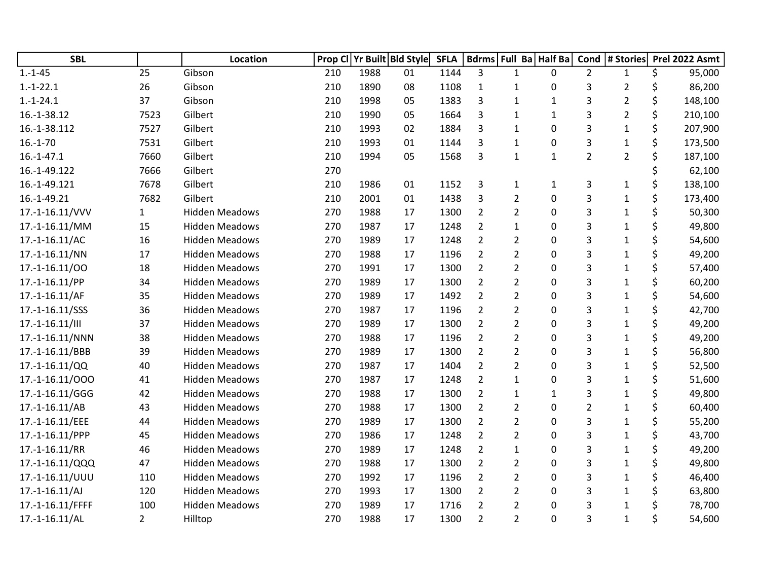| SBL | | Location | Prop Cl | Yr Built | Bld Style | SFLA | Bdrms | Full Ba | Half Ba | Cond | # Stories | Prel 2022 Asmt |
|---|---|---|---|---|---|---|---|---|---|---|---|---|
| 1.-1-45 | 25 | Gibson | 210 | 1988 | 01 | 1144 | 3 | 1 | 0 | 2 | 1 | $ 95,000 |
| 1.-1-22.1 | 26 | Gibson | 210 | 1890 | 08 | 1108 | 1 | 1 | 0 | 3 | 2 | $ 86,200 |
| 1.-1-24.1 | 37 | Gibson | 210 | 1998 | 05 | 1383 | 3 | 1 | 1 | 3 | 2 | $ 148,100 |
| 16.-1-38.12 | 7523 | Gilbert | 210 | 1990 | 05 | 1664 | 3 | 1 | 1 | 3 | 2 | $ 210,100 |
| 16.-1-38.112 | 7527 | Gilbert | 210 | 1993 | 02 | 1884 | 3 | 1 | 0 | 3 | 1 | $ 207,900 |
| 16.-1-70 | 7531 | Gilbert | 210 | 1993 | 01 | 1144 | 3 | 1 | 0 | 3 | 1 | $ 173,500 |
| 16.-1-47.1 | 7660 | Gilbert | 210 | 1994 | 05 | 1568 | 3 | 1 | 1 | 2 | 2 | $ 187,100 |
| 16.-1-49.122 | 7666 | Gilbert | 270 | | | | | | | | | $ 62,100 |
| 16.-1-49.121 | 7678 | Gilbert | 210 | 1986 | 01 | 1152 | 3 | 1 | 1 | 3 | 1 | $ 138,100 |
| 16.-1-49.21 | 7682 | Gilbert | 210 | 2001 | 01 | 1438 | 3 | 2 | 0 | 3 | 1 | $ 173,400 |
| 17.-1-16.11/VVV | 1 | Hidden Meadows | 270 | 1988 | 17 | 1300 | 2 | 2 | 0 | 3 | 1 | $ 50,300 |
| 17.-1-16.11/MM | 15 | Hidden Meadows | 270 | 1987 | 17 | 1248 | 2 | 1 | 0 | 3 | 1 | $ 49,800 |
| 17.-1-16.11/AC | 16 | Hidden Meadows | 270 | 1989 | 17 | 1248 | 2 | 2 | 0 | 3 | 1 | $ 54,600 |
| 17.-1-16.11/NN | 17 | Hidden Meadows | 270 | 1988 | 17 | 1196 | 2 | 2 | 0 | 3 | 1 | $ 49,200 |
| 17.-1-16.11/OO | 18 | Hidden Meadows | 270 | 1991 | 17 | 1300 | 2 | 2 | 0 | 3 | 1 | $ 57,400 |
| 17.-1-16.11/PP | 34 | Hidden Meadows | 270 | 1989 | 17 | 1300 | 2 | 2 | 0 | 3 | 1 | $ 60,200 |
| 17.-1-16.11/AF | 35 | Hidden Meadows | 270 | 1989 | 17 | 1492 | 2 | 2 | 0 | 3 | 1 | $ 54,600 |
| 17.-1-16.11/SSS | 36 | Hidden Meadows | 270 | 1987 | 17 | 1196 | 2 | 2 | 0 | 3 | 1 | $ 42,700 |
| 17.-1-16.11/III | 37 | Hidden Meadows | 270 | 1989 | 17 | 1300 | 2 | 2 | 0 | 3 | 1 | $ 49,200 |
| 17.-1-16.11/NNN | 38 | Hidden Meadows | 270 | 1988 | 17 | 1196 | 2 | 2 | 0 | 3 | 1 | $ 49,200 |
| 17.-1-16.11/BBB | 39 | Hidden Meadows | 270 | 1989 | 17 | 1300 | 2 | 2 | 0 | 3 | 1 | $ 56,800 |
| 17.-1-16.11/QQ | 40 | Hidden Meadows | 270 | 1987 | 17 | 1404 | 2 | 2 | 0 | 3 | 1 | $ 52,500 |
| 17.-1-16.11/OOO | 41 | Hidden Meadows | 270 | 1987 | 17 | 1248 | 2 | 1 | 0 | 3 | 1 | $ 51,600 |
| 17.-1-16.11/GGG | 42 | Hidden Meadows | 270 | 1988 | 17 | 1300 | 2 | 1 | 1 | 3 | 1 | $ 49,800 |
| 17.-1-16.11/AB | 43 | Hidden Meadows | 270 | 1988 | 17 | 1300 | 2 | 2 | 0 | 2 | 1 | $ 60,400 |
| 17.-1-16.11/EEE | 44 | Hidden Meadows | 270 | 1989 | 17 | 1300 | 2 | 2 | 0 | 3 | 1 | $ 55,200 |
| 17.-1-16.11/PPP | 45 | Hidden Meadows | 270 | 1986 | 17 | 1248 | 2 | 2 | 0 | 3 | 1 | $ 43,700 |
| 17.-1-16.11/RR | 46 | Hidden Meadows | 270 | 1989 | 17 | 1248 | 2 | 1 | 0 | 3 | 1 | $ 49,200 |
| 17.-1-16.11/QQQ | 47 | Hidden Meadows | 270 | 1988 | 17 | 1300 | 2 | 2 | 0 | 3 | 1 | $ 49,800 |
| 17.-1-16.11/UUU | 110 | Hidden Meadows | 270 | 1992 | 17 | 1196 | 2 | 2 | 0 | 3 | 1 | $ 46,400 |
| 17.-1-16.11/AJ | 120 | Hidden Meadows | 270 | 1993 | 17 | 1300 | 2 | 2 | 0 | 3 | 1 | $ 63,800 |
| 17.-1-16.11/FFFF | 100 | Hidden Meadows | 270 | 1989 | 17 | 1716 | 2 | 2 | 0 | 3 | 1 | $ 78,700 |
| 17.-1-16.11/AL | 2 | Hilltop | 270 | 1988 | 17 | 1300 | 2 | 2 | 0 | 3 | 1 | $ 54,600 |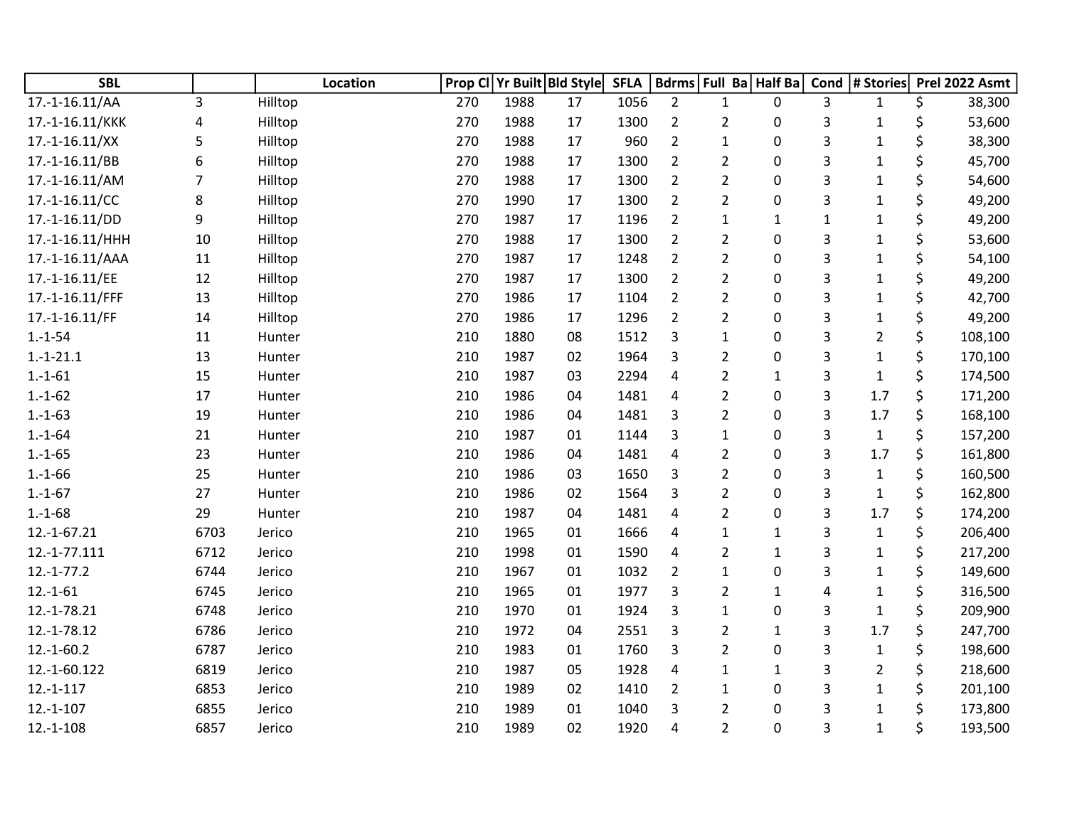| SBL | | Location | Prop Cl | Yr Built | Bld Style | SFLA | Bdrms | Full Ba | Half Ba | Cond | # Stories | Prel 2022 Asmt |
|---|---|---|---|---|---|---|---|---|---|---|---|---|
| 17.-1-16.11/AA | 3 | Hilltop | 270 | 1988 | 17 | 1056 | 2 | 1 | 0 | 3 | 1 | $ 38,300 |
| 17.-1-16.11/KKK | 4 | Hilltop | 270 | 1988 | 17 | 1300 | 2 | 2 | 0 | 3 | 1 | $ 53,600 |
| 17.-1-16.11/XX | 5 | Hilltop | 270 | 1988 | 17 | 960 | 2 | 1 | 0 | 3 | 1 | $ 38,300 |
| 17.-1-16.11/BB | 6 | Hilltop | 270 | 1988 | 17 | 1300 | 2 | 2 | 0 | 3 | 1 | $ 45,700 |
| 17.-1-16.11/AM | 7 | Hilltop | 270 | 1988 | 17 | 1300 | 2 | 2 | 0 | 3 | 1 | $ 54,600 |
| 17.-1-16.11/CC | 8 | Hilltop | 270 | 1990 | 17 | 1300 | 2 | 2 | 0 | 3 | 1 | $ 49,200 |
| 17.-1-16.11/DD | 9 | Hilltop | 270 | 1987 | 17 | 1196 | 2 | 1 | 1 | 1 | 1 | $ 49,200 |
| 17.-1-16.11/HHH | 10 | Hilltop | 270 | 1988 | 17 | 1300 | 2 | 2 | 0 | 3 | 1 | $ 53,600 |
| 17.-1-16.11/AAA | 11 | Hilltop | 270 | 1987 | 17 | 1248 | 2 | 2 | 0 | 3 | 1 | $ 54,100 |
| 17.-1-16.11/EE | 12 | Hilltop | 270 | 1987 | 17 | 1300 | 2 | 2 | 0 | 3 | 1 | $ 49,200 |
| 17.-1-16.11/FFF | 13 | Hilltop | 270 | 1986 | 17 | 1104 | 2 | 2 | 0 | 3 | 1 | $ 42,700 |
| 17.-1-16.11/FF | 14 | Hilltop | 270 | 1986 | 17 | 1296 | 2 | 2 | 0 | 3 | 1 | $ 49,200 |
| 1.-1-54 | 11 | Hunter | 210 | 1880 | 08 | 1512 | 3 | 1 | 0 | 3 | 2 | $ 108,100 |
| 1.-1-21.1 | 13 | Hunter | 210 | 1987 | 02 | 1964 | 3 | 2 | 0 | 3 | 1 | $ 170,100 |
| 1.-1-61 | 15 | Hunter | 210 | 1987 | 03 | 2294 | 4 | 2 | 1 | 3 | 1 | $ 174,500 |
| 1.-1-62 | 17 | Hunter | 210 | 1986 | 04 | 1481 | 4 | 2 | 0 | 3 | 1.7 | $ 171,200 |
| 1.-1-63 | 19 | Hunter | 210 | 1986 | 04 | 1481 | 3 | 2 | 0 | 3 | 1.7 | $ 168,100 |
| 1.-1-64 | 21 | Hunter | 210 | 1987 | 01 | 1144 | 3 | 1 | 0 | 3 | 1 | $ 157,200 |
| 1.-1-65 | 23 | Hunter | 210 | 1986 | 04 | 1481 | 4 | 2 | 0 | 3 | 1.7 | $ 161,800 |
| 1.-1-66 | 25 | Hunter | 210 | 1986 | 03 | 1650 | 3 | 2 | 0 | 3 | 1 | $ 160,500 |
| 1.-1-67 | 27 | Hunter | 210 | 1986 | 02 | 1564 | 3 | 2 | 0 | 3 | 1 | $ 162,800 |
| 1.-1-68 | 29 | Hunter | 210 | 1987 | 04 | 1481 | 4 | 2 | 0 | 3 | 1.7 | $ 174,200 |
| 12.-1-67.21 | 6703 | Jerico | 210 | 1965 | 01 | 1666 | 4 | 1 | 1 | 3 | 1 | $ 206,400 |
| 12.-1-77.111 | 6712 | Jerico | 210 | 1998 | 01 | 1590 | 4 | 2 | 1 | 3 | 1 | $ 217,200 |
| 12.-1-77.2 | 6744 | Jerico | 210 | 1967 | 01 | 1032 | 2 | 1 | 0 | 3 | 1 | $ 149,600 |
| 12.-1-61 | 6745 | Jerico | 210 | 1965 | 01 | 1977 | 3 | 2 | 1 | 4 | 1 | $ 316,500 |
| 12.-1-78.21 | 6748 | Jerico | 210 | 1970 | 01 | 1924 | 3 | 1 | 0 | 3 | 1 | $ 209,900 |
| 12.-1-78.12 | 6786 | Jerico | 210 | 1972 | 04 | 2551 | 3 | 2 | 1 | 3 | 1.7 | $ 247,700 |
| 12.-1-60.2 | 6787 | Jerico | 210 | 1983 | 01 | 1760 | 3 | 2 | 0 | 3 | 1 | $ 198,600 |
| 12.-1-60.122 | 6819 | Jerico | 210 | 1987 | 05 | 1928 | 4 | 1 | 1 | 3 | 2 | $ 218,600 |
| 12.-1-117 | 6853 | Jerico | 210 | 1989 | 02 | 1410 | 2 | 1 | 0 | 3 | 1 | $ 201,100 |
| 12.-1-107 | 6855 | Jerico | 210 | 1989 | 01 | 1040 | 3 | 2 | 0 | 3 | 1 | $ 173,800 |
| 12.-1-108 | 6857 | Jerico | 210 | 1989 | 02 | 1920 | 4 | 2 | 0 | 3 | 1 | $ 193,500 |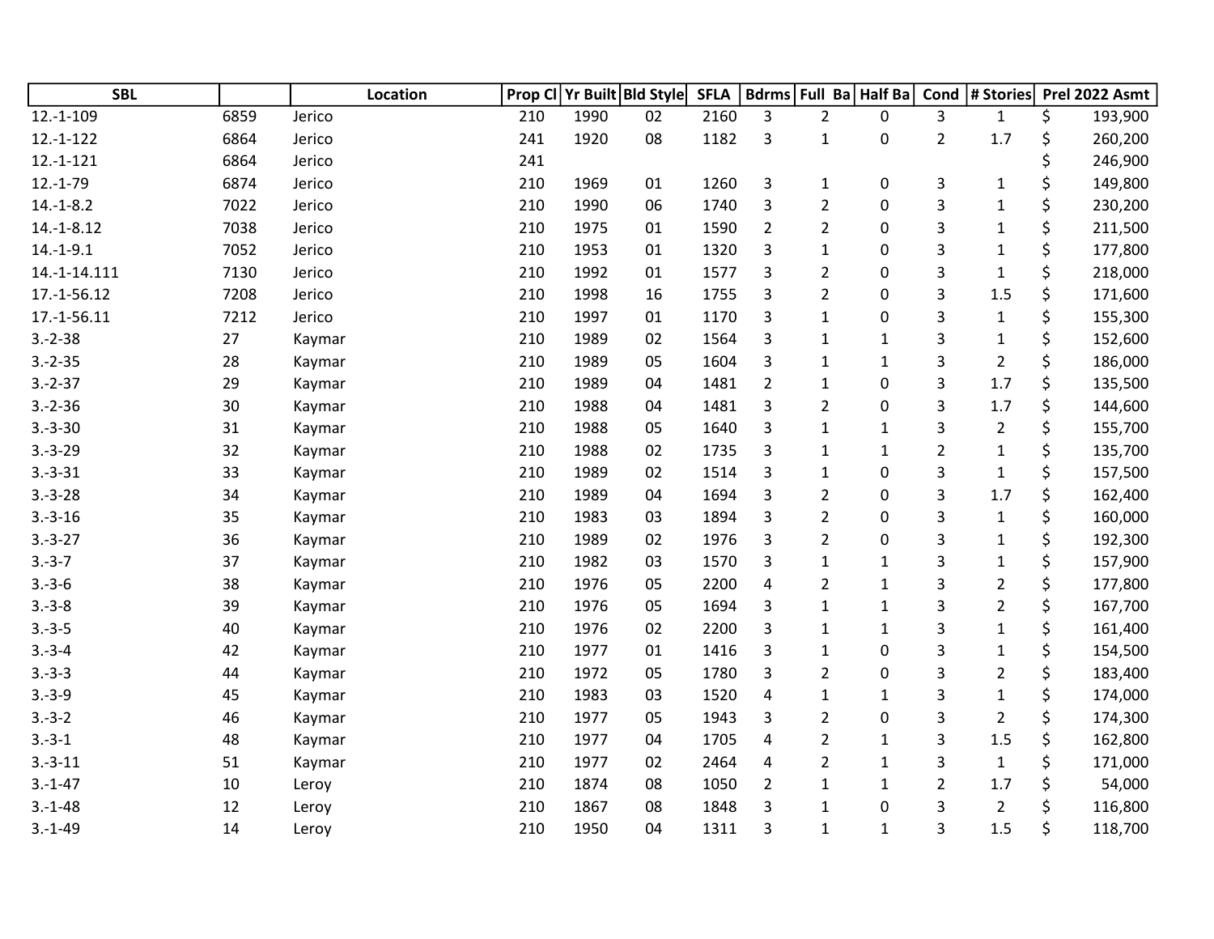| SBL | | Location | Prop Cl | Yr Built | Bld Style | SFLA | Bdrms | Full Ba | Half Ba | Cond | # Stories | Prel 2022 Asmt |
|---|---|---|---|---|---|---|---|---|---|---|---|---|
| 12.-1-109 | 6859 | Jerico | 210 | 1990 | 02 | 2160 | 3 | 2 | 0 | 3 | 1 | $ 193,900 |
| 12.-1-122 | 6864 | Jerico | 241 | 1920 | 08 | 1182 | 3 | 1 | 0 | 2 | 1.7 | $ 260,200 |
| 12.-1-121 | 6864 | Jerico | 241 | | | | | | | | | $ 246,900 |
| 12.-1-79 | 6874 | Jerico | 210 | 1969 | 01 | 1260 | 3 | 1 | 0 | 3 | 1 | $ 149,800 |
| 14.-1-8.2 | 7022 | Jerico | 210 | 1990 | 06 | 1740 | 3 | 2 | 0 | 3 | 1 | $ 230,200 |
| 14.-1-8.12 | 7038 | Jerico | 210 | 1975 | 01 | 1590 | 2 | 2 | 0 | 3 | 1 | $ 211,500 |
| 14.-1-9.1 | 7052 | Jerico | 210 | 1953 | 01 | 1320 | 3 | 1 | 0 | 3 | 1 | $ 177,800 |
| 14.-1-14.111 | 7130 | Jerico | 210 | 1992 | 01 | 1577 | 3 | 2 | 0 | 3 | 1 | $ 218,000 |
| 17.-1-56.12 | 7208 | Jerico | 210 | 1998 | 16 | 1755 | 3 | 2 | 0 | 3 | 1.5 | $ 171,600 |
| 17.-1-56.11 | 7212 | Jerico | 210 | 1997 | 01 | 1170 | 3 | 1 | 0 | 3 | 1 | $ 155,300 |
| 3.-2-38 | 27 | Kaymar | 210 | 1989 | 02 | 1564 | 3 | 1 | 1 | 3 | 1 | $ 152,600 |
| 3.-2-35 | 28 | Kaymar | 210 | 1989 | 05 | 1604 | 3 | 1 | 1 | 3 | 2 | $ 186,000 |
| 3.-2-37 | 29 | Kaymar | 210 | 1989 | 04 | 1481 | 2 | 1 | 0 | 3 | 1.7 | $ 135,500 |
| 3.-2-36 | 30 | Kaymar | 210 | 1988 | 04 | 1481 | 3 | 2 | 0 | 3 | 1.7 | $ 144,600 |
| 3.-3-30 | 31 | Kaymar | 210 | 1988 | 05 | 1640 | 3 | 1 | 1 | 3 | 2 | $ 155,700 |
| 3.-3-29 | 32 | Kaymar | 210 | 1988 | 02 | 1735 | 3 | 1 | 1 | 2 | 1 | $ 135,700 |
| 3.-3-31 | 33 | Kaymar | 210 | 1989 | 02 | 1514 | 3 | 1 | 0 | 3 | 1 | $ 157,500 |
| 3.-3-28 | 34 | Kaymar | 210 | 1989 | 04 | 1694 | 3 | 2 | 0 | 3 | 1.7 | $ 162,400 |
| 3.-3-16 | 35 | Kaymar | 210 | 1983 | 03 | 1894 | 3 | 2 | 0 | 3 | 1 | $ 160,000 |
| 3.-3-27 | 36 | Kaymar | 210 | 1989 | 02 | 1976 | 3 | 2 | 0 | 3 | 1 | $ 192,300 |
| 3.-3-7 | 37 | Kaymar | 210 | 1982 | 03 | 1570 | 3 | 1 | 1 | 3 | 1 | $ 157,900 |
| 3.-3-6 | 38 | Kaymar | 210 | 1976 | 05 | 2200 | 4 | 2 | 1 | 3 | 2 | $ 177,800 |
| 3.-3-8 | 39 | Kaymar | 210 | 1976 | 05 | 1694 | 3 | 1 | 1 | 3 | 2 | $ 167,700 |
| 3.-3-5 | 40 | Kaymar | 210 | 1976 | 02 | 2200 | 3 | 1 | 1 | 3 | 1 | $ 161,400 |
| 3.-3-4 | 42 | Kaymar | 210 | 1977 | 01 | 1416 | 3 | 1 | 0 | 3 | 1 | $ 154,500 |
| 3.-3-3 | 44 | Kaymar | 210 | 1972 | 05 | 1780 | 3 | 2 | 0 | 3 | 2 | $ 183,400 |
| 3.-3-9 | 45 | Kaymar | 210 | 1983 | 03 | 1520 | 4 | 1 | 1 | 3 | 1 | $ 174,000 |
| 3.-3-2 | 46 | Kaymar | 210 | 1977 | 05 | 1943 | 3 | 2 | 0 | 3 | 2 | $ 174,300 |
| 3.-3-1 | 48 | Kaymar | 210 | 1977 | 04 | 1705 | 4 | 2 | 1 | 3 | 1.5 | $ 162,800 |
| 3.-3-11 | 51 | Kaymar | 210 | 1977 | 02 | 2464 | 4 | 2 | 1 | 3 | 1 | $ 171,000 |
| 3.-1-47 | 10 | Leroy | 210 | 1874 | 08 | 1050 | 2 | 1 | 1 | 2 | 1.7 | $ 54,000 |
| 3.-1-48 | 12 | Leroy | 210 | 1867 | 08 | 1848 | 3 | 1 | 0 | 3 | 2 | $ 116,800 |
| 3.-1-49 | 14 | Leroy | 210 | 1950 | 04 | 1311 | 3 | 1 | 1 | 3 | 1.5 | $ 118,700 |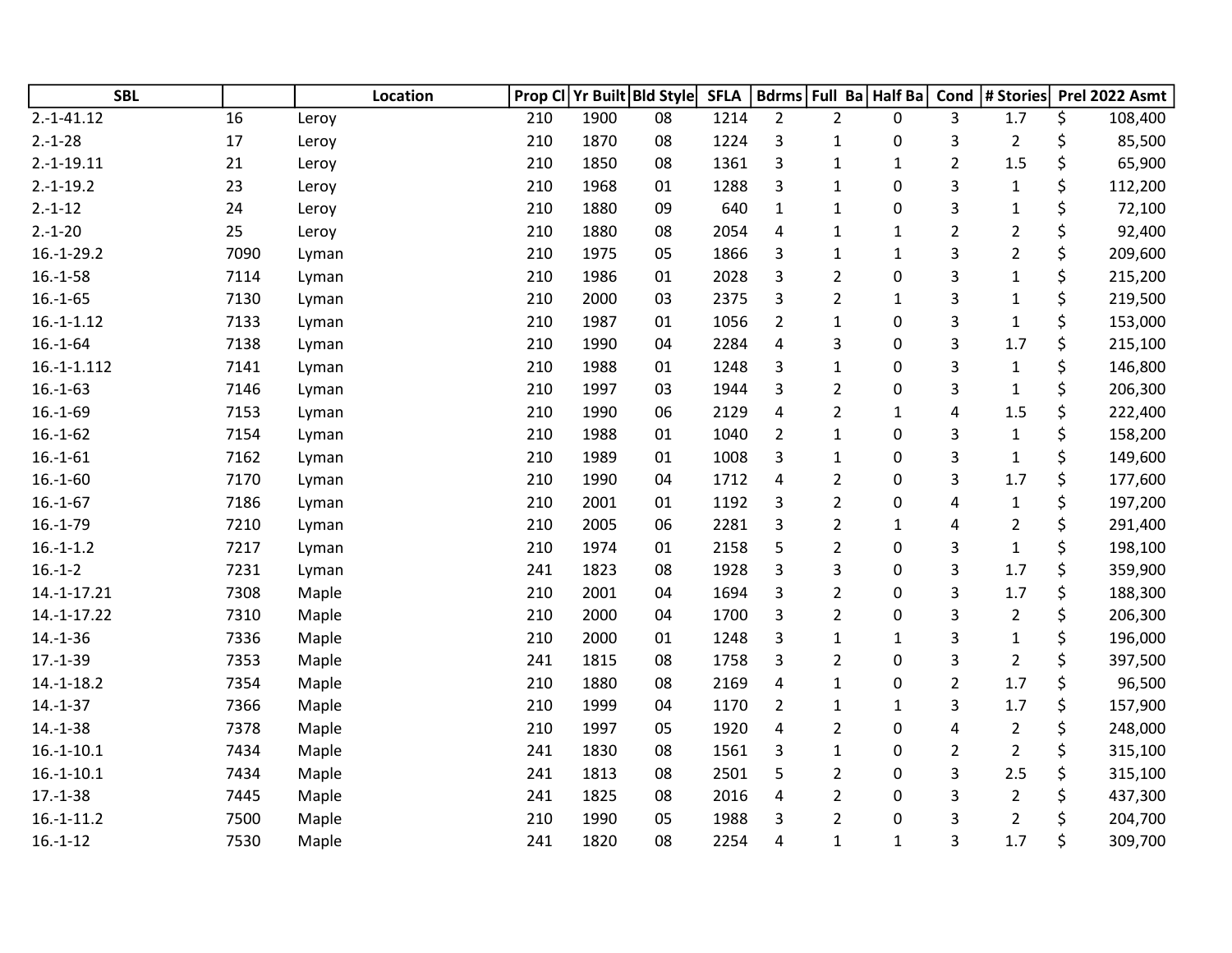| SBL | | Location | Prop Cl | Yr Built | Bld Style | SFLA | Bdrms | Full Ba | Half Ba | Cond | # Stories | Prel 2022 Asmt |
|---|---|---|---|---|---|---|---|---|---|---|---|---|
| 2.-1-41.12 | 16 | Leroy | 210 | 1900 | 08 | 1214 | 2 | 2 | 0 | 3 | 1.7 | $ 108,400 |
| 2.-1-28 | 17 | Leroy | 210 | 1870 | 08 | 1224 | 3 | 1 | 0 | 3 | 2 | $ 85,500 |
| 2.-1-19.11 | 21 | Leroy | 210 | 1850 | 08 | 1361 | 3 | 1 | 1 | 2 | 1.5 | $ 65,900 |
| 2.-1-19.2 | 23 | Leroy | 210 | 1968 | 01 | 1288 | 3 | 1 | 0 | 3 | 1 | $ 112,200 |
| 2.-1-12 | 24 | Leroy | 210 | 1880 | 09 | 640 | 1 | 1 | 0 | 3 | 1 | $ 72,100 |
| 2.-1-20 | 25 | Leroy | 210 | 1880 | 08 | 2054 | 4 | 1 | 1 | 2 | 2 | $ 92,400 |
| 16.-1-29.2 | 7090 | Lyman | 210 | 1975 | 05 | 1866 | 3 | 1 | 1 | 3 | 2 | $ 209,600 |
| 16.-1-58 | 7114 | Lyman | 210 | 1986 | 01 | 2028 | 3 | 2 | 0 | 3 | 1 | $ 215,200 |
| 16.-1-65 | 7130 | Lyman | 210 | 2000 | 03 | 2375 | 3 | 2 | 1 | 3 | 1 | $ 219,500 |
| 16.-1-1.12 | 7133 | Lyman | 210 | 1987 | 01 | 1056 | 2 | 1 | 0 | 3 | 1 | $ 153,000 |
| 16.-1-64 | 7138 | Lyman | 210 | 1990 | 04 | 2284 | 4 | 3 | 0 | 3 | 1.7 | $ 215,100 |
| 16.-1-1.112 | 7141 | Lyman | 210 | 1988 | 01 | 1248 | 3 | 1 | 0 | 3 | 1 | $ 146,800 |
| 16.-1-63 | 7146 | Lyman | 210 | 1997 | 03 | 1944 | 3 | 2 | 0 | 3 | 1 | $ 206,300 |
| 16.-1-69 | 7153 | Lyman | 210 | 1990 | 06 | 2129 | 4 | 2 | 1 | 4 | 1.5 | $ 222,400 |
| 16.-1-62 | 7154 | Lyman | 210 | 1988 | 01 | 1040 | 2 | 1 | 0 | 3 | 1 | $ 158,200 |
| 16.-1-61 | 7162 | Lyman | 210 | 1989 | 01 | 1008 | 3 | 1 | 0 | 3 | 1 | $ 149,600 |
| 16.-1-60 | 7170 | Lyman | 210 | 1990 | 04 | 1712 | 4 | 2 | 0 | 3 | 1.7 | $ 177,600 |
| 16.-1-67 | 7186 | Lyman | 210 | 2001 | 01 | 1192 | 3 | 2 | 0 | 4 | 1 | $ 197,200 |
| 16.-1-79 | 7210 | Lyman | 210 | 2005 | 06 | 2281 | 3 | 2 | 1 | 4 | 2 | $ 291,400 |
| 16.-1-1.2 | 7217 | Lyman | 210 | 1974 | 01 | 2158 | 5 | 2 | 0 | 3 | 1 | $ 198,100 |
| 16.-1-2 | 7231 | Lyman | 241 | 1823 | 08 | 1928 | 3 | 3 | 0 | 3 | 1.7 | $ 359,900 |
| 14.-1-17.21 | 7308 | Maple | 210 | 2001 | 04 | 1694 | 3 | 2 | 0 | 3 | 1.7 | $ 188,300 |
| 14.-1-17.22 | 7310 | Maple | 210 | 2000 | 04 | 1700 | 3 | 2 | 0 | 3 | 2 | $ 206,300 |
| 14.-1-36 | 7336 | Maple | 210 | 2000 | 01 | 1248 | 3 | 1 | 1 | 3 | 1 | $ 196,000 |
| 17.-1-39 | 7353 | Maple | 241 | 1815 | 08 | 1758 | 3 | 2 | 0 | 3 | 2 | $ 397,500 |
| 14.-1-18.2 | 7354 | Maple | 210 | 1880 | 08 | 2169 | 4 | 1 | 0 | 2 | 1.7 | $ 96,500 |
| 14.-1-37 | 7366 | Maple | 210 | 1999 | 04 | 1170 | 2 | 1 | 1 | 3 | 1.7 | $ 157,900 |
| 14.-1-38 | 7378 | Maple | 210 | 1997 | 05 | 1920 | 4 | 2 | 0 | 4 | 2 | $ 248,000 |
| 16.-1-10.1 | 7434 | Maple | 241 | 1830 | 08 | 1561 | 3 | 1 | 0 | 2 | 2 | $ 315,100 |
| 16.-1-10.1 | 7434 | Maple | 241 | 1813 | 08 | 2501 | 5 | 2 | 0 | 3 | 2.5 | $ 315,100 |
| 17.-1-38 | 7445 | Maple | 241 | 1825 | 08 | 2016 | 4 | 2 | 0 | 3 | 2 | $ 437,300 |
| 16.-1-11.2 | 7500 | Maple | 210 | 1990 | 05 | 1988 | 3 | 2 | 0 | 3 | 2 | $ 204,700 |
| 16.-1-12 | 7530 | Maple | 241 | 1820 | 08 | 2254 | 4 | 1 | 1 | 3 | 1.7 | $ 309,700 |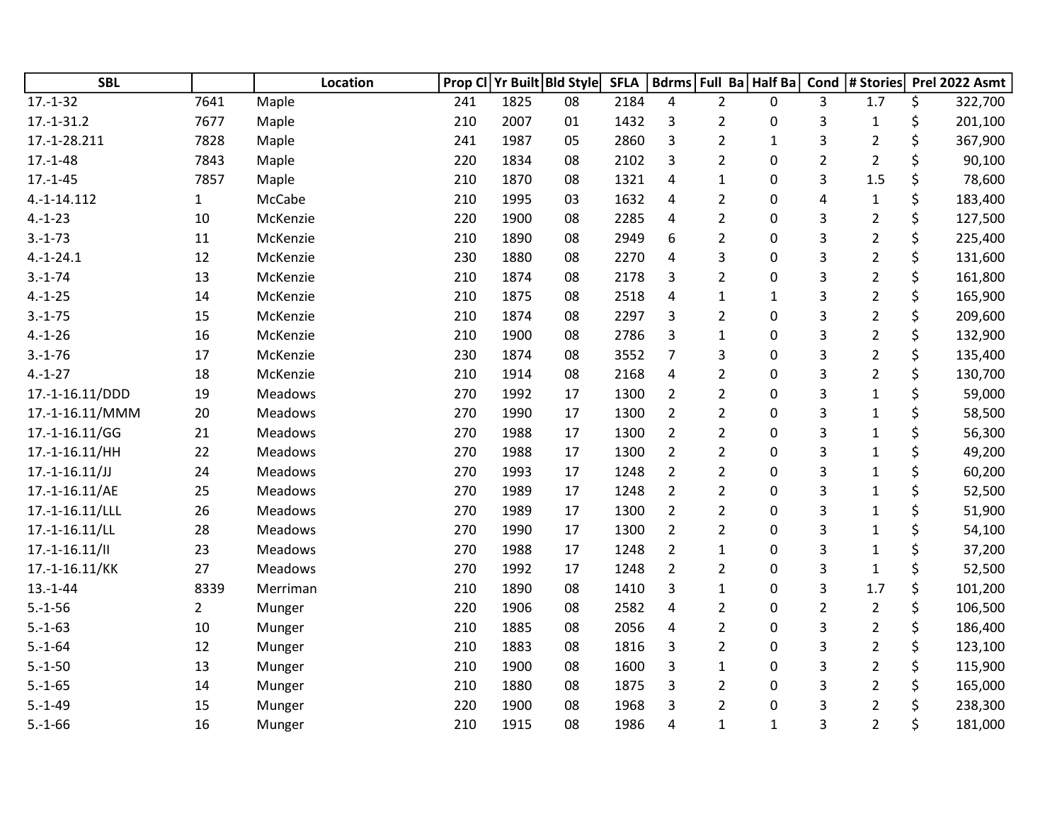| SBL | | Location | Prop Cl | Yr Built | Bld Style | SFLA | Bdrms | Full Ba | Half Ba | Cond | # Stories | Prel 2022 Asmt |
|---|---|---|---|---|---|---|---|---|---|---|---|---|
| 17.-1-32 | 7641 | Maple | 241 | 1825 | 08 | 2184 | 4 | 2 | 0 | 3 | 1.7 | $ 322,700 |
| 17.-1-31.2 | 7677 | Maple | 210 | 2007 | 01 | 1432 | 3 | 2 | 0 | 3 | 1 | $ 201,100 |
| 17.-1-28.211 | 7828 | Maple | 241 | 1987 | 05 | 2860 | 3 | 2 | 1 | 3 | 2 | $ 367,900 |
| 17.-1-48 | 7843 | Maple | 220 | 1834 | 08 | 2102 | 3 | 2 | 0 | 2 | 2 | $ 90,100 |
| 17.-1-45 | 7857 | Maple | 210 | 1870 | 08 | 1321 | 4 | 1 | 0 | 3 | 1.5 | $ 78,600 |
| 4.-1-14.112 | 1 | McCabe | 210 | 1995 | 03 | 1632 | 4 | 2 | 0 | 4 | 1 | $ 183,400 |
| 4.-1-23 | 10 | McKenzie | 220 | 1900 | 08 | 2285 | 4 | 2 | 0 | 3 | 2 | $ 127,500 |
| 3.-1-73 | 11 | McKenzie | 210 | 1890 | 08 | 2949 | 6 | 2 | 0 | 3 | 2 | $ 225,400 |
| 4.-1-24.1 | 12 | McKenzie | 230 | 1880 | 08 | 2270 | 4 | 3 | 0 | 3 | 2 | $ 131,600 |
| 3.-1-74 | 13 | McKenzie | 210 | 1874 | 08 | 2178 | 3 | 2 | 0 | 3 | 2 | $ 161,800 |
| 4.-1-25 | 14 | McKenzie | 210 | 1875 | 08 | 2518 | 4 | 1 | 1 | 3 | 2 | $ 165,900 |
| 3.-1-75 | 15 | McKenzie | 210 | 1874 | 08 | 2297 | 3 | 2 | 0 | 3 | 2 | $ 209,600 |
| 4.-1-26 | 16 | McKenzie | 210 | 1900 | 08 | 2786 | 3 | 1 | 0 | 3 | 2 | $ 132,900 |
| 3.-1-76 | 17 | McKenzie | 230 | 1874 | 08 | 3552 | 7 | 3 | 0 | 3 | 2 | $ 135,400 |
| 4.-1-27 | 18 | McKenzie | 210 | 1914 | 08 | 2168 | 4 | 2 | 0 | 3 | 2 | $ 130,700 |
| 17.-1-16.11/DDD | 19 | Meadows | 270 | 1992 | 17 | 1300 | 2 | 2 | 0 | 3 | 1 | $ 59,000 |
| 17.-1-16.11/MMM | 20 | Meadows | 270 | 1990 | 17 | 1300 | 2 | 2 | 0 | 3 | 1 | $ 58,500 |
| 17.-1-16.11/GG | 21 | Meadows | 270 | 1988 | 17 | 1300 | 2 | 2 | 0 | 3 | 1 | $ 56,300 |
| 17.-1-16.11/HH | 22 | Meadows | 270 | 1988 | 17 | 1300 | 2 | 2 | 0 | 3 | 1 | $ 49,200 |
| 17.-1-16.11/JJ | 24 | Meadows | 270 | 1993 | 17 | 1248 | 2 | 2 | 0 | 3 | 1 | $ 60,200 |
| 17.-1-16.11/AE | 25 | Meadows | 270 | 1989 | 17 | 1248 | 2 | 2 | 0 | 3 | 1 | $ 52,500 |
| 17.-1-16.11/LLL | 26 | Meadows | 270 | 1989 | 17 | 1300 | 2 | 2 | 0 | 3 | 1 | $ 51,900 |
| 17.-1-16.11/LL | 28 | Meadows | 270 | 1990 | 17 | 1300 | 2 | 2 | 0 | 3 | 1 | $ 54,100 |
| 17.-1-16.11/II | 23 | Meadows | 270 | 1988 | 17 | 1248 | 2 | 1 | 0 | 3 | 1 | $ 37,200 |
| 17.-1-16.11/KK | 27 | Meadows | 270 | 1992 | 17 | 1248 | 2 | 2 | 0 | 3 | 1 | $ 52,500 |
| 13.-1-44 | 8339 | Merriman | 210 | 1890 | 08 | 1410 | 3 | 1 | 0 | 3 | 1.7 | $ 101,200 |
| 5.-1-56 | 2 | Munger | 220 | 1906 | 08 | 2582 | 4 | 2 | 0 | 2 | 2 | $ 106,500 |
| 5.-1-63 | 10 | Munger | 210 | 1885 | 08 | 2056 | 4 | 2 | 0 | 3 | 2 | $ 186,400 |
| 5.-1-64 | 12 | Munger | 210 | 1883 | 08 | 1816 | 3 | 2 | 0 | 3 | 2 | $ 123,100 |
| 5.-1-50 | 13 | Munger | 210 | 1900 | 08 | 1600 | 3 | 1 | 0 | 3 | 2 | $ 115,900 |
| 5.-1-65 | 14 | Munger | 210 | 1880 | 08 | 1875 | 3 | 2 | 0 | 3 | 2 | $ 165,000 |
| 5.-1-49 | 15 | Munger | 220 | 1900 | 08 | 1968 | 3 | 2 | 0 | 3 | 2 | $ 238,300 |
| 5.-1-66 | 16 | Munger | 210 | 1915 | 08 | 1986 | 4 | 1 | 1 | 3 | 2 | $ 181,000 |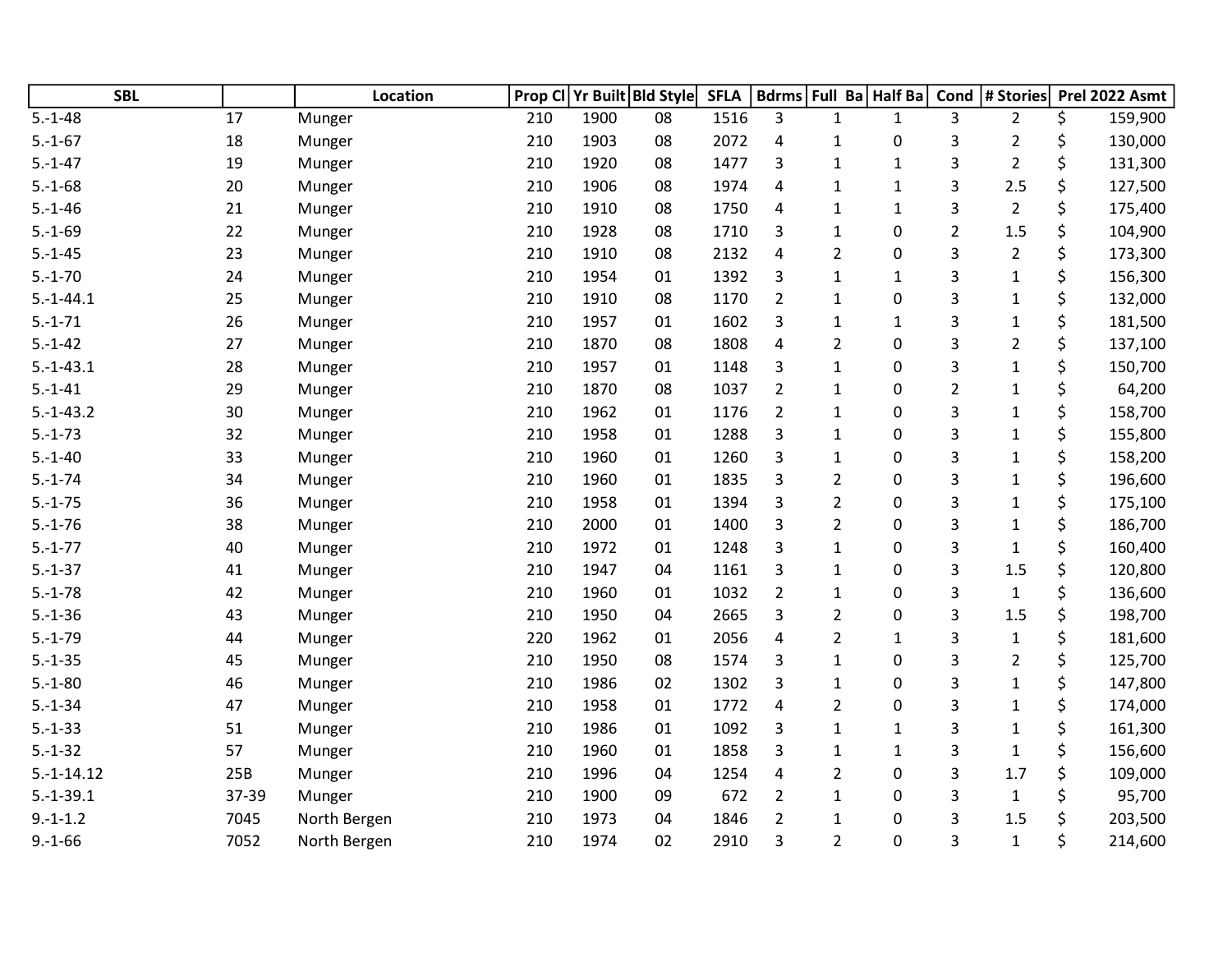| SBL | | Location | Prop Cl | Yr Built | Bld Style | SFLA | Bdrms | Full Ba | Half Ba | Cond | # Stories | Prel 2022 Asmt |
|---|---|---|---|---|---|---|---|---|---|---|---|---|
| 5.-1-48 | 17 | Munger | 210 | 1900 | 08 | 1516 | 3 | 1 | 1 | 3 | 2 | $ 159,900 |
| 5.-1-67 | 18 | Munger | 210 | 1903 | 08 | 2072 | 4 | 1 | 0 | 3 | 2 | $ 130,000 |
| 5.-1-47 | 19 | Munger | 210 | 1920 | 08 | 1477 | 3 | 1 | 1 | 3 | 2 | $ 131,300 |
| 5.-1-68 | 20 | Munger | 210 | 1906 | 08 | 1974 | 4 | 1 | 1 | 3 | 2.5 | $ 127,500 |
| 5.-1-46 | 21 | Munger | 210 | 1910 | 08 | 1750 | 4 | 1 | 1 | 3 | 2 | $ 175,400 |
| 5.-1-69 | 22 | Munger | 210 | 1928 | 08 | 1710 | 3 | 1 | 0 | 2 | 1.5 | $ 104,900 |
| 5.-1-45 | 23 | Munger | 210 | 1910 | 08 | 2132 | 4 | 2 | 0 | 3 | 2 | $ 173,300 |
| 5.-1-70 | 24 | Munger | 210 | 1954 | 01 | 1392 | 3 | 1 | 1 | 3 | 1 | $ 156,300 |
| 5.-1-44.1 | 25 | Munger | 210 | 1910 | 08 | 1170 | 2 | 1 | 0 | 3 | 1 | $ 132,000 |
| 5.-1-71 | 26 | Munger | 210 | 1957 | 01 | 1602 | 3 | 1 | 1 | 3 | 1 | $ 181,500 |
| 5.-1-42 | 27 | Munger | 210 | 1870 | 08 | 1808 | 4 | 2 | 0 | 3 | 2 | $ 137,100 |
| 5.-1-43.1 | 28 | Munger | 210 | 1957 | 01 | 1148 | 3 | 1 | 0 | 3 | 1 | $ 150,700 |
| 5.-1-41 | 29 | Munger | 210 | 1870 | 08 | 1037 | 2 | 1 | 0 | 2 | 1 | $ 64,200 |
| 5.-1-43.2 | 30 | Munger | 210 | 1962 | 01 | 1176 | 2 | 1 | 0 | 3 | 1 | $ 158,700 |
| 5.-1-73 | 32 | Munger | 210 | 1958 | 01 | 1288 | 3 | 1 | 0 | 3 | 1 | $ 155,800 |
| 5.-1-40 | 33 | Munger | 210 | 1960 | 01 | 1260 | 3 | 1 | 0 | 3 | 1 | $ 158,200 |
| 5.-1-74 | 34 | Munger | 210 | 1960 | 01 | 1835 | 3 | 2 | 0 | 3 | 1 | $ 196,600 |
| 5.-1-75 | 36 | Munger | 210 | 1958 | 01 | 1394 | 3 | 2 | 0 | 3 | 1 | $ 175,100 |
| 5.-1-76 | 38 | Munger | 210 | 2000 | 01 | 1400 | 3 | 2 | 0 | 3 | 1 | $ 186,700 |
| 5.-1-77 | 40 | Munger | 210 | 1972 | 01 | 1248 | 3 | 1 | 0 | 3 | 1 | $ 160,400 |
| 5.-1-37 | 41 | Munger | 210 | 1947 | 04 | 1161 | 3 | 1 | 0 | 3 | 1.5 | $ 120,800 |
| 5.-1-78 | 42 | Munger | 210 | 1960 | 01 | 1032 | 2 | 1 | 0 | 3 | 1 | $ 136,600 |
| 5.-1-36 | 43 | Munger | 210 | 1950 | 04 | 2665 | 3 | 2 | 0 | 3 | 1.5 | $ 198,700 |
| 5.-1-79 | 44 | Munger | 220 | 1962 | 01 | 2056 | 4 | 2 | 1 | 3 | 1 | $ 181,600 |
| 5.-1-35 | 45 | Munger | 210 | 1950 | 08 | 1574 | 3 | 1 | 0 | 3 | 2 | $ 125,700 |
| 5.-1-80 | 46 | Munger | 210 | 1986 | 02 | 1302 | 3 | 1 | 0 | 3 | 1 | $ 147,800 |
| 5.-1-34 | 47 | Munger | 210 | 1958 | 01 | 1772 | 4 | 2 | 0 | 3 | 1 | $ 174,000 |
| 5.-1-33 | 51 | Munger | 210 | 1986 | 01 | 1092 | 3 | 1 | 1 | 3 | 1 | $ 161,300 |
| 5.-1-32 | 57 | Munger | 210 | 1960 | 01 | 1858 | 3 | 1 | 1 | 3 | 1 | $ 156,600 |
| 5.-1-14.12 | 25B | Munger | 210 | 1996 | 04 | 1254 | 4 | 2 | 0 | 3 | 1.7 | $ 109,000 |
| 5.-1-39.1 | 37-39 | Munger | 210 | 1900 | 09 | 672 | 2 | 1 | 0 | 3 | 1 | $ 95,700 |
| 9.-1-1.2 | 7045 | North Bergen | 210 | 1973 | 04 | 1846 | 2 | 1 | 0 | 3 | 1.5 | $ 203,500 |
| 9.-1-66 | 7052 | North Bergen | 210 | 1974 | 02 | 2910 | 3 | 2 | 0 | 3 | 1 | $ 214,600 |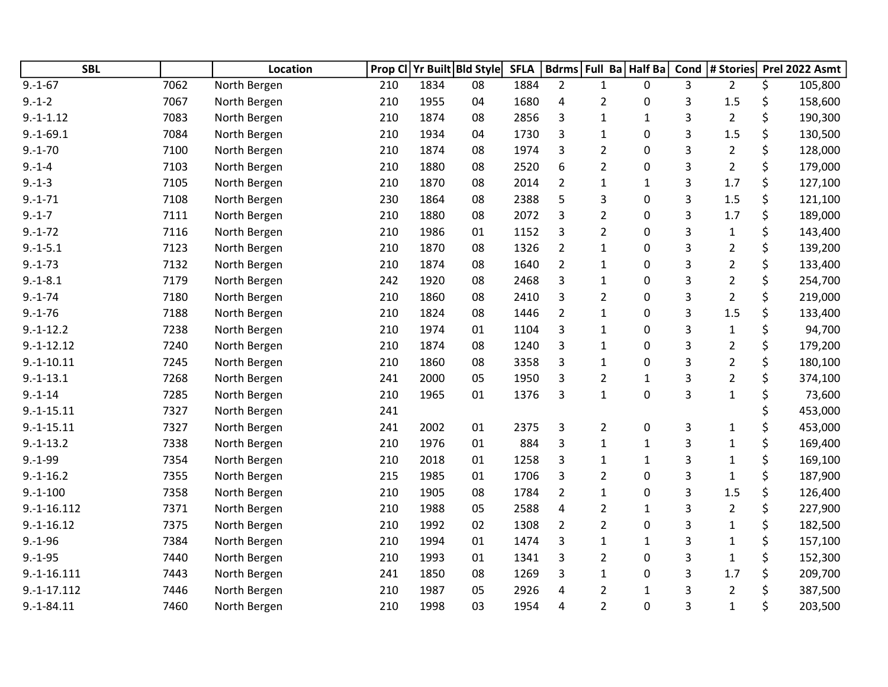| SBL | | Location | Prop Cl | Yr Built | Bld Style | SFLA | Bdrms | Full Ba | Half Ba | Cond | # Stories | Prel 2022 Asmt |
|---|---|---|---|---|---|---|---|---|---|---|---|---|
| 9.-1-67 | 7062 | North Bergen | 210 | 1834 | 08 | 1884 | 2 | 1 | 0 | 3 | 2 | $ 105,800 |
| 9.-1-2 | 7067 | North Bergen | 210 | 1955 | 04 | 1680 | 4 | 2 | 0 | 3 | 1.5 | $ 158,600 |
| 9.-1-1.12 | 7083 | North Bergen | 210 | 1874 | 08 | 2856 | 3 | 1 | 1 | 3 | 2 | $ 190,300 |
| 9.-1-69.1 | 7084 | North Bergen | 210 | 1934 | 04 | 1730 | 3 | 1 | 0 | 3 | 1.5 | $ 130,500 |
| 9.-1-70 | 7100 | North Bergen | 210 | 1874 | 08 | 1974 | 3 | 2 | 0 | 3 | 2 | $ 128,000 |
| 9.-1-4 | 7103 | North Bergen | 210 | 1880 | 08 | 2520 | 6 | 2 | 0 | 3 | 2 | $ 179,000 |
| 9.-1-3 | 7105 | North Bergen | 210 | 1870 | 08 | 2014 | 2 | 1 | 1 | 3 | 1.7 | $ 127,100 |
| 9.-1-71 | 7108 | North Bergen | 230 | 1864 | 08 | 2388 | 5 | 3 | 0 | 3 | 1.5 | $ 121,100 |
| 9.-1-7 | 7111 | North Bergen | 210 | 1880 | 08 | 2072 | 3 | 2 | 0 | 3 | 1.7 | $ 189,000 |
| 9.-1-72 | 7116 | North Bergen | 210 | 1986 | 01 | 1152 | 3 | 2 | 0 | 3 | 1 | $ 143,400 |
| 9.-1-5.1 | 7123 | North Bergen | 210 | 1870 | 08 | 1326 | 2 | 1 | 0 | 3 | 2 | $ 139,200 |
| 9.-1-73 | 7132 | North Bergen | 210 | 1874 | 08 | 1640 | 2 | 1 | 0 | 3 | 2 | $ 133,400 |
| 9.-1-8.1 | 7179 | North Bergen | 242 | 1920 | 08 | 2468 | 3 | 1 | 0 | 3 | 2 | $ 254,700 |
| 9.-1-74 | 7180 | North Bergen | 210 | 1860 | 08 | 2410 | 3 | 2 | 0 | 3 | 2 | $ 219,000 |
| 9.-1-76 | 7188 | North Bergen | 210 | 1824 | 08 | 1446 | 2 | 1 | 0 | 3 | 1.5 | $ 133,400 |
| 9.-1-12.2 | 7238 | North Bergen | 210 | 1974 | 01 | 1104 | 3 | 1 | 0 | 3 | 1 | $ 94,700 |
| 9.-1-12.12 | 7240 | North Bergen | 210 | 1874 | 08 | 1240 | 3 | 1 | 0 | 3 | 2 | $ 179,200 |
| 9.-1-10.11 | 7245 | North Bergen | 210 | 1860 | 08 | 3358 | 3 | 1 | 0 | 3 | 2 | $ 180,100 |
| 9.-1-13.1 | 7268 | North Bergen | 241 | 2000 | 05 | 1950 | 3 | 2 | 1 | 3 | 2 | $ 374,100 |
| 9.-1-14 | 7285 | North Bergen | 210 | 1965 | 01 | 1376 | 3 | 1 | 0 | 3 | 1 | $ 73,600 |
| 9.-1-15.11 | 7327 | North Bergen | 241 | | | | | | | | | $ 453,000 |
| 9.-1-15.11 | 7327 | North Bergen | 241 | 2002 | 01 | 2375 | 3 | 2 | 0 | 3 | 1 | $ 453,000 |
| 9.-1-13.2 | 7338 | North Bergen | 210 | 1976 | 01 | 884 | 3 | 1 | 1 | 3 | 1 | $ 169,400 |
| 9.-1-99 | 7354 | North Bergen | 210 | 2018 | 01 | 1258 | 3 | 1 | 1 | 3 | 1 | $ 169,100 |
| 9.-1-16.2 | 7355 | North Bergen | 215 | 1985 | 01 | 1706 | 3 | 2 | 0 | 3 | 1 | $ 187,900 |
| 9.-1-100 | 7358 | North Bergen | 210 | 1905 | 08 | 1784 | 2 | 1 | 0 | 3 | 1.5 | $ 126,400 |
| 9.-1-16.112 | 7371 | North Bergen | 210 | 1988 | 05 | 2588 | 4 | 2 | 1 | 3 | 2 | $ 227,900 |
| 9.-1-16.12 | 7375 | North Bergen | 210 | 1992 | 02 | 1308 | 2 | 2 | 0 | 3 | 1 | $ 182,500 |
| 9.-1-96 | 7384 | North Bergen | 210 | 1994 | 01 | 1474 | 3 | 1 | 1 | 3 | 1 | $ 157,100 |
| 9.-1-95 | 7440 | North Bergen | 210 | 1993 | 01 | 1341 | 3 | 2 | 0 | 3 | 1 | $ 152,300 |
| 9.-1-16.111 | 7443 | North Bergen | 241 | 1850 | 08 | 1269 | 3 | 1 | 0 | 3 | 1.7 | $ 209,700 |
| 9.-1-17.112 | 7446 | North Bergen | 210 | 1987 | 05 | 2926 | 4 | 2 | 1 | 3 | 2 | $ 387,500 |
| 9.-1-84.11 | 7460 | North Bergen | 210 | 1998 | 03 | 1954 | 4 | 2 | 0 | 3 | 1 | $ 203,500 |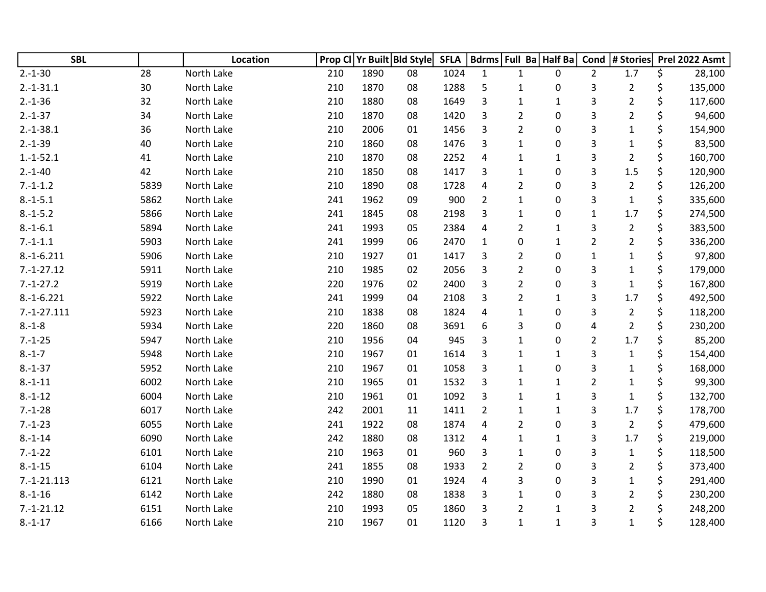| SBL | | Location | Prop Cl | Yr Built | Bld Style | SFLA | Bdrms | Full Ba | Half Ba | Cond | # Stories | Prel 2022 Asmt |
|---|---|---|---|---|---|---|---|---|---|---|---|---|
| 2.-1-30 | 28 | North Lake | 210 | 1890 | 08 | 1024 | 1 | 1 | 0 | 2 | 1.7 | $ 28,100 |
| 2.-1-31.1 | 30 | North Lake | 210 | 1870 | 08 | 1288 | 5 | 1 | 0 | 3 | 2 | $ 135,000 |
| 2.-1-36 | 32 | North Lake | 210 | 1880 | 08 | 1649 | 3 | 1 | 1 | 3 | 2 | $ 117,600 |
| 2.-1-37 | 34 | North Lake | 210 | 1870 | 08 | 1420 | 3 | 2 | 0 | 3 | 2 | $ 94,600 |
| 2.-1-38.1 | 36 | North Lake | 210 | 2006 | 01 | 1456 | 3 | 2 | 0 | 3 | 1 | $ 154,900 |
| 2.-1-39 | 40 | North Lake | 210 | 1860 | 08 | 1476 | 3 | 1 | 0 | 3 | 1 | $ 83,500 |
| 1.-1-52.1 | 41 | North Lake | 210 | 1870 | 08 | 2252 | 4 | 1 | 1 | 3 | 2 | $ 160,700 |
| 2.-1-40 | 42 | North Lake | 210 | 1850 | 08 | 1417 | 3 | 1 | 0 | 3 | 1.5 | $ 120,900 |
| 7.-1-1.2 | 5839 | North Lake | 210 | 1890 | 08 | 1728 | 4 | 2 | 0 | 3 | 2 | $ 126,200 |
| 8.-1-5.1 | 5862 | North Lake | 241 | 1962 | 09 | 900 | 2 | 1 | 0 | 3 | 1 | $ 335,600 |
| 8.-1-5.2 | 5866 | North Lake | 241 | 1845 | 08 | 2198 | 3 | 1 | 0 | 1 | 1.7 | $ 274,500 |
| 8.-1-6.1 | 5894 | North Lake | 241 | 1993 | 05 | 2384 | 4 | 2 | 1 | 3 | 2 | $ 383,500 |
| 7.-1-1.1 | 5903 | North Lake | 241 | 1999 | 06 | 2470 | 1 | 0 | 1 | 2 | 2 | $ 336,200 |
| 8.-1-6.211 | 5906 | North Lake | 210 | 1927 | 01 | 1417 | 3 | 2 | 0 | 1 | 1 | $ 97,800 |
| 7.-1-27.12 | 5911 | North Lake | 210 | 1985 | 02 | 2056 | 3 | 2 | 0 | 3 | 1 | $ 179,000 |
| 7.-1-27.2 | 5919 | North Lake | 220 | 1976 | 02 | 2400 | 3 | 2 | 0 | 3 | 1 | $ 167,800 |
| 8.-1-6.221 | 5922 | North Lake | 241 | 1999 | 04 | 2108 | 3 | 2 | 1 | 3 | 1.7 | $ 492,500 |
| 7.-1-27.111 | 5923 | North Lake | 210 | 1838 | 08 | 1824 | 4 | 1 | 0 | 3 | 2 | $ 118,200 |
| 8.-1-8 | 5934 | North Lake | 220 | 1860 | 08 | 3691 | 6 | 3 | 0 | 4 | 2 | $ 230,200 |
| 7.-1-25 | 5947 | North Lake | 210 | 1956 | 04 | 945 | 3 | 1 | 0 | 2 | 1.7 | $ 85,200 |
| 8.-1-7 | 5948 | North Lake | 210 | 1967 | 01 | 1614 | 3 | 1 | 1 | 3 | 1 | $ 154,400 |
| 8.-1-37 | 5952 | North Lake | 210 | 1967 | 01 | 1058 | 3 | 1 | 0 | 3 | 1 | $ 168,000 |
| 8.-1-11 | 6002 | North Lake | 210 | 1965 | 01 | 1532 | 3 | 1 | 1 | 2 | 1 | $ 99,300 |
| 8.-1-12 | 6004 | North Lake | 210 | 1961 | 01 | 1092 | 3 | 1 | 1 | 3 | 1 | $ 132,700 |
| 7.-1-28 | 6017 | North Lake | 242 | 2001 | 11 | 1411 | 2 | 1 | 1 | 3 | 1.7 | $ 178,700 |
| 7.-1-23 | 6055 | North Lake | 241 | 1922 | 08 | 1874 | 4 | 2 | 0 | 3 | 2 | $ 479,600 |
| 8.-1-14 | 6090 | North Lake | 242 | 1880 | 08 | 1312 | 4 | 1 | 1 | 3 | 1.7 | $ 219,000 |
| 7.-1-22 | 6101 | North Lake | 210 | 1963 | 01 | 960 | 3 | 1 | 0 | 3 | 1 | $ 118,500 |
| 8.-1-15 | 6104 | North Lake | 241 | 1855 | 08 | 1933 | 2 | 2 | 0 | 3 | 2 | $ 373,400 |
| 7.-1-21.113 | 6121 | North Lake | 210 | 1990 | 01 | 1924 | 4 | 3 | 0 | 3 | 1 | $ 291,400 |
| 8.-1-16 | 6142 | North Lake | 242 | 1880 | 08 | 1838 | 3 | 1 | 0 | 3 | 2 | $ 230,200 |
| 7.-1-21.12 | 6151 | North Lake | 210 | 1993 | 05 | 1860 | 3 | 2 | 1 | 3 | 2 | $ 248,200 |
| 8.-1-17 | 6166 | North Lake | 210 | 1967 | 01 | 1120 | 3 | 1 | 1 | 3 | 1 | $ 128,400 |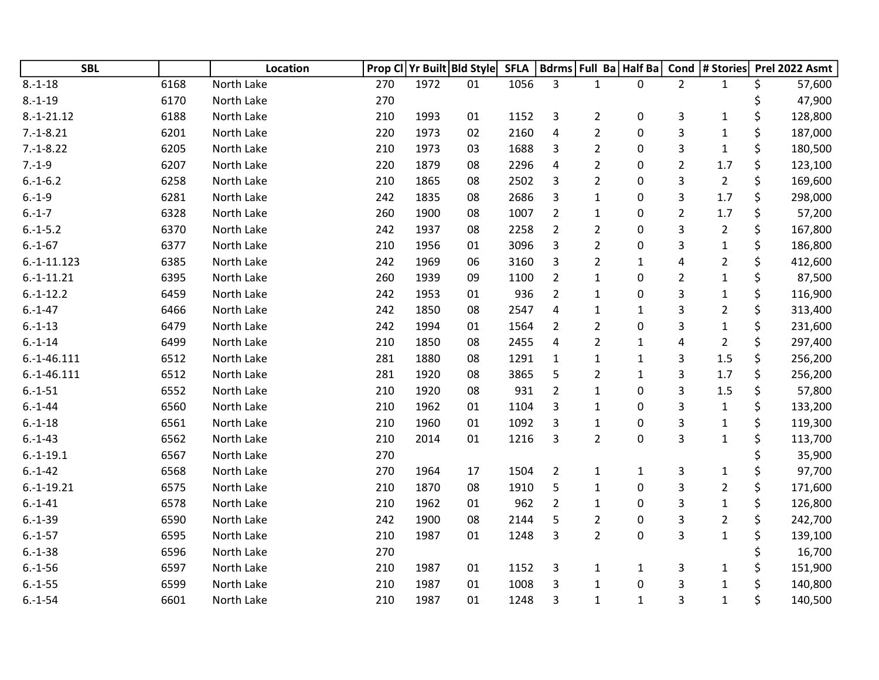| SBL | | Location | Prop Cl | Yr Built | Bld Style | SFLA | Bdrms | Full Ba | Half Ba | Cond | # Stories | Prel 2022 Asmt |
|---|---|---|---|---|---|---|---|---|---|---|---|---|
| 8.-1-18 | 6168 | North Lake | 270 | 1972 | 01 | 1056 | 3 | 1 | 0 | 2 | 1 | $ 57,600 |
| 8.-1-19 | 6170 | North Lake | 270 | | | | | | | | | $ 47,900 |
| 8.-1-21.12 | 6188 | North Lake | 210 | 1993 | 01 | 1152 | 3 | 2 | 0 | 3 | 1 | $ 128,800 |
| 7.-1-8.21 | 6201 | North Lake | 220 | 1973 | 02 | 2160 | 4 | 2 | 0 | 3 | 1 | $ 187,000 |
| 7.-1-8.22 | 6205 | North Lake | 210 | 1973 | 03 | 1688 | 3 | 2 | 0 | 3 | 1 | $ 180,500 |
| 7.-1-9 | 6207 | North Lake | 220 | 1879 | 08 | 2296 | 4 | 2 | 0 | 2 | 1.7 | $ 123,100 |
| 6.-1-6.2 | 6258 | North Lake | 210 | 1865 | 08 | 2502 | 3 | 2 | 0 | 3 | 2 | $ 169,600 |
| 6.-1-9 | 6281 | North Lake | 242 | 1835 | 08 | 2686 | 3 | 1 | 0 | 3 | 1.7 | $ 298,000 |
| 6.-1-7 | 6328 | North Lake | 260 | 1900 | 08 | 1007 | 2 | 1 | 0 | 2 | 1.7 | $ 57,200 |
| 6.-1-5.2 | 6370 | North Lake | 242 | 1937 | 08 | 2258 | 2 | 2 | 0 | 3 | 2 | $ 167,800 |
| 6.-1-67 | 6377 | North Lake | 210 | 1956 | 01 | 3096 | 3 | 2 | 0 | 3 | 1 | $ 186,800 |
| 6.-1-11.123 | 6385 | North Lake | 242 | 1969 | 06 | 3160 | 3 | 2 | 1 | 4 | 2 | $ 412,600 |
| 6.-1-11.21 | 6395 | North Lake | 260 | 1939 | 09 | 1100 | 2 | 1 | 0 | 2 | 1 | $ 87,500 |
| 6.-1-12.2 | 6459 | North Lake | 242 | 1953 | 01 | 936 | 2 | 1 | 0 | 3 | 1 | $ 116,900 |
| 6.-1-47 | 6466 | North Lake | 242 | 1850 | 08 | 2547 | 4 | 1 | 1 | 3 | 2 | $ 313,400 |
| 6.-1-13 | 6479 | North Lake | 242 | 1994 | 01 | 1564 | 2 | 2 | 0 | 3 | 1 | $ 231,600 |
| 6.-1-14 | 6499 | North Lake | 210 | 1850 | 08 | 2455 | 4 | 2 | 1 | 4 | 2 | $ 297,400 |
| 6.-1-46.111 | 6512 | North Lake | 281 | 1880 | 08 | 1291 | 1 | 1 | 1 | 3 | 1.5 | $ 256,200 |
| 6.-1-46.111 | 6512 | North Lake | 281 | 1920 | 08 | 3865 | 5 | 2 | 1 | 3 | 1.7 | $ 256,200 |
| 6.-1-51 | 6552 | North Lake | 210 | 1920 | 08 | 931 | 2 | 1 | 0 | 3 | 1.5 | $ 57,800 |
| 6.-1-44 | 6560 | North Lake | 210 | 1962 | 01 | 1104 | 3 | 1 | 0 | 3 | 1 | $ 133,200 |
| 6.-1-18 | 6561 | North Lake | 210 | 1960 | 01 | 1092 | 3 | 1 | 0 | 3 | 1 | $ 119,300 |
| 6.-1-43 | 6562 | North Lake | 210 | 2014 | 01 | 1216 | 3 | 2 | 0 | 3 | 1 | $ 113,700 |
| 6.-1-19.1 | 6567 | North Lake | 270 | | | | | | | | | $ 35,900 |
| 6.-1-42 | 6568 | North Lake | 270 | 1964 | 17 | 1504 | 2 | 1 | 1 | 3 | 1 | $ 97,700 |
| 6.-1-19.21 | 6575 | North Lake | 210 | 1870 | 08 | 1910 | 5 | 1 | 0 | 3 | 2 | $ 171,600 |
| 6.-1-41 | 6578 | North Lake | 210 | 1962 | 01 | 962 | 2 | 1 | 0 | 3 | 1 | $ 126,800 |
| 6.-1-39 | 6590 | North Lake | 242 | 1900 | 08 | 2144 | 5 | 2 | 0 | 3 | 2 | $ 242,700 |
| 6.-1-57 | 6595 | North Lake | 210 | 1987 | 01 | 1248 | 3 | 2 | 0 | 3 | 1 | $ 139,100 |
| 6.-1-38 | 6596 | North Lake | 270 | | | | | | | | | $ 16,700 |
| 6.-1-56 | 6597 | North Lake | 210 | 1987 | 01 | 1152 | 3 | 1 | 1 | 3 | 1 | $ 151,900 |
| 6.-1-55 | 6599 | North Lake | 210 | 1987 | 01 | 1008 | 3 | 1 | 0 | 3 | 1 | $ 140,800 |
| 6.-1-54 | 6601 | North Lake | 210 | 1987 | 01 | 1248 | 3 | 1 | 1 | 3 | 1 | $ 140,500 |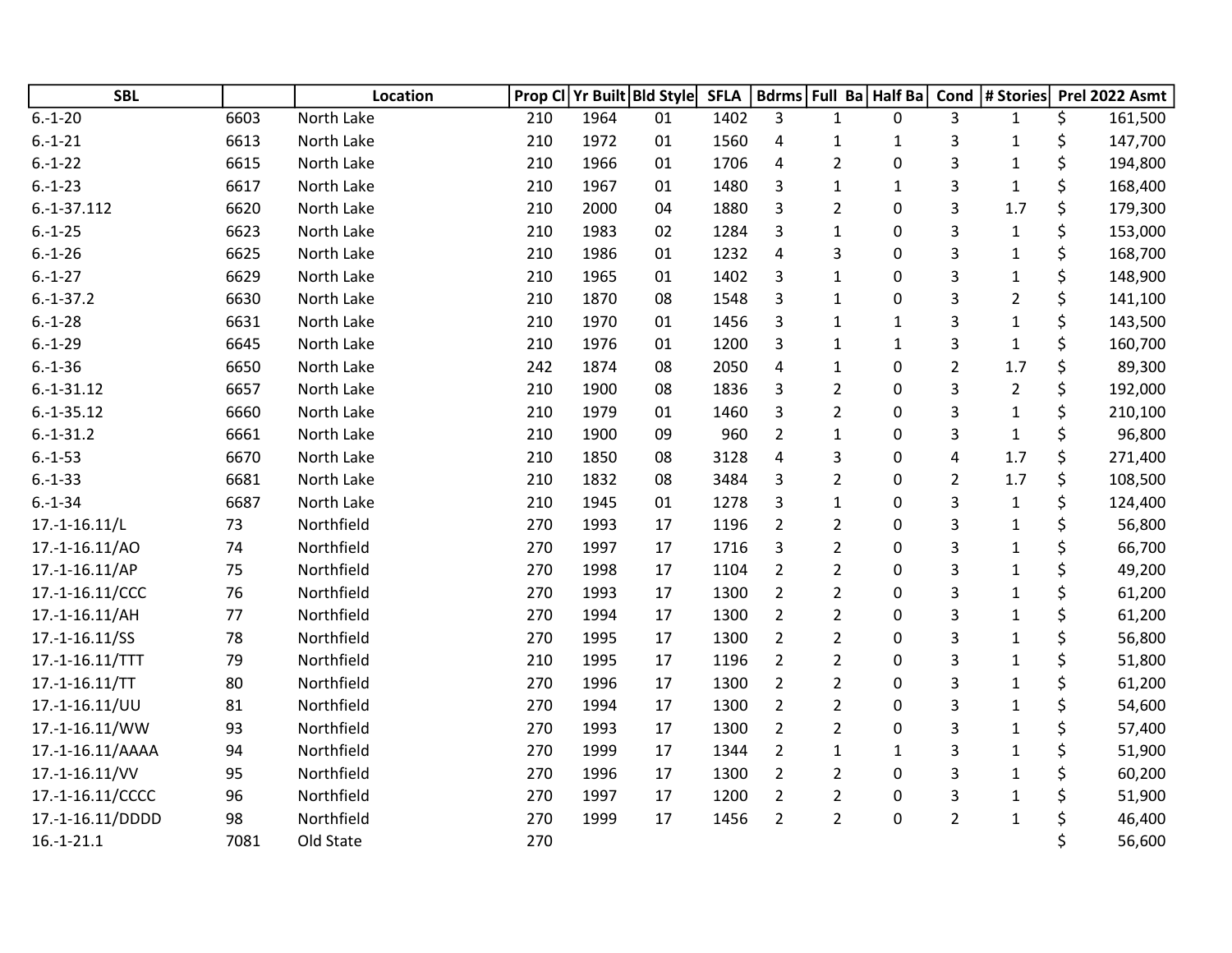| SBL | | Location | Prop Cl | Yr Built | Bld Style | SFLA | Bdrms | Full Ba | Half Ba | Cond | # Stories | Prel 2022 Asmt |
|---|---|---|---|---|---|---|---|---|---|---|---|---|
| 6.-1-20 | 6603 | North Lake | 210 | 1964 | 01 | 1402 | 3 | 1 | 0 | 3 | 1 | $ 161,500 |
| 6.-1-21 | 6613 | North Lake | 210 | 1972 | 01 | 1560 | 4 | 1 | 1 | 3 | 1 | $ 147,700 |
| 6.-1-22 | 6615 | North Lake | 210 | 1966 | 01 | 1706 | 4 | 2 | 0 | 3 | 1 | $ 194,800 |
| 6.-1-23 | 6617 | North Lake | 210 | 1967 | 01 | 1480 | 3 | 1 | 1 | 3 | 1 | $ 168,400 |
| 6.-1-37.112 | 6620 | North Lake | 210 | 2000 | 04 | 1880 | 3 | 2 | 0 | 3 | 1.7 | $ 179,300 |
| 6.-1-25 | 6623 | North Lake | 210 | 1983 | 02 | 1284 | 3 | 1 | 0 | 3 | 1 | $ 153,000 |
| 6.-1-26 | 6625 | North Lake | 210 | 1986 | 01 | 1232 | 4 | 3 | 0 | 3 | 1 | $ 168,700 |
| 6.-1-27 | 6629 | North Lake | 210 | 1965 | 01 | 1402 | 3 | 1 | 0 | 3 | 1 | $ 148,900 |
| 6.-1-37.2 | 6630 | North Lake | 210 | 1870 | 08 | 1548 | 3 | 1 | 0 | 3 | 2 | $ 141,100 |
| 6.-1-28 | 6631 | North Lake | 210 | 1970 | 01 | 1456 | 3 | 1 | 1 | 3 | 1 | $ 143,500 |
| 6.-1-29 | 6645 | North Lake | 210 | 1976 | 01 | 1200 | 3 | 1 | 1 | 3 | 1 | $ 160,700 |
| 6.-1-36 | 6650 | North Lake | 242 | 1874 | 08 | 2050 | 4 | 1 | 0 | 2 | 1.7 | $ 89,300 |
| 6.-1-31.12 | 6657 | North Lake | 210 | 1900 | 08 | 1836 | 3 | 2 | 0 | 3 | 2 | $ 192,000 |
| 6.-1-35.12 | 6660 | North Lake | 210 | 1979 | 01 | 1460 | 3 | 2 | 0 | 3 | 1 | $ 210,100 |
| 6.-1-31.2 | 6661 | North Lake | 210 | 1900 | 09 | 960 | 2 | 1 | 0 | 3 | 1 | $ 96,800 |
| 6.-1-53 | 6670 | North Lake | 210 | 1850 | 08 | 3128 | 4 | 3 | 0 | 4 | 1.7 | $ 271,400 |
| 6.-1-33 | 6681 | North Lake | 210 | 1832 | 08 | 3484 | 3 | 2 | 0 | 2 | 1.7 | $ 108,500 |
| 6.-1-34 | 6687 | North Lake | 210 | 1945 | 01 | 1278 | 3 | 1 | 0 | 3 | 1 | $ 124,400 |
| 17.-1-16.11/L | 73 | Northfield | 270 | 1993 | 17 | 1196 | 2 | 2 | 0 | 3 | 1 | $ 56,800 |
| 17.-1-16.11/AO | 74 | Northfield | 270 | 1997 | 17 | 1716 | 3 | 2 | 0 | 3 | 1 | $ 66,700 |
| 17.-1-16.11/AP | 75 | Northfield | 270 | 1998 | 17 | 1104 | 2 | 2 | 0 | 3 | 1 | $ 49,200 |
| 17.-1-16.11/CCC | 76 | Northfield | 270 | 1993 | 17 | 1300 | 2 | 2 | 0 | 3 | 1 | $ 61,200 |
| 17.-1-16.11/AH | 77 | Northfield | 270 | 1994 | 17 | 1300 | 2 | 2 | 0 | 3 | 1 | $ 61,200 |
| 17.-1-16.11/SS | 78 | Northfield | 270 | 1995 | 17 | 1300 | 2 | 2 | 0 | 3 | 1 | $ 56,800 |
| 17.-1-16.11/TTT | 79 | Northfield | 210 | 1995 | 17 | 1196 | 2 | 2 | 0 | 3 | 1 | $ 51,800 |
| 17.-1-16.11/TT | 80 | Northfield | 270 | 1996 | 17 | 1300 | 2 | 2 | 0 | 3 | 1 | $ 61,200 |
| 17.-1-16.11/UU | 81 | Northfield | 270 | 1994 | 17 | 1300 | 2 | 2 | 0 | 3 | 1 | $ 54,600 |
| 17.-1-16.11/WW | 93 | Northfield | 270 | 1993 | 17 | 1300 | 2 | 2 | 0 | 3 | 1 | $ 57,400 |
| 17.-1-16.11/AAAA | 94 | Northfield | 270 | 1999 | 17 | 1344 | 2 | 1 | 1 | 3 | 1 | $ 51,900 |
| 17.-1-16.11/VV | 95 | Northfield | 270 | 1996 | 17 | 1300 | 2 | 2 | 0 | 3 | 1 | $ 60,200 |
| 17.-1-16.11/CCCC | 96 | Northfield | 270 | 1997 | 17 | 1200 | 2 | 2 | 0 | 3 | 1 | $ 51,900 |
| 17.-1-16.11/DDDD | 98 | Northfield | 270 | 1999 | 17 | 1456 | 2 | 2 | 0 | 2 | 1 | $ 46,400 |
| 16.-1-21.1 | 7081 | Old State | 270 | | | | | | | | | $ 56,600 |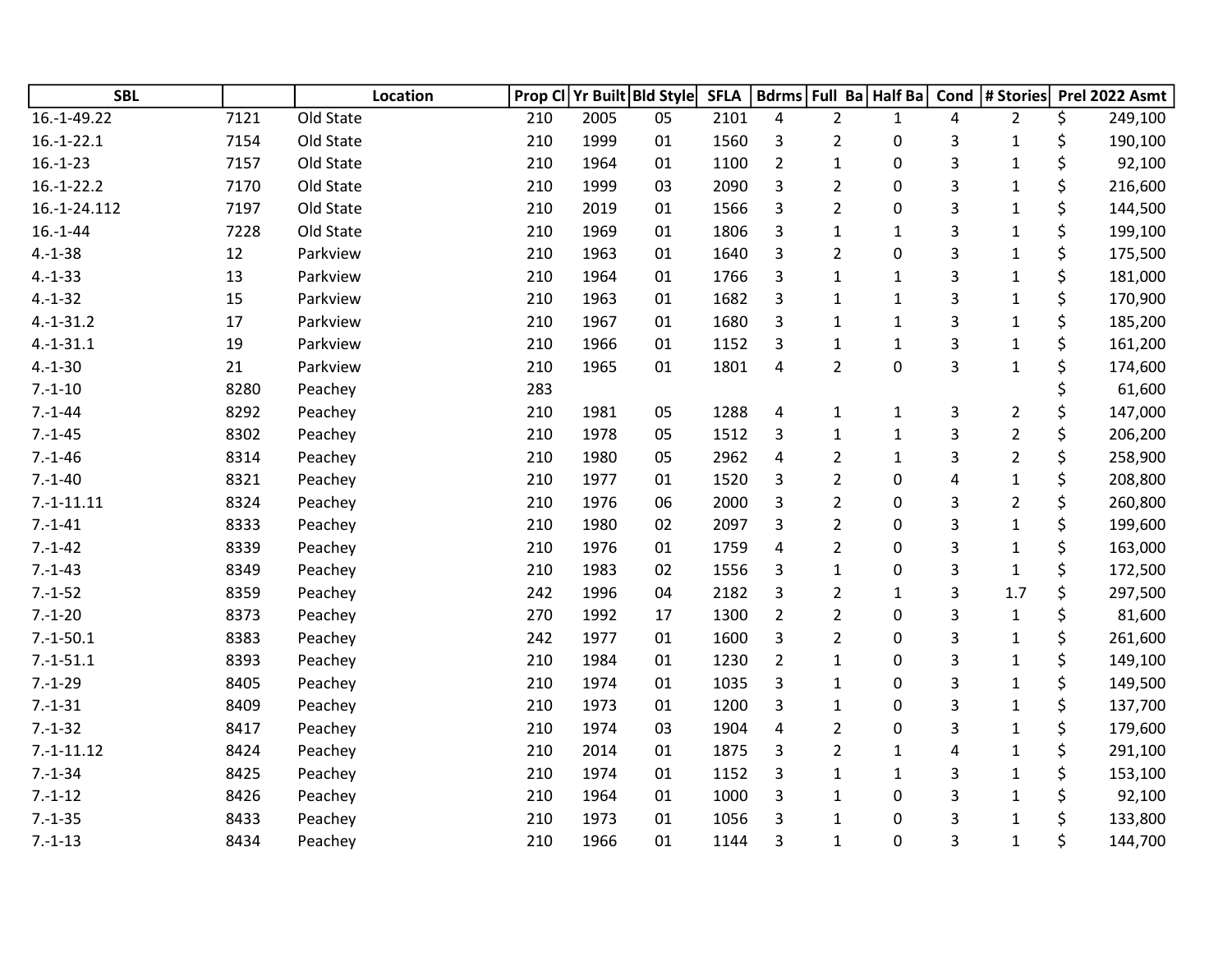| SBL | | Location | Prop Cl | Yr Built | Bld Style | SFLA | Bdrms | Full Ba | Half Ba | Cond | # Stories | Prel 2022 Asmt |
|---|---|---|---|---|---|---|---|---|---|---|---|---|
| 16.-1-49.22 | 7121 | Old State | 210 | 2005 | 05 | 2101 | 4 | 2 | 1 | 4 | 2 | $ 249,100 |
| 16.-1-22.1 | 7154 | Old State | 210 | 1999 | 01 | 1560 | 3 | 2 | 0 | 3 | 1 | $ 190,100 |
| 16.-1-23 | 7157 | Old State | 210 | 1964 | 01 | 1100 | 2 | 1 | 0 | 3 | 1 | $ 92,100 |
| 16.-1-22.2 | 7170 | Old State | 210 | 1999 | 03 | 2090 | 3 | 2 | 0 | 3 | 1 | $ 216,600 |
| 16.-1-24.112 | 7197 | Old State | 210 | 2019 | 01 | 1566 | 3 | 2 | 0 | 3 | 1 | $ 144,500 |
| 16.-1-44 | 7228 | Old State | 210 | 1969 | 01 | 1806 | 3 | 1 | 1 | 3 | 1 | $ 199,100 |
| 4.-1-38 | 12 | Parkview | 210 | 1963 | 01 | 1640 | 3 | 2 | 0 | 3 | 1 | $ 175,500 |
| 4.-1-33 | 13 | Parkview | 210 | 1964 | 01 | 1766 | 3 | 1 | 1 | 3 | 1 | $ 181,000 |
| 4.-1-32 | 15 | Parkview | 210 | 1963 | 01 | 1682 | 3 | 1 | 1 | 3 | 1 | $ 170,900 |
| 4.-1-31.2 | 17 | Parkview | 210 | 1967 | 01 | 1680 | 3 | 1 | 1 | 3 | 1 | $ 185,200 |
| 4.-1-31.1 | 19 | Parkview | 210 | 1966 | 01 | 1152 | 3 | 1 | 1 | 3 | 1 | $ 161,200 |
| 4.-1-30 | 21 | Parkview | 210 | 1965 | 01 | 1801 | 4 | 2 | 0 | 3 | 1 | $ 174,600 |
| 7.-1-10 | 8280 | Peachey | 283 | | | | | | | | | $ 61,600 |
| 7.-1-44 | 8292 | Peachey | 210 | 1981 | 05 | 1288 | 4 | 1 | 1 | 3 | 2 | $ 147,000 |
| 7.-1-45 | 8302 | Peachey | 210 | 1978 | 05 | 1512 | 3 | 1 | 1 | 3 | 2 | $ 206,200 |
| 7.-1-46 | 8314 | Peachey | 210 | 1980 | 05 | 2962 | 4 | 2 | 1 | 3 | 2 | $ 258,900 |
| 7.-1-40 | 8321 | Peachey | 210 | 1977 | 01 | 1520 | 3 | 2 | 0 | 4 | 1 | $ 208,800 |
| 7.-1-11.11 | 8324 | Peachey | 210 | 1976 | 06 | 2000 | 3 | 2 | 0 | 3 | 2 | $ 260,800 |
| 7.-1-41 | 8333 | Peachey | 210 | 1980 | 02 | 2097 | 3 | 2 | 0 | 3 | 1 | $ 199,600 |
| 7.-1-42 | 8339 | Peachey | 210 | 1976 | 01 | 1759 | 4 | 2 | 0 | 3 | 1 | $ 163,000 |
| 7.-1-43 | 8349 | Peachey | 210 | 1983 | 02 | 1556 | 3 | 1 | 0 | 3 | 1 | $ 172,500 |
| 7.-1-52 | 8359 | Peachey | 242 | 1996 | 04 | 2182 | 3 | 2 | 1 | 3 | 1.7 | $ 297,500 |
| 7.-1-20 | 8373 | Peachey | 270 | 1992 | 17 | 1300 | 2 | 2 | 0 | 3 | 1 | $ 81,600 |
| 7.-1-50.1 | 8383 | Peachey | 242 | 1977 | 01 | 1600 | 3 | 2 | 0 | 3 | 1 | $ 261,600 |
| 7.-1-51.1 | 8393 | Peachey | 210 | 1984 | 01 | 1230 | 2 | 1 | 0 | 3 | 1 | $ 149,100 |
| 7.-1-29 | 8405 | Peachey | 210 | 1974 | 01 | 1035 | 3 | 1 | 0 | 3 | 1 | $ 149,500 |
| 7.-1-31 | 8409 | Peachey | 210 | 1973 | 01 | 1200 | 3 | 1 | 0 | 3 | 1 | $ 137,700 |
| 7.-1-32 | 8417 | Peachey | 210 | 1974 | 03 | 1904 | 4 | 2 | 0 | 3 | 1 | $ 179,600 |
| 7.-1-11.12 | 8424 | Peachey | 210 | 2014 | 01 | 1875 | 3 | 2 | 1 | 4 | 1 | $ 291,100 |
| 7.-1-34 | 8425 | Peachey | 210 | 1974 | 01 | 1152 | 3 | 1 | 1 | 3 | 1 | $ 153,100 |
| 7.-1-12 | 8426 | Peachey | 210 | 1964 | 01 | 1000 | 3 | 1 | 0 | 3 | 1 | $ 92,100 |
| 7.-1-35 | 8433 | Peachey | 210 | 1973 | 01 | 1056 | 3 | 1 | 0 | 3 | 1 | $ 133,800 |
| 7.-1-13 | 8434 | Peachey | 210 | 1966 | 01 | 1144 | 3 | 1 | 0 | 3 | 1 | $ 144,700 |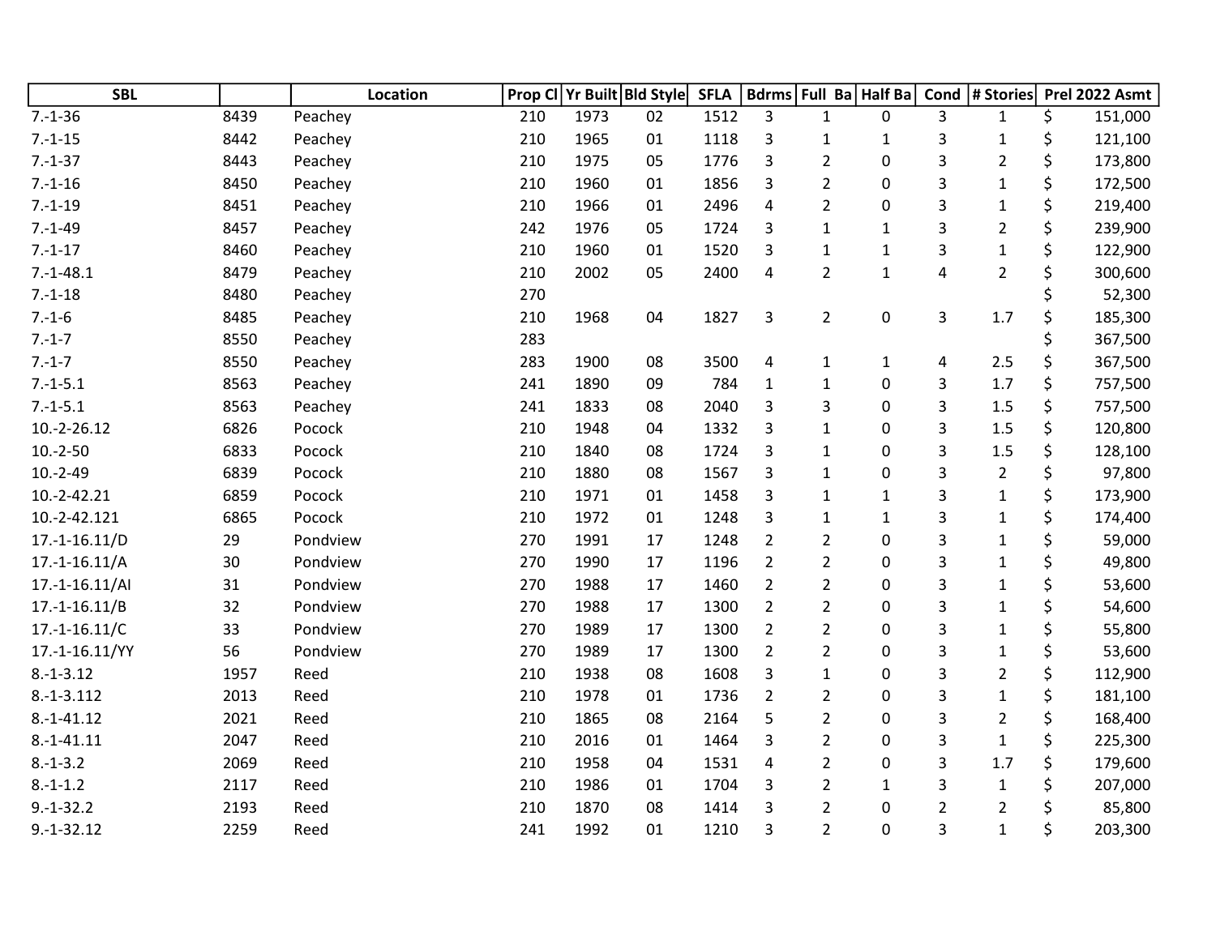| SBL | | Location | Prop Cl | Yr Built | Bld Style | SFLA | Bdrms | Full Ba | Half Ba | Cond | # Stories | Prel 2022 Asmt |
|---|---|---|---|---|---|---|---|---|---|---|---|---|
| 7.-1-36 | 8439 | Peachey | 210 | 1973 | 02 | 1512 | 3 | 1 | 0 | 3 | 1 | $ 151,000 |
| 7.-1-15 | 8442 | Peachey | 210 | 1965 | 01 | 1118 | 3 | 1 | 1 | 3 | 1 | $ 121,100 |
| 7.-1-37 | 8443 | Peachey | 210 | 1975 | 05 | 1776 | 3 | 2 | 0 | 3 | 2 | $ 173,800 |
| 7.-1-16 | 8450 | Peachey | 210 | 1960 | 01 | 1856 | 3 | 2 | 0 | 3 | 1 | $ 172,500 |
| 7.-1-19 | 8451 | Peachey | 210 | 1966 | 01 | 2496 | 4 | 2 | 0 | 3 | 1 | $ 219,400 |
| 7.-1-49 | 8457 | Peachey | 242 | 1976 | 05 | 1724 | 3 | 1 | 1 | 3 | 2 | $ 239,900 |
| 7.-1-17 | 8460 | Peachey | 210 | 1960 | 01 | 1520 | 3 | 1 | 1 | 3 | 1 | $ 122,900 |
| 7.-1-48.1 | 8479 | Peachey | 210 | 2002 | 05 | 2400 | 4 | 2 | 1 | 4 | 2 | $ 300,600 |
| 7.-1-18 | 8480 | Peachey | 270 | | | | | | | | | $ 52,300 |
| 7.-1-6 | 8485 | Peachey | 210 | 1968 | 04 | 1827 | 3 | 2 | 0 | 3 | 1.7 | $ 185,300 |
| 7.-1-7 | 8550 | Peachey | 283 | | | | | | | | | $ 367,500 |
| 7.-1-7 | 8550 | Peachey | 283 | 1900 | 08 | 3500 | 4 | 1 | 1 | 4 | 2.5 | $ 367,500 |
| 7.-1-5.1 | 8563 | Peachey | 241 | 1890 | 09 | 784 | 1 | 1 | 0 | 3 | 1.7 | $ 757,500 |
| 7.-1-5.1 | 8563 | Peachey | 241 | 1833 | 08 | 2040 | 3 | 3 | 0 | 3 | 1.5 | $ 757,500 |
| 10.-2-26.12 | 6826 | Pocock | 210 | 1948 | 04 | 1332 | 3 | 1 | 0 | 3 | 1.5 | $ 120,800 |
| 10.-2-50 | 6833 | Pocock | 210 | 1840 | 08 | 1724 | 3 | 1 | 0 | 3 | 1.5 | $ 128,100 |
| 10.-2-49 | 6839 | Pocock | 210 | 1880 | 08 | 1567 | 3 | 1 | 0 | 3 | 2 | $ 97,800 |
| 10.-2-42.21 | 6859 | Pocock | 210 | 1971 | 01 | 1458 | 3 | 1 | 1 | 3 | 1 | $ 173,900 |
| 10.-2-42.121 | 6865 | Pocock | 210 | 1972 | 01 | 1248 | 3 | 1 | 1 | 3 | 1 | $ 174,400 |
| 17.-1-16.11/D | 29 | Pondview | 270 | 1991 | 17 | 1248 | 2 | 2 | 0 | 3 | 1 | $ 59,000 |
| 17.-1-16.11/A | 30 | Pondview | 270 | 1990 | 17 | 1196 | 2 | 2 | 0 | 3 | 1 | $ 49,800 |
| 17.-1-16.11/AI | 31 | Pondview | 270 | 1988 | 17 | 1460 | 2 | 2 | 0 | 3 | 1 | $ 53,600 |
| 17.-1-16.11/B | 32 | Pondview | 270 | 1988 | 17 | 1300 | 2 | 2 | 0 | 3 | 1 | $ 54,600 |
| 17.-1-16.11/C | 33 | Pondview | 270 | 1989 | 17 | 1300 | 2 | 2 | 0 | 3 | 1 | $ 55,800 |
| 17.-1-16.11/YY | 56 | Pondview | 270 | 1989 | 17 | 1300 | 2 | 2 | 0 | 3 | 1 | $ 53,600 |
| 8.-1-3.12 | 1957 | Reed | 210 | 1938 | 08 | 1608 | 3 | 1 | 0 | 3 | 2 | $ 112,900 |
| 8.-1-3.112 | 2013 | Reed | 210 | 1978 | 01 | 1736 | 2 | 2 | 0 | 3 | 1 | $ 181,100 |
| 8.-1-41.12 | 2021 | Reed | 210 | 1865 | 08 | 2164 | 5 | 2 | 0 | 3 | 2 | $ 168,400 |
| 8.-1-41.11 | 2047 | Reed | 210 | 2016 | 01 | 1464 | 3 | 2 | 0 | 3 | 1 | $ 225,300 |
| 8.-1-3.2 | 2069 | Reed | 210 | 1958 | 04 | 1531 | 4 | 2 | 0 | 3 | 1.7 | $ 179,600 |
| 8.-1-1.2 | 2117 | Reed | 210 | 1986 | 01 | 1704 | 3 | 2 | 1 | 3 | 1 | $ 207,000 |
| 9.-1-32.2 | 2193 | Reed | 210 | 1870 | 08 | 1414 | 3 | 2 | 0 | 2 | 2 | $ 85,800 |
| 9.-1-32.12 | 2259 | Reed | 241 | 1992 | 01 | 1210 | 3 | 2 | 0 | 3 | 1 | $ 203,300 |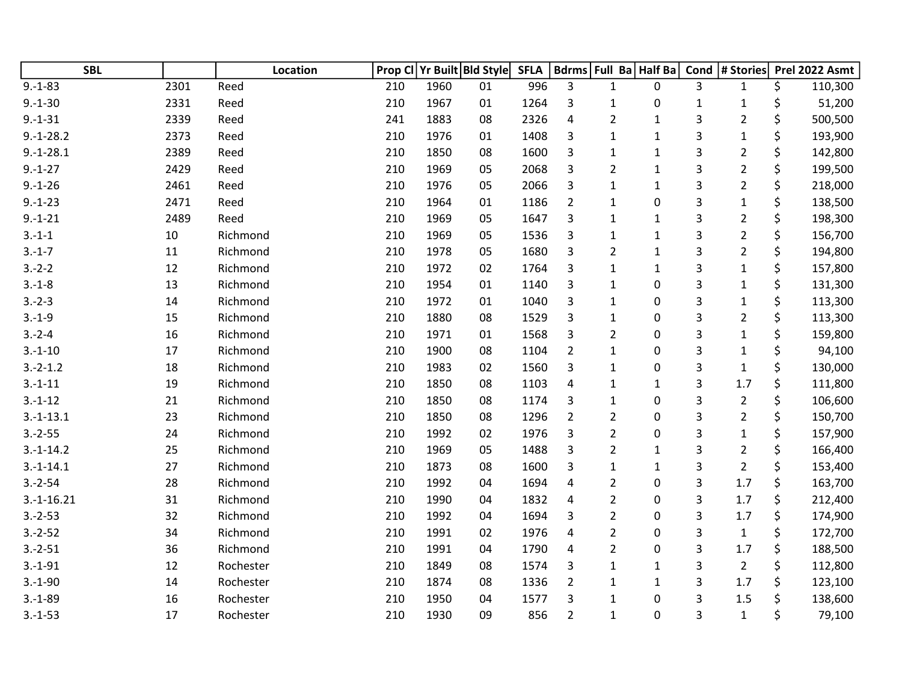| SBL | | Location | Prop Cl | Yr Built | Bld Style | SFLA | Bdrms | Full Ba | Half Ba | Cond | # Stories | Prel 2022 Asmt |
|---|---|---|---|---|---|---|---|---|---|---|---|---|
| 9.-1-83 | 2301 | Reed | 210 | 1960 | 01 | 996 | 3 | 1 | 0 | 3 | 1 | $ 110,300 |
| 9.-1-30 | 2331 | Reed | 210 | 1967 | 01 | 1264 | 3 | 1 | 0 | 1 | 1 | $ 51,200 |
| 9.-1-31 | 2339 | Reed | 241 | 1883 | 08 | 2326 | 4 | 2 | 1 | 3 | 2 | $ 500,500 |
| 9.-1-28.2 | 2373 | Reed | 210 | 1976 | 01 | 1408 | 3 | 1 | 1 | 3 | 1 | $ 193,900 |
| 9.-1-28.1 | 2389 | Reed | 210 | 1850 | 08 | 1600 | 3 | 1 | 1 | 3 | 2 | $ 142,800 |
| 9.-1-27 | 2429 | Reed | 210 | 1969 | 05 | 2068 | 3 | 2 | 1 | 3 | 2 | $ 199,500 |
| 9.-1-26 | 2461 | Reed | 210 | 1976 | 05 | 2066 | 3 | 1 | 1 | 3 | 2 | $ 218,000 |
| 9.-1-23 | 2471 | Reed | 210 | 1964 | 01 | 1186 | 2 | 1 | 0 | 3 | 1 | $ 138,500 |
| 9.-1-21 | 2489 | Reed | 210 | 1969 | 05 | 1647 | 3 | 1 | 1 | 3 | 2 | $ 198,300 |
| 3.-1-1 | 10 | Richmond | 210 | 1969 | 05 | 1536 | 3 | 1 | 1 | 3 | 2 | $ 156,700 |
| 3.-1-7 | 11 | Richmond | 210 | 1978 | 05 | 1680 | 3 | 2 | 1 | 3 | 2 | $ 194,800 |
| 3.-2-2 | 12 | Richmond | 210 | 1972 | 02 | 1764 | 3 | 1 | 1 | 3 | 1 | $ 157,800 |
| 3.-1-8 | 13 | Richmond | 210 | 1954 | 01 | 1140 | 3 | 1 | 0 | 3 | 1 | $ 131,300 |
| 3.-2-3 | 14 | Richmond | 210 | 1972 | 01 | 1040 | 3 | 1 | 0 | 3 | 1 | $ 113,300 |
| 3.-1-9 | 15 | Richmond | 210 | 1880 | 08 | 1529 | 3 | 1 | 0 | 3 | 2 | $ 113,300 |
| 3.-2-4 | 16 | Richmond | 210 | 1971 | 01 | 1568 | 3 | 2 | 0 | 3 | 1 | $ 159,800 |
| 3.-1-10 | 17 | Richmond | 210 | 1900 | 08 | 1104 | 2 | 1 | 0 | 3 | 1 | $ 94,100 |
| 3.-2-1.2 | 18 | Richmond | 210 | 1983 | 02 | 1560 | 3 | 1 | 0 | 3 | 1 | $ 130,000 |
| 3.-1-11 | 19 | Richmond | 210 | 1850 | 08 | 1103 | 4 | 1 | 1 | 3 | 1.7 | $ 111,800 |
| 3.-1-12 | 21 | Richmond | 210 | 1850 | 08 | 1174 | 3 | 1 | 0 | 3 | 2 | $ 106,600 |
| 3.-1-13.1 | 23 | Richmond | 210 | 1850 | 08 | 1296 | 2 | 2 | 0 | 3 | 2 | $ 150,700 |
| 3.-2-55 | 24 | Richmond | 210 | 1992 | 02 | 1976 | 3 | 2 | 0 | 3 | 1 | $ 157,900 |
| 3.-1-14.2 | 25 | Richmond | 210 | 1969 | 05 | 1488 | 3 | 2 | 1 | 3 | 2 | $ 166,400 |
| 3.-1-14.1 | 27 | Richmond | 210 | 1873 | 08 | 1600 | 3 | 1 | 1 | 3 | 2 | $ 153,400 |
| 3.-2-54 | 28 | Richmond | 210 | 1992 | 04 | 1694 | 4 | 2 | 0 | 3 | 1.7 | $ 163,700 |
| 3.-1-16.21 | 31 | Richmond | 210 | 1990 | 04 | 1832 | 4 | 2 | 0 | 3 | 1.7 | $ 212,400 |
| 3.-2-53 | 32 | Richmond | 210 | 1992 | 04 | 1694 | 3 | 2 | 0 | 3 | 1.7 | $ 174,900 |
| 3.-2-52 | 34 | Richmond | 210 | 1991 | 02 | 1976 | 4 | 2 | 0 | 3 | 1 | $ 172,700 |
| 3.-2-51 | 36 | Richmond | 210 | 1991 | 04 | 1790 | 4 | 2 | 0 | 3 | 1.7 | $ 188,500 |
| 3.-1-91 | 12 | Rochester | 210 | 1849 | 08 | 1574 | 3 | 1 | 1 | 3 | 2 | $ 112,800 |
| 3.-1-90 | 14 | Rochester | 210 | 1874 | 08 | 1336 | 2 | 1 | 1 | 3 | 1.7 | $ 123,100 |
| 3.-1-89 | 16 | Rochester | 210 | 1950 | 04 | 1577 | 3 | 1 | 0 | 3 | 1.5 | $ 138,600 |
| 3.-1-53 | 17 | Rochester | 210 | 1930 | 09 | 856 | 2 | 1 | 0 | 3 | 1 | $ 79,100 |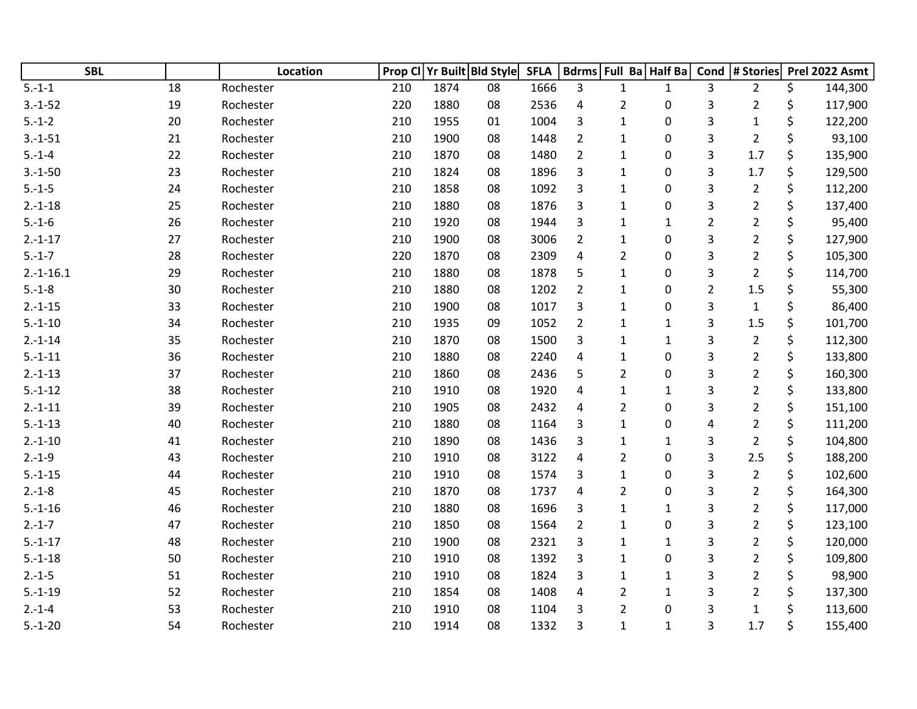| SBL | | Location | Prop Cl | Yr Built | Bld Style | SFLA | Bdrms | Full Ba | Half Ba | Cond | # Stories | Prel 2022 Asmt |
|---|---|---|---|---|---|---|---|---|---|---|---|---|
| 5.-1-1 | 18 | Rochester | 210 | 1874 | 08 | 1666 | 3 | 1 | 1 | 3 | 2 | $ 144,300 |
| 3.-1-52 | 19 | Rochester | 220 | 1880 | 08 | 2536 | 4 | 2 | 0 | 3 | 2 | $ 117,900 |
| 5.-1-2 | 20 | Rochester | 210 | 1955 | 01 | 1004 | 3 | 1 | 0 | 3 | 1 | $ 122,200 |
| 3.-1-51 | 21 | Rochester | 210 | 1900 | 08 | 1448 | 2 | 1 | 0 | 3 | 2 | $ 93,100 |
| 5.-1-4 | 22 | Rochester | 210 | 1870 | 08 | 1480 | 2 | 1 | 0 | 3 | 1.7 | $ 135,900 |
| 3.-1-50 | 23 | Rochester | 210 | 1824 | 08 | 1896 | 3 | 1 | 0 | 3 | 1.7 | $ 129,500 |
| 5.-1-5 | 24 | Rochester | 210 | 1858 | 08 | 1092 | 3 | 1 | 0 | 3 | 2 | $ 112,200 |
| 2.-1-18 | 25 | Rochester | 210 | 1880 | 08 | 1876 | 3 | 1 | 0 | 3 | 2 | $ 137,400 |
| 5.-1-6 | 26 | Rochester | 210 | 1920 | 08 | 1944 | 3 | 1 | 1 | 2 | 2 | $ 95,400 |
| 2.-1-17 | 27 | Rochester | 210 | 1900 | 08 | 3006 | 2 | 1 | 0 | 3 | 2 | $ 127,900 |
| 5.-1-7 | 28 | Rochester | 220 | 1870 | 08 | 2309 | 4 | 2 | 0 | 3 | 2 | $ 105,300 |
| 2.-1-16.1 | 29 | Rochester | 210 | 1880 | 08 | 1878 | 5 | 1 | 0 | 3 | 2 | $ 114,700 |
| 5.-1-8 | 30 | Rochester | 210 | 1880 | 08 | 1202 | 2 | 1 | 0 | 2 | 1.5 | $ 55,300 |
| 2.-1-15 | 33 | Rochester | 210 | 1900 | 08 | 1017 | 3 | 1 | 0 | 3 | 1 | $ 86,400 |
| 5.-1-10 | 34 | Rochester | 210 | 1935 | 09 | 1052 | 2 | 1 | 1 | 3 | 1.5 | $ 101,700 |
| 2.-1-14 | 35 | Rochester | 210 | 1870 | 08 | 1500 | 3 | 1 | 1 | 3 | 2 | $ 112,300 |
| 5.-1-11 | 36 | Rochester | 210 | 1880 | 08 | 2240 | 4 | 1 | 0 | 3 | 2 | $ 133,800 |
| 2.-1-13 | 37 | Rochester | 210 | 1860 | 08 | 2436 | 5 | 2 | 0 | 3 | 2 | $ 160,300 |
| 5.-1-12 | 38 | Rochester | 210 | 1910 | 08 | 1920 | 4 | 1 | 1 | 3 | 2 | $ 133,800 |
| 2.-1-11 | 39 | Rochester | 210 | 1905 | 08 | 2432 | 4 | 2 | 0 | 3 | 2 | $ 151,100 |
| 5.-1-13 | 40 | Rochester | 210 | 1880 | 08 | 1164 | 3 | 1 | 0 | 4 | 2 | $ 111,200 |
| 2.-1-10 | 41 | Rochester | 210 | 1890 | 08 | 1436 | 3 | 1 | 1 | 3 | 2 | $ 104,800 |
| 2.-1-9 | 43 | Rochester | 210 | 1910 | 08 | 3122 | 4 | 2 | 0 | 3 | 2.5 | $ 188,200 |
| 5.-1-15 | 44 | Rochester | 210 | 1910 | 08 | 1574 | 3 | 1 | 0 | 3 | 2 | $ 102,600 |
| 2.-1-8 | 45 | Rochester | 210 | 1870 | 08 | 1737 | 4 | 2 | 0 | 3 | 2 | $ 164,300 |
| 5.-1-16 | 46 | Rochester | 210 | 1880 | 08 | 1696 | 3 | 1 | 1 | 3 | 2 | $ 117,000 |
| 2.-1-7 | 47 | Rochester | 210 | 1850 | 08 | 1564 | 2 | 1 | 0 | 3 | 2 | $ 123,100 |
| 5.-1-17 | 48 | Rochester | 210 | 1900 | 08 | 2321 | 3 | 1 | 1 | 3 | 2 | $ 120,000 |
| 5.-1-18 | 50 | Rochester | 210 | 1910 | 08 | 1392 | 3 | 1 | 0 | 3 | 2 | $ 109,800 |
| 2.-1-5 | 51 | Rochester | 210 | 1910 | 08 | 1824 | 3 | 1 | 1 | 3 | 2 | $ 98,900 |
| 5.-1-19 | 52 | Rochester | 210 | 1854 | 08 | 1408 | 4 | 2 | 1 | 3 | 2 | $ 137,300 |
| 2.-1-4 | 53 | Rochester | 210 | 1910 | 08 | 1104 | 3 | 2 | 0 | 3 | 1 | $ 113,600 |
| 5.-1-20 | 54 | Rochester | 210 | 1914 | 08 | 1332 | 3 | 1 | 1 | 3 | 1.7 | $ 155,400 |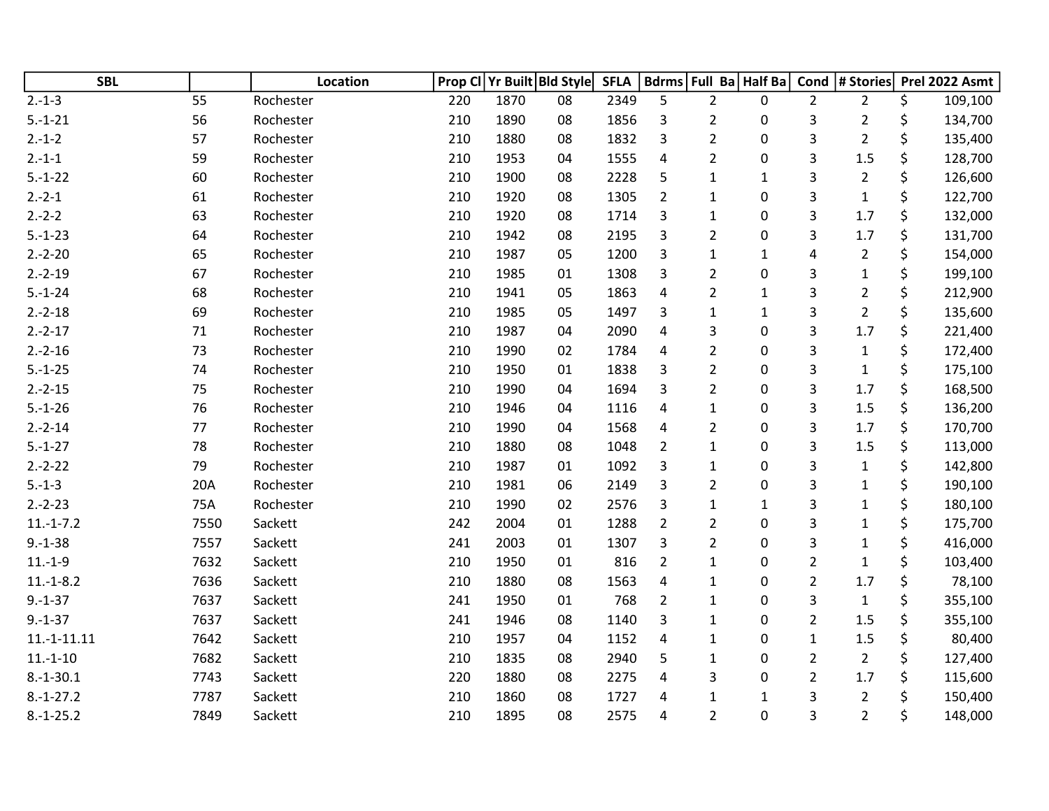| SBL | | Location | Prop Cl | Yr Built | Bld Style | SFLA | Bdrms | Full Ba | Half Ba | Cond | # Stories | Prel 2022 Asmt |
|---|---|---|---|---|---|---|---|---|---|---|---|---|
| 2.-1-3 | 55 | Rochester | 220 | 1870 | 08 | 2349 | 5 | 2 | 0 | 2 | 2 | $ 109,100 |
| 5.-1-21 | 56 | Rochester | 210 | 1890 | 08 | 1856 | 3 | 2 | 0 | 3 | 2 | $ 134,700 |
| 2.-1-2 | 57 | Rochester | 210 | 1880 | 08 | 1832 | 3 | 2 | 0 | 3 | 2 | $ 135,400 |
| 2.-1-1 | 59 | Rochester | 210 | 1953 | 04 | 1555 | 4 | 2 | 0 | 3 | 1.5 | $ 128,700 |
| 5.-1-22 | 60 | Rochester | 210 | 1900 | 08 | 2228 | 5 | 1 | 1 | 3 | 2 | $ 126,600 |
| 2.-2-1 | 61 | Rochester | 210 | 1920 | 08 | 1305 | 2 | 1 | 0 | 3 | 1 | $ 122,700 |
| 2.-2-2 | 63 | Rochester | 210 | 1920 | 08 | 1714 | 3 | 1 | 0 | 3 | 1.7 | $ 132,000 |
| 5.-1-23 | 64 | Rochester | 210 | 1942 | 08 | 2195 | 3 | 2 | 0 | 3 | 1.7 | $ 131,700 |
| 2.-2-20 | 65 | Rochester | 210 | 1987 | 05 | 1200 | 3 | 1 | 1 | 4 | 2 | $ 154,000 |
| 2.-2-19 | 67 | Rochester | 210 | 1985 | 01 | 1308 | 3 | 2 | 0 | 3 | 1 | $ 199,100 |
| 5.-1-24 | 68 | Rochester | 210 | 1941 | 05 | 1863 | 4 | 2 | 1 | 3 | 2 | $ 212,900 |
| 2.-2-18 | 69 | Rochester | 210 | 1985 | 05 | 1497 | 3 | 1 | 1 | 3 | 2 | $ 135,600 |
| 2.-2-17 | 71 | Rochester | 210 | 1987 | 04 | 2090 | 4 | 3 | 0 | 3 | 1.7 | $ 221,400 |
| 2.-2-16 | 73 | Rochester | 210 | 1990 | 02 | 1784 | 4 | 2 | 0 | 3 | 1 | $ 172,400 |
| 5.-1-25 | 74 | Rochester | 210 | 1950 | 01 | 1838 | 3 | 2 | 0 | 3 | 1 | $ 175,100 |
| 2.-2-15 | 75 | Rochester | 210 | 1990 | 04 | 1694 | 3 | 2 | 0 | 3 | 1.7 | $ 168,500 |
| 5.-1-26 | 76 | Rochester | 210 | 1946 | 04 | 1116 | 4 | 1 | 0 | 3 | 1.5 | $ 136,200 |
| 2.-2-14 | 77 | Rochester | 210 | 1990 | 04 | 1568 | 4 | 2 | 0 | 3 | 1.7 | $ 170,700 |
| 5.-1-27 | 78 | Rochester | 210 | 1880 | 08 | 1048 | 2 | 1 | 0 | 3 | 1.5 | $ 113,000 |
| 2.-2-22 | 79 | Rochester | 210 | 1987 | 01 | 1092 | 3 | 1 | 0 | 3 | 1 | $ 142,800 |
| 5.-1-3 | 20A | Rochester | 210 | 1981 | 06 | 2149 | 3 | 2 | 0 | 3 | 1 | $ 190,100 |
| 2.-2-23 | 75A | Rochester | 210 | 1990 | 02 | 2576 | 3 | 1 | 1 | 3 | 1 | $ 180,100 |
| 11.-1-7.2 | 7550 | Sackett | 242 | 2004 | 01 | 1288 | 2 | 2 | 0 | 3 | 1 | $ 175,700 |
| 9.-1-38 | 7557 | Sackett | 241 | 2003 | 01 | 1307 | 3 | 2 | 0 | 3 | 1 | $ 416,000 |
| 11.-1-9 | 7632 | Sackett | 210 | 1950 | 01 | 816 | 2 | 1 | 0 | 2 | 1 | $ 103,400 |
| 11.-1-8.2 | 7636 | Sackett | 210 | 1880 | 08 | 1563 | 4 | 1 | 0 | 2 | 1.7 | $ 78,100 |
| 9.-1-37 | 7637 | Sackett | 241 | 1950 | 01 | 768 | 2 | 1 | 0 | 3 | 1 | $ 355,100 |
| 9.-1-37 | 7637 | Sackett | 241 | 1946 | 08 | 1140 | 3 | 1 | 0 | 2 | 1.5 | $ 355,100 |
| 11.-1-11.11 | 7642 | Sackett | 210 | 1957 | 04 | 1152 | 4 | 1 | 0 | 1 | 1.5 | $ 80,400 |
| 11.-1-10 | 7682 | Sackett | 210 | 1835 | 08 | 2940 | 5 | 1 | 0 | 2 | 2 | $ 127,400 |
| 8.-1-30.1 | 7743 | Sackett | 220 | 1880 | 08 | 2275 | 4 | 3 | 0 | 2 | 1.7 | $ 115,600 |
| 8.-1-27.2 | 7787 | Sackett | 210 | 1860 | 08 | 1727 | 4 | 1 | 1 | 3 | 2 | $ 150,400 |
| 8.-1-25.2 | 7849 | Sackett | 210 | 1895 | 08 | 2575 | 4 | 2 | 0 | 3 | 2 | $ 148,000 |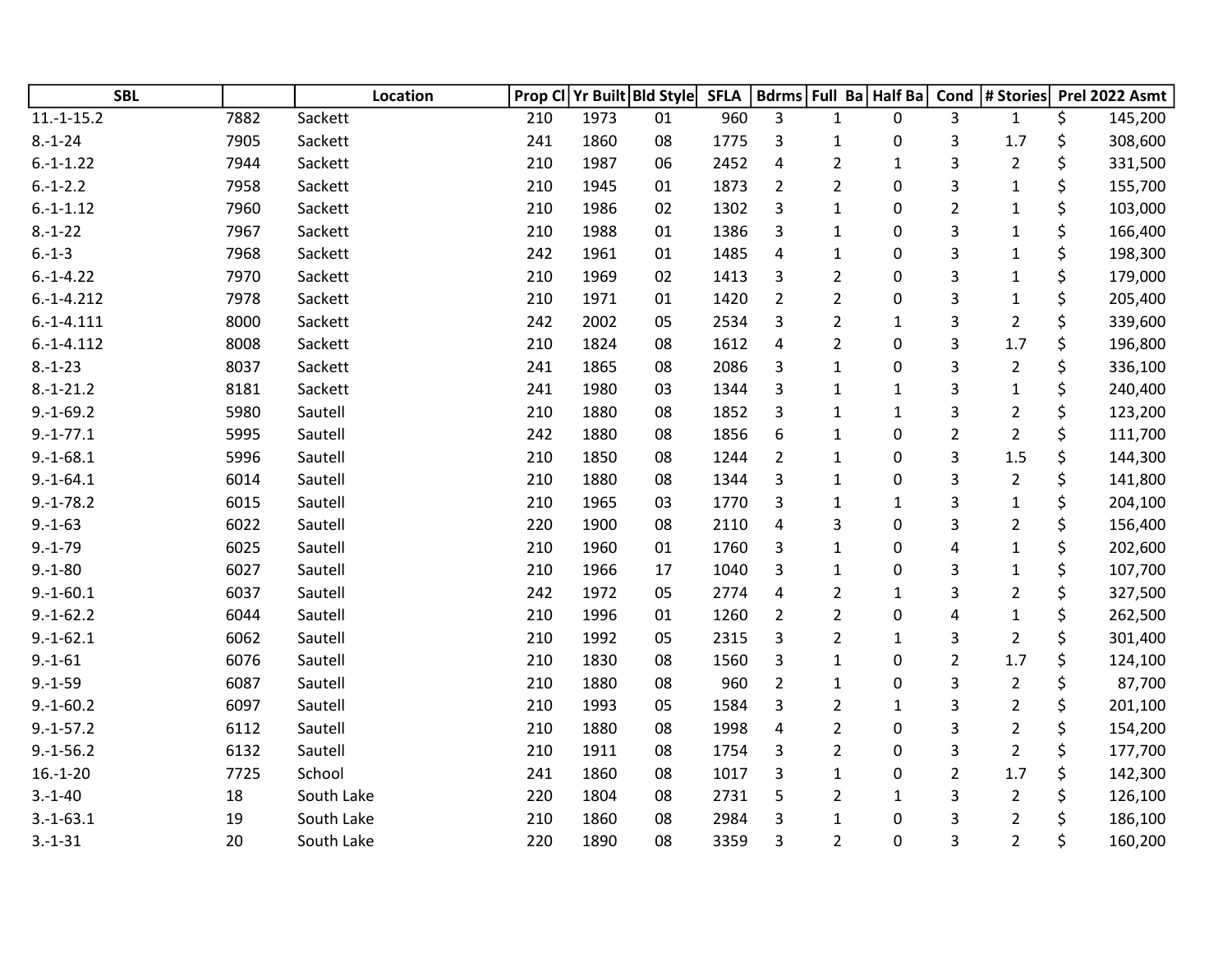| SBL | | Location | Prop Cl | Yr Built | Bld Style | SFLA | Bdrms | Full Ba | Half Ba | Cond | # Stories | Prel 2022 Asmt |
|---|---|---|---|---|---|---|---|---|---|---|---|---|
| 11.-1-15.2 | 7882 | Sackett | 210 | 1973 | 01 | 960 | 3 | 1 | 0 | 3 | 1 | $ 145,200 |
| 8.-1-24 | 7905 | Sackett | 241 | 1860 | 08 | 1775 | 3 | 1 | 0 | 3 | 1.7 | $ 308,600 |
| 6.-1-1.22 | 7944 | Sackett | 210 | 1987 | 06 | 2452 | 4 | 2 | 1 | 3 | 2 | $ 331,500 |
| 6.-1-2.2 | 7958 | Sackett | 210 | 1945 | 01 | 1873 | 2 | 2 | 0 | 3 | 1 | $ 155,700 |
| 6.-1-1.12 | 7960 | Sackett | 210 | 1986 | 02 | 1302 | 3 | 1 | 0 | 2 | 1 | $ 103,000 |
| 8.-1-22 | 7967 | Sackett | 210 | 1988 | 01 | 1386 | 3 | 1 | 0 | 3 | 1 | $ 166,400 |
| 6.-1-3 | 7968 | Sackett | 242 | 1961 | 01 | 1485 | 4 | 1 | 0 | 3 | 1 | $ 198,300 |
| 6.-1-4.22 | 7970 | Sackett | 210 | 1969 | 02 | 1413 | 3 | 2 | 0 | 3 | 1 | $ 179,000 |
| 6.-1-4.212 | 7978 | Sackett | 210 | 1971 | 01 | 1420 | 2 | 2 | 0 | 3 | 1 | $ 205,400 |
| 6.-1-4.111 | 8000 | Sackett | 242 | 2002 | 05 | 2534 | 3 | 2 | 1 | 3 | 2 | $ 339,600 |
| 6.-1-4.112 | 8008 | Sackett | 210 | 1824 | 08 | 1612 | 4 | 2 | 0 | 3 | 1.7 | $ 196,800 |
| 8.-1-23 | 8037 | Sackett | 241 | 1865 | 08 | 2086 | 3 | 1 | 0 | 3 | 2 | $ 336,100 |
| 8.-1-21.2 | 8181 | Sackett | 241 | 1980 | 03 | 1344 | 3 | 1 | 1 | 3 | 1 | $ 240,400 |
| 9.-1-69.2 | 5980 | Sautell | 210 | 1880 | 08 | 1852 | 3 | 1 | 1 | 3 | 2 | $ 123,200 |
| 9.-1-77.1 | 5995 | Sautell | 242 | 1880 | 08 | 1856 | 6 | 1 | 0 | 2 | 2 | $ 111,700 |
| 9.-1-68.1 | 5996 | Sautell | 210 | 1850 | 08 | 1244 | 2 | 1 | 0 | 3 | 1.5 | $ 144,300 |
| 9.-1-64.1 | 6014 | Sautell | 210 | 1880 | 08 | 1344 | 3 | 1 | 0 | 3 | 2 | $ 141,800 |
| 9.-1-78.2 | 6015 | Sautell | 210 | 1965 | 03 | 1770 | 3 | 1 | 1 | 3 | 1 | $ 204,100 |
| 9.-1-63 | 6022 | Sautell | 220 | 1900 | 08 | 2110 | 4 | 3 | 0 | 3 | 2 | $ 156,400 |
| 9.-1-79 | 6025 | Sautell | 210 | 1960 | 01 | 1760 | 3 | 1 | 0 | 4 | 1 | $ 202,600 |
| 9.-1-80 | 6027 | Sautell | 210 | 1966 | 17 | 1040 | 3 | 1 | 0 | 3 | 1 | $ 107,700 |
| 9.-1-60.1 | 6037 | Sautell | 242 | 1972 | 05 | 2774 | 4 | 2 | 1 | 3 | 2 | $ 327,500 |
| 9.-1-62.2 | 6044 | Sautell | 210 | 1996 | 01 | 1260 | 2 | 2 | 0 | 4 | 1 | $ 262,500 |
| 9.-1-62.1 | 6062 | Sautell | 210 | 1992 | 05 | 2315 | 3 | 2 | 1 | 3 | 2 | $ 301,400 |
| 9.-1-61 | 6076 | Sautell | 210 | 1830 | 08 | 1560 | 3 | 1 | 0 | 2 | 1.7 | $ 124,100 |
| 9.-1-59 | 6087 | Sautell | 210 | 1880 | 08 | 960 | 2 | 1 | 0 | 3 | 2 | $ 87,700 |
| 9.-1-60.2 | 6097 | Sautell | 210 | 1993 | 05 | 1584 | 3 | 2 | 1 | 3 | 2 | $ 201,100 |
| 9.-1-57.2 | 6112 | Sautell | 210 | 1880 | 08 | 1998 | 4 | 2 | 0 | 3 | 2 | $ 154,200 |
| 9.-1-56.2 | 6132 | Sautell | 210 | 1911 | 08 | 1754 | 3 | 2 | 0 | 3 | 2 | $ 177,700 |
| 16.-1-20 | 7725 | School | 241 | 1860 | 08 | 1017 | 3 | 1 | 0 | 2 | 1.7 | $ 142,300 |
| 3.-1-40 | 18 | South Lake | 220 | 1804 | 08 | 2731 | 5 | 2 | 1 | 3 | 2 | $ 126,100 |
| 3.-1-63.1 | 19 | South Lake | 210 | 1860 | 08 | 2984 | 3 | 1 | 0 | 3 | 2 | $ 186,100 |
| 3.-1-31 | 20 | South Lake | 220 | 1890 | 08 | 3359 | 3 | 2 | 0 | 3 | 2 | $ 160,200 |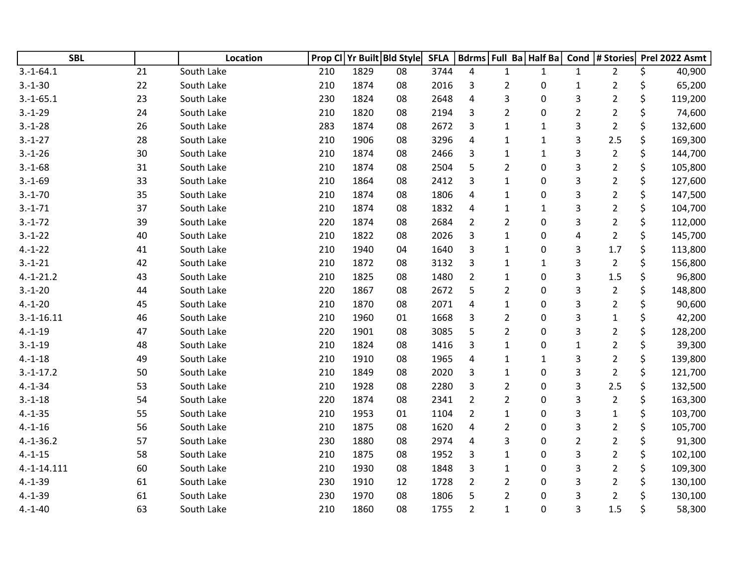| SBL | | Location | Prop Cl | Yr Built | Bld Style | SFLA | Bdrms | Full Ba | Half Ba | Cond | # Stories | Prel 2022 Asmt |
|---|---|---|---|---|---|---|---|---|---|---|---|---|
| 3.-1-64.1 | 21 | South Lake | 210 | 1829 | 08 | 3744 | 4 | 1 | 1 | 1 | 2 | $ 40,900 |
| 3.-1-30 | 22 | South Lake | 210 | 1874 | 08 | 2016 | 3 | 2 | 0 | 1 | 2 | $ 65,200 |
| 3.-1-65.1 | 23 | South Lake | 230 | 1824 | 08 | 2648 | 4 | 3 | 0 | 3 | 2 | $ 119,200 |
| 3.-1-29 | 24 | South Lake | 210 | 1820 | 08 | 2194 | 3 | 2 | 0 | 2 | 2 | $ 74,600 |
| 3.-1-28 | 26 | South Lake | 283 | 1874 | 08 | 2672 | 3 | 1 | 1 | 3 | 2 | $ 132,600 |
| 3.-1-27 | 28 | South Lake | 210 | 1906 | 08 | 3296 | 4 | 1 | 1 | 3 | 2.5 | $ 169,300 |
| 3.-1-26 | 30 | South Lake | 210 | 1874 | 08 | 2466 | 3 | 1 | 1 | 3 | 2 | $ 144,700 |
| 3.-1-68 | 31 | South Lake | 210 | 1874 | 08 | 2504 | 5 | 2 | 0 | 3 | 2 | $ 105,800 |
| 3.-1-69 | 33 | South Lake | 210 | 1864 | 08 | 2412 | 3 | 1 | 0 | 3 | 2 | $ 127,600 |
| 3.-1-70 | 35 | South Lake | 210 | 1874 | 08 | 1806 | 4 | 1 | 0 | 3 | 2 | $ 147,500 |
| 3.-1-71 | 37 | South Lake | 210 | 1874 | 08 | 1832 | 4 | 1 | 1 | 3 | 2 | $ 104,700 |
| 3.-1-72 | 39 | South Lake | 220 | 1874 | 08 | 2684 | 2 | 2 | 0 | 3 | 2 | $ 112,000 |
| 3.-1-22 | 40 | South Lake | 210 | 1822 | 08 | 2026 | 3 | 1 | 0 | 4 | 2 | $ 145,700 |
| 4.-1-22 | 41 | South Lake | 210 | 1940 | 04 | 1640 | 3 | 1 | 0 | 3 | 1.7 | $ 113,800 |
| 3.-1-21 | 42 | South Lake | 210 | 1872 | 08 | 3132 | 3 | 1 | 1 | 3 | 2 | $ 156,800 |
| 4.-1-21.2 | 43 | South Lake | 210 | 1825 | 08 | 1480 | 2 | 1 | 0 | 3 | 1.5 | $ 96,800 |
| 3.-1-20 | 44 | South Lake | 220 | 1867 | 08 | 2672 | 5 | 2 | 0 | 3 | 2 | $ 148,800 |
| 4.-1-20 | 45 | South Lake | 210 | 1870 | 08 | 2071 | 4 | 1 | 0 | 3 | 2 | $ 90,600 |
| 3.-1-16.11 | 46 | South Lake | 210 | 1960 | 01 | 1668 | 3 | 2 | 0 | 3 | 1 | $ 42,200 |
| 4.-1-19 | 47 | South Lake | 220 | 1901 | 08 | 3085 | 5 | 2 | 0 | 3 | 2 | $ 128,200 |
| 3.-1-19 | 48 | South Lake | 210 | 1824 | 08 | 1416 | 3 | 1 | 0 | 1 | 2 | $ 39,300 |
| 4.-1-18 | 49 | South Lake | 210 | 1910 | 08 | 1965 | 4 | 1 | 1 | 3 | 2 | $ 139,800 |
| 3.-1-17.2 | 50 | South Lake | 210 | 1849 | 08 | 2020 | 3 | 1 | 0 | 3 | 2 | $ 121,700 |
| 4.-1-34 | 53 | South Lake | 210 | 1928 | 08 | 2280 | 3 | 2 | 0 | 3 | 2.5 | $ 132,500 |
| 3.-1-18 | 54 | South Lake | 220 | 1874 | 08 | 2341 | 2 | 2 | 0 | 3 | 2 | $ 163,300 |
| 4.-1-35 | 55 | South Lake | 210 | 1953 | 01 | 1104 | 2 | 1 | 0 | 3 | 1 | $ 103,700 |
| 4.-1-16 | 56 | South Lake | 210 | 1875 | 08 | 1620 | 4 | 2 | 0 | 3 | 2 | $ 105,700 |
| 4.-1-36.2 | 57 | South Lake | 230 | 1880 | 08 | 2974 | 4 | 3 | 0 | 2 | 2 | $ 91,300 |
| 4.-1-15 | 58 | South Lake | 210 | 1875 | 08 | 1952 | 3 | 1 | 0 | 3 | 2 | $ 102,100 |
| 4.-1-14.111 | 60 | South Lake | 210 | 1930 | 08 | 1848 | 3 | 1 | 0 | 3 | 2 | $ 109,300 |
| 4.-1-39 | 61 | South Lake | 230 | 1910 | 12 | 1728 | 2 | 2 | 0 | 3 | 2 | $ 130,100 |
| 4.-1-39 | 61 | South Lake | 230 | 1970 | 08 | 1806 | 5 | 2 | 0 | 3 | 2 | $ 130,100 |
| 4.-1-40 | 63 | South Lake | 210 | 1860 | 08 | 1755 | 2 | 1 | 0 | 3 | 1.5 | $ 58,300 |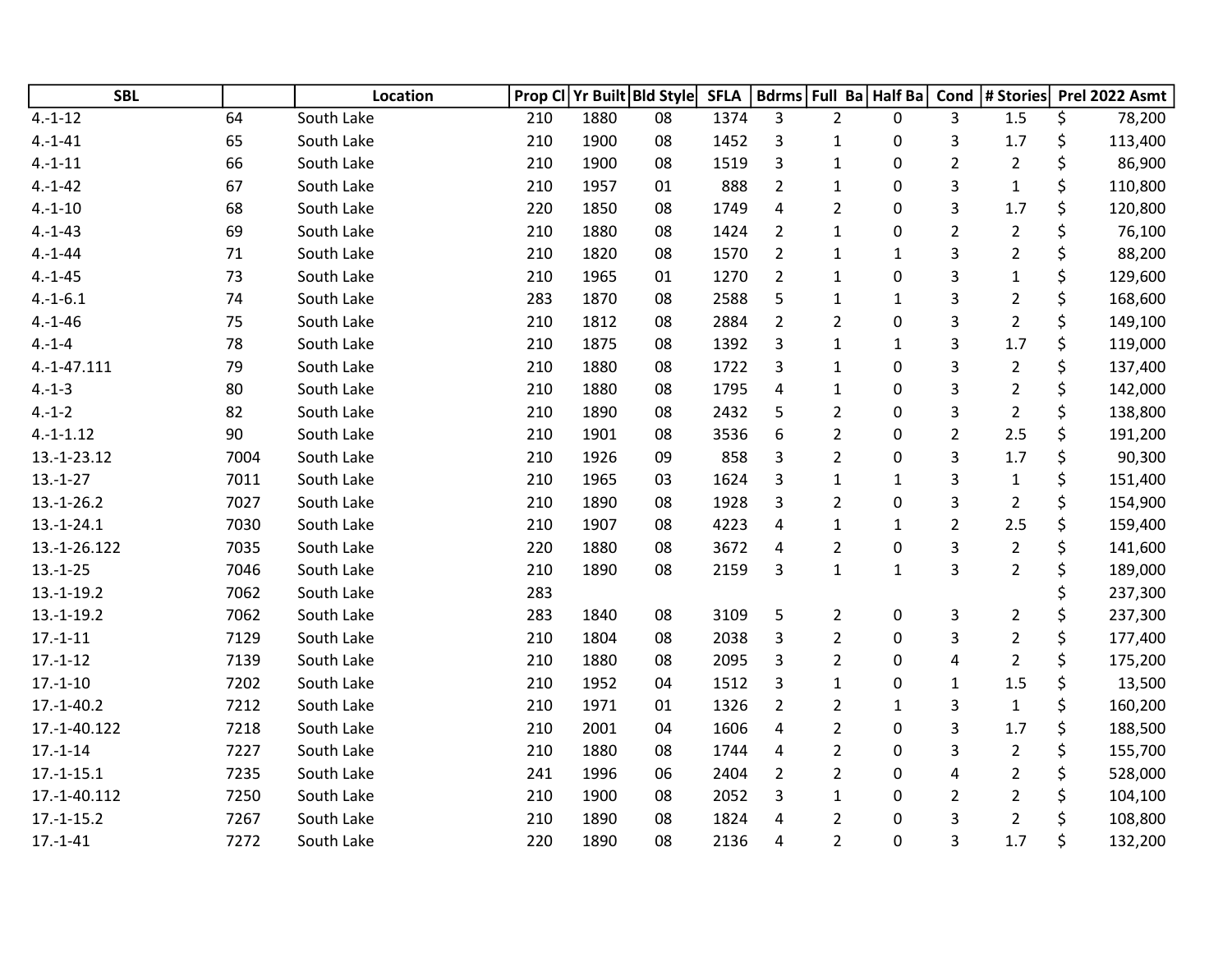| SBL | | Location | Prop Cl | Yr Built | Bld Style | SFLA | Bdrms | Full Ba | Half Ba | Cond | # Stories | Prel 2022 Asmt |
|---|---|---|---|---|---|---|---|---|---|---|---|---|
| 4.-1-12 | 64 | South Lake | 210 | 1880 | 08 | 1374 | 3 | 2 | 0 | 3 | 1.5 | $ 78,200 |
| 4.-1-41 | 65 | South Lake | 210 | 1900 | 08 | 1452 | 3 | 1 | 0 | 3 | 1.7 | $ 113,400 |
| 4.-1-11 | 66 | South Lake | 210 | 1900 | 08 | 1519 | 3 | 1 | 0 | 2 | 2 | $ 86,900 |
| 4.-1-42 | 67 | South Lake | 210 | 1957 | 01 | 888 | 2 | 1 | 0 | 3 | 1 | $ 110,800 |
| 4.-1-10 | 68 | South Lake | 220 | 1850 | 08 | 1749 | 4 | 2 | 0 | 3 | 1.7 | $ 120,800 |
| 4.-1-43 | 69 | South Lake | 210 | 1880 | 08 | 1424 | 2 | 1 | 0 | 2 | 2 | $ 76,100 |
| 4.-1-44 | 71 | South Lake | 210 | 1820 | 08 | 1570 | 2 | 1 | 1 | 3 | 2 | $ 88,200 |
| 4.-1-45 | 73 | South Lake | 210 | 1965 | 01 | 1270 | 2 | 1 | 0 | 3 | 1 | $ 129,600 |
| 4.-1-6.1 | 74 | South Lake | 283 | 1870 | 08 | 2588 | 5 | 1 | 1 | 3 | 2 | $ 168,600 |
| 4.-1-46 | 75 | South Lake | 210 | 1812 | 08 | 2884 | 2 | 2 | 0 | 3 | 2 | $ 149,100 |
| 4.-1-4 | 78 | South Lake | 210 | 1875 | 08 | 1392 | 3 | 1 | 1 | 3 | 1.7 | $ 119,000 |
| 4.-1-47.111 | 79 | South Lake | 210 | 1880 | 08 | 1722 | 3 | 1 | 0 | 3 | 2 | $ 137,400 |
| 4.-1-3 | 80 | South Lake | 210 | 1880 | 08 | 1795 | 4 | 1 | 0 | 3 | 2 | $ 142,000 |
| 4.-1-2 | 82 | South Lake | 210 | 1890 | 08 | 2432 | 5 | 2 | 0 | 3 | 2 | $ 138,800 |
| 4.-1-1.12 | 90 | South Lake | 210 | 1901 | 08 | 3536 | 6 | 2 | 0 | 2 | 2.5 | $ 191,200 |
| 13.-1-23.12 | 7004 | South Lake | 210 | 1926 | 09 | 858 | 3 | 2 | 0 | 3 | 1.7 | $ 90,300 |
| 13.-1-27 | 7011 | South Lake | 210 | 1965 | 03 | 1624 | 3 | 1 | 1 | 3 | 1 | $ 151,400 |
| 13.-1-26.2 | 7027 | South Lake | 210 | 1890 | 08 | 1928 | 3 | 2 | 0 | 3 | 2 | $ 154,900 |
| 13.-1-24.1 | 7030 | South Lake | 210 | 1907 | 08 | 4223 | 4 | 1 | 1 | 2 | 2.5 | $ 159,400 |
| 13.-1-26.122 | 7035 | South Lake | 220 | 1880 | 08 | 3672 | 4 | 2 | 0 | 3 | 2 | $ 141,600 |
| 13.-1-25 | 7046 | South Lake | 210 | 1890 | 08 | 2159 | 3 | 1 | 1 | 3 | 2 | $ 189,000 |
| 13.-1-19.2 | 7062 | South Lake | 283 | | | | | | | | | $ 237,300 |
| 13.-1-19.2 | 7062 | South Lake | 283 | 1840 | 08 | 3109 | 5 | 2 | 0 | 3 | 2 | $ 237,300 |
| 17.-1-11 | 7129 | South Lake | 210 | 1804 | 08 | 2038 | 3 | 2 | 0 | 3 | 2 | $ 177,400 |
| 17.-1-12 | 7139 | South Lake | 210 | 1880 | 08 | 2095 | 3 | 2 | 0 | 4 | 2 | $ 175,200 |
| 17.-1-10 | 7202 | South Lake | 210 | 1952 | 04 | 1512 | 3 | 1 | 0 | 1 | 1.5 | $ 13,500 |
| 17.-1-40.2 | 7212 | South Lake | 210 | 1971 | 01 | 1326 | 2 | 2 | 1 | 3 | 1 | $ 160,200 |
| 17.-1-40.122 | 7218 | South Lake | 210 | 2001 | 04 | 1606 | 4 | 2 | 0 | 3 | 1.7 | $ 188,500 |
| 17.-1-14 | 7227 | South Lake | 210 | 1880 | 08 | 1744 | 4 | 2 | 0 | 3 | 2 | $ 155,700 |
| 17.-1-15.1 | 7235 | South Lake | 241 | 1996 | 06 | 2404 | 2 | 2 | 0 | 4 | 2 | $ 528,000 |
| 17.-1-40.112 | 7250 | South Lake | 210 | 1900 | 08 | 2052 | 3 | 1 | 0 | 2 | 2 | $ 104,100 |
| 17.-1-15.2 | 7267 | South Lake | 210 | 1890 | 08 | 1824 | 4 | 2 | 0 | 3 | 2 | $ 108,800 |
| 17.-1-41 | 7272 | South Lake | 220 | 1890 | 08 | 2136 | 4 | 2 | 0 | 3 | 1.7 | $ 132,200 |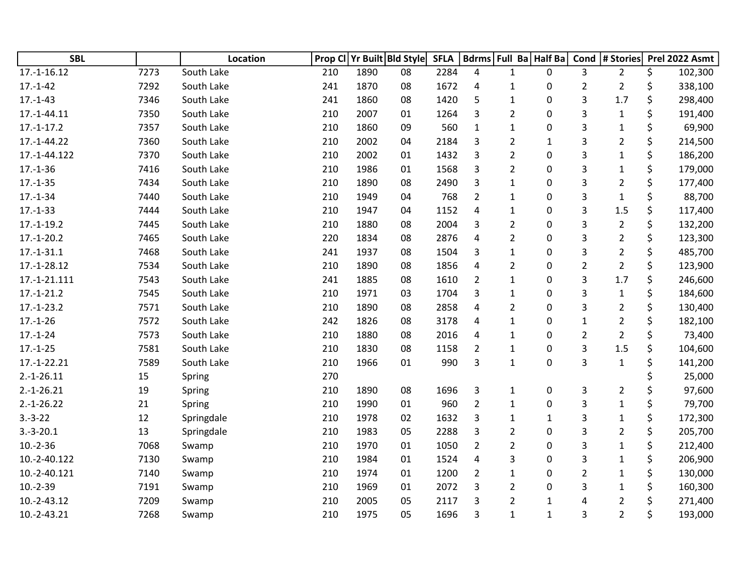| SBL | | Location | Prop Cl | Yr Built | Bld Style | SFLA | Bdrms | Full Ba | Half Ba | Cond | # Stories | Prel 2022 Asmt |
|---|---|---|---|---|---|---|---|---|---|---|---|---|
| 17.-1-16.12 | 7273 | South Lake | 210 | 1890 | 08 | 2284 | 4 | 1 | 0 | 3 | 2 | $ 102,300 |
| 17.-1-42 | 7292 | South Lake | 241 | 1870 | 08 | 1672 | 4 | 1 | 0 | 2 | 2 | $ 338,100 |
| 17.-1-43 | 7346 | South Lake | 241 | 1860 | 08 | 1420 | 5 | 1 | 0 | 3 | 1.7 | $ 298,400 |
| 17.-1-44.11 | 7350 | South Lake | 210 | 2007 | 01 | 1264 | 3 | 2 | 0 | 3 | 1 | $ 191,400 |
| 17.-1-17.2 | 7357 | South Lake | 210 | 1860 | 09 | 560 | 1 | 1 | 0 | 3 | 1 | $ 69,900 |
| 17.-1-44.22 | 7360 | South Lake | 210 | 2002 | 04 | 2184 | 3 | 2 | 1 | 3 | 2 | $ 214,500 |
| 17.-1-44.122 | 7370 | South Lake | 210 | 2002 | 01 | 1432 | 3 | 2 | 0 | 3 | 1 | $ 186,200 |
| 17.-1-36 | 7416 | South Lake | 210 | 1986 | 01 | 1568 | 3 | 2 | 0 | 3 | 1 | $ 179,000 |
| 17.-1-35 | 7434 | South Lake | 210 | 1890 | 08 | 2490 | 3 | 1 | 0 | 3 | 2 | $ 177,400 |
| 17.-1-34 | 7440 | South Lake | 210 | 1949 | 04 | 768 | 2 | 1 | 0 | 3 | 1 | $ 88,700 |
| 17.-1-33 | 7444 | South Lake | 210 | 1947 | 04 | 1152 | 4 | 1 | 0 | 3 | 1.5 | $ 117,400 |
| 17.-1-19.2 | 7445 | South Lake | 210 | 1880 | 08 | 2004 | 3 | 2 | 0 | 3 | 2 | $ 132,200 |
| 17.-1-20.2 | 7465 | South Lake | 220 | 1834 | 08 | 2876 | 4 | 2 | 0 | 3 | 2 | $ 123,300 |
| 17.-1-31.1 | 7468 | South Lake | 241 | 1937 | 08 | 1504 | 3 | 1 | 0 | 3 | 2 | $ 485,700 |
| 17.-1-28.12 | 7534 | South Lake | 210 | 1890 | 08 | 1856 | 4 | 2 | 0 | 2 | 2 | $ 123,900 |
| 17.-1-21.111 | 7543 | South Lake | 241 | 1885 | 08 | 1610 | 2 | 1 | 0 | 3 | 1.7 | $ 246,600 |
| 17.-1-21.2 | 7545 | South Lake | 210 | 1971 | 03 | 1704 | 3 | 1 | 0 | 3 | 1 | $ 184,600 |
| 17.-1-23.2 | 7571 | South Lake | 210 | 1890 | 08 | 2858 | 4 | 2 | 0 | 3 | 2 | $ 130,400 |
| 17.-1-26 | 7572 | South Lake | 242 | 1826 | 08 | 3178 | 4 | 1 | 0 | 1 | 2 | $ 182,100 |
| 17.-1-24 | 7573 | South Lake | 210 | 1880 | 08 | 2016 | 4 | 1 | 0 | 2 | 2 | $ 73,400 |
| 17.-1-25 | 7581 | South Lake | 210 | 1830 | 08 | 1158 | 2 | 1 | 0 | 3 | 1.5 | $ 104,600 |
| 17.-1-22.21 | 7589 | South Lake | 210 | 1966 | 01 | 990 | 3 | 1 | 0 | 3 | 1 | $ 141,200 |
| 2.-1-26.11 | 15 | Spring | 270 | | | | | | | | | $ 25,000 |
| 2.-1-26.21 | 19 | Spring | 210 | 1890 | 08 | 1696 | 3 | 1 | 0 | 3 | 2 | $ 97,600 |
| 2.-1-26.22 | 21 | Spring | 210 | 1990 | 01 | 960 | 2 | 1 | 0 | 3 | 1 | $ 79,700 |
| 3.-3-22 | 12 | Springdale | 210 | 1978 | 02 | 1632 | 3 | 1 | 1 | 3 | 1 | $ 172,300 |
| 3.-3-20.1 | 13 | Springdale | 210 | 1983 | 05 | 2288 | 3 | 2 | 0 | 3 | 2 | $ 205,700 |
| 10.-2-36 | 7068 | Swamp | 210 | 1970 | 01 | 1050 | 2 | 2 | 0 | 3 | 1 | $ 212,400 |
| 10.-2-40.122 | 7130 | Swamp | 210 | 1984 | 01 | 1524 | 4 | 3 | 0 | 3 | 1 | $ 206,900 |
| 10.-2-40.121 | 7140 | Swamp | 210 | 1974 | 01 | 1200 | 2 | 1 | 0 | 2 | 1 | $ 130,000 |
| 10.-2-39 | 7191 | Swamp | 210 | 1969 | 01 | 2072 | 3 | 2 | 0 | 3 | 1 | $ 160,300 |
| 10.-2-43.12 | 7209 | Swamp | 210 | 2005 | 05 | 2117 | 3 | 2 | 1 | 4 | 2 | $ 271,400 |
| 10.-2-43.21 | 7268 | Swamp | 210 | 1975 | 05 | 1696 | 3 | 1 | 1 | 3 | 2 | $ 193,000 |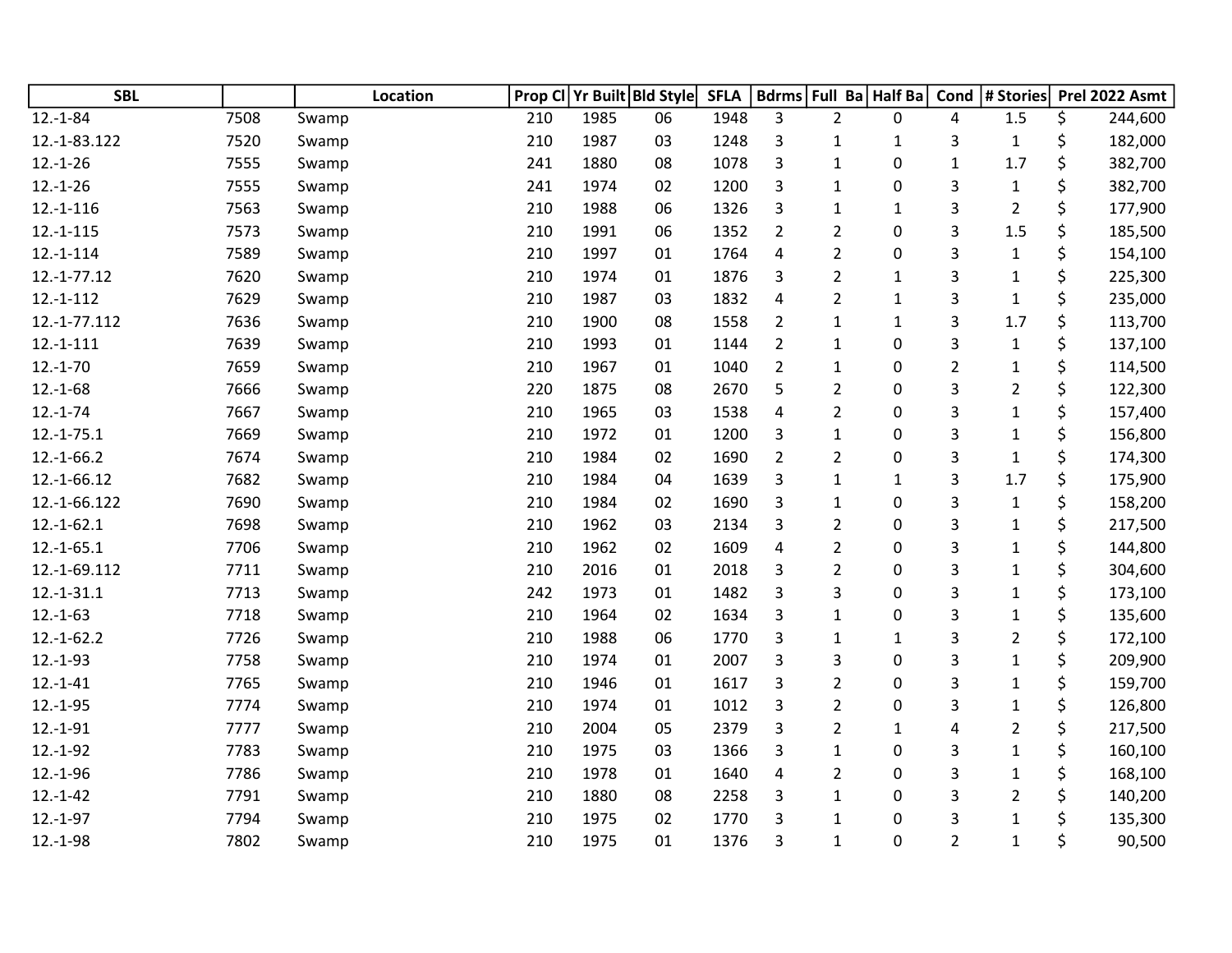| SBL | | Location | Prop Cl | Yr Built | Bld Style | SFLA | Bdrms | Full Ba | Half Ba | Cond | # Stories | Prel 2022 Asmt |
|---|---|---|---|---|---|---|---|---|---|---|---|---|
| 12.-1-84 | 7508 | Swamp | 210 | 1985 | 06 | 1948 | 3 | 2 | 0 | 4 | 1.5 | $ 244,600 |
| 12.-1-83.122 | 7520 | Swamp | 210 | 1987 | 03 | 1248 | 3 | 1 | 1 | 3 | 1 | $ 182,000 |
| 12.-1-26 | 7555 | Swamp | 241 | 1880 | 08 | 1078 | 3 | 1 | 0 | 1 | 1.7 | $ 382,700 |
| 12.-1-26 | 7555 | Swamp | 241 | 1974 | 02 | 1200 | 3 | 1 | 0 | 3 | 1 | $ 382,700 |
| 12.-1-116 | 7563 | Swamp | 210 | 1988 | 06 | 1326 | 3 | 1 | 1 | 3 | 2 | $ 177,900 |
| 12.-1-115 | 7573 | Swamp | 210 | 1991 | 06 | 1352 | 2 | 2 | 0 | 3 | 1.5 | $ 185,500 |
| 12.-1-114 | 7589 | Swamp | 210 | 1997 | 01 | 1764 | 4 | 2 | 0 | 3 | 1 | $ 154,100 |
| 12.-1-77.12 | 7620 | Swamp | 210 | 1974 | 01 | 1876 | 3 | 2 | 1 | 3 | 1 | $ 225,300 |
| 12.-1-112 | 7629 | Swamp | 210 | 1987 | 03 | 1832 | 4 | 2 | 1 | 3 | 1 | $ 235,000 |
| 12.-1-77.112 | 7636 | Swamp | 210 | 1900 | 08 | 1558 | 2 | 1 | 1 | 3 | 1.7 | $ 113,700 |
| 12.-1-111 | 7639 | Swamp | 210 | 1993 | 01 | 1144 | 2 | 1 | 0 | 3 | 1 | $ 137,100 |
| 12.-1-70 | 7659 | Swamp | 210 | 1967 | 01 | 1040 | 2 | 1 | 0 | 2 | 1 | $ 114,500 |
| 12.-1-68 | 7666 | Swamp | 220 | 1875 | 08 | 2670 | 5 | 2 | 0 | 3 | 2 | $ 122,300 |
| 12.-1-74 | 7667 | Swamp | 210 | 1965 | 03 | 1538 | 4 | 2 | 0 | 3 | 1 | $ 157,400 |
| 12.-1-75.1 | 7669 | Swamp | 210 | 1972 | 01 | 1200 | 3 | 1 | 0 | 3 | 1 | $ 156,800 |
| 12.-1-66.2 | 7674 | Swamp | 210 | 1984 | 02 | 1690 | 2 | 2 | 0 | 3 | 1 | $ 174,300 |
| 12.-1-66.12 | 7682 | Swamp | 210 | 1984 | 04 | 1639 | 3 | 1 | 1 | 3 | 1.7 | $ 175,900 |
| 12.-1-66.122 | 7690 | Swamp | 210 | 1984 | 02 | 1690 | 3 | 1 | 0 | 3 | 1 | $ 158,200 |
| 12.-1-62.1 | 7698 | Swamp | 210 | 1962 | 03 | 2134 | 3 | 2 | 0 | 3 | 1 | $ 217,500 |
| 12.-1-65.1 | 7706 | Swamp | 210 | 1962 | 02 | 1609 | 4 | 2 | 0 | 3 | 1 | $ 144,800 |
| 12.-1-69.112 | 7711 | Swamp | 210 | 2016 | 01 | 2018 | 3 | 2 | 0 | 3 | 1 | $ 304,600 |
| 12.-1-31.1 | 7713 | Swamp | 242 | 1973 | 01 | 1482 | 3 | 3 | 0 | 3 | 1 | $ 173,100 |
| 12.-1-63 | 7718 | Swamp | 210 | 1964 | 02 | 1634 | 3 | 1 | 0 | 3 | 1 | $ 135,600 |
| 12.-1-62.2 | 7726 | Swamp | 210 | 1988 | 06 | 1770 | 3 | 1 | 1 | 3 | 2 | $ 172,100 |
| 12.-1-93 | 7758 | Swamp | 210 | 1974 | 01 | 2007 | 3 | 3 | 0 | 3 | 1 | $ 209,900 |
| 12.-1-41 | 7765 | Swamp | 210 | 1946 | 01 | 1617 | 3 | 2 | 0 | 3 | 1 | $ 159,700 |
| 12.-1-95 | 7774 | Swamp | 210 | 1974 | 01 | 1012 | 3 | 2 | 0 | 3 | 1 | $ 126,800 |
| 12.-1-91 | 7777 | Swamp | 210 | 2004 | 05 | 2379 | 3 | 2 | 1 | 4 | 2 | $ 217,500 |
| 12.-1-92 | 7783 | Swamp | 210 | 1975 | 03 | 1366 | 3 | 1 | 0 | 3 | 1 | $ 160,100 |
| 12.-1-96 | 7786 | Swamp | 210 | 1978 | 01 | 1640 | 4 | 2 | 0 | 3 | 1 | $ 168,100 |
| 12.-1-42 | 7791 | Swamp | 210 | 1880 | 08 | 2258 | 3 | 1 | 0 | 3 | 2 | $ 140,200 |
| 12.-1-97 | 7794 | Swamp | 210 | 1975 | 02 | 1770 | 3 | 1 | 0 | 3 | 1 | $ 135,300 |
| 12.-1-98 | 7802 | Swamp | 210 | 1975 | 01 | 1376 | 3 | 1 | 0 | 2 | 1 | $ 90,500 |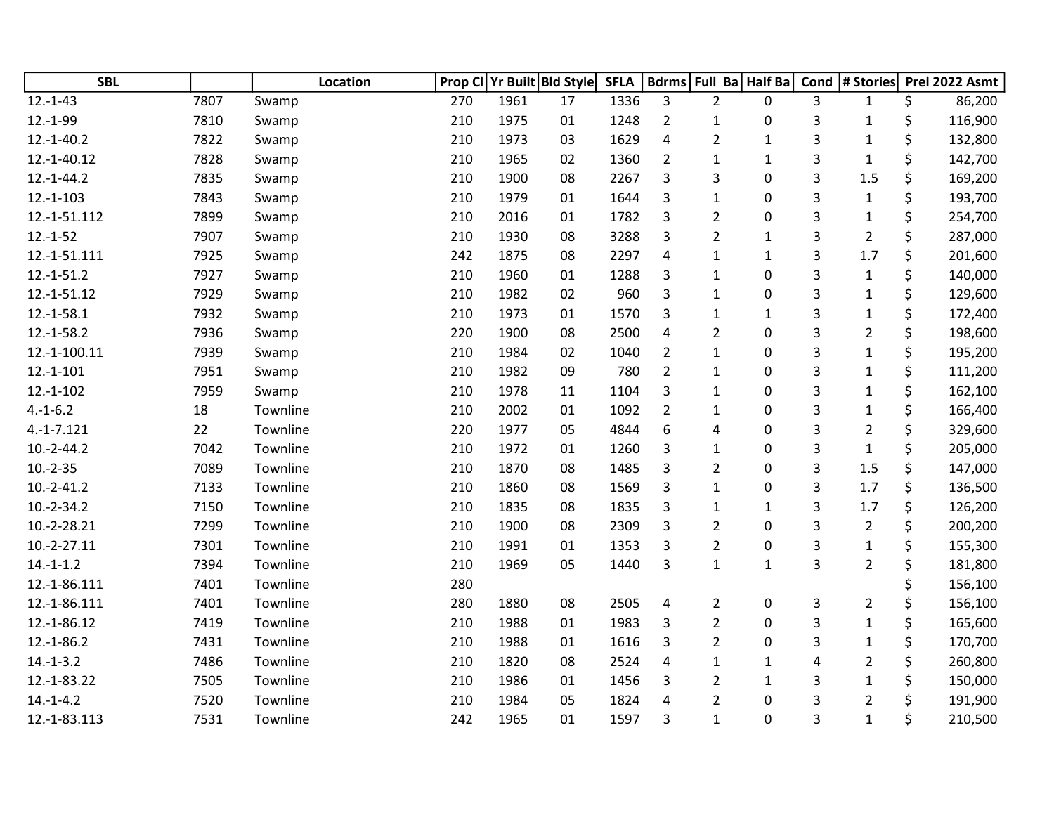| SBL | | Location | Prop Cl | Yr Built | Bld Style | SFLA | Bdrms | Full Ba | Half Ba | Cond | # Stories | Prel 2022 Asmt |
|---|---|---|---|---|---|---|---|---|---|---|---|---|
| 12.-1-43 | 7807 | Swamp | 270 | 1961 | 17 | 1336 | 3 | 2 | 0 | 3 | 1 | $ 86,200 |
| 12.-1-99 | 7810 | Swamp | 210 | 1975 | 01 | 1248 | 2 | 1 | 0 | 3 | 1 | $ 116,900 |
| 12.-1-40.2 | 7822 | Swamp | 210 | 1973 | 03 | 1629 | 4 | 2 | 1 | 3 | 1 | $ 132,800 |
| 12.-1-40.12 | 7828 | Swamp | 210 | 1965 | 02 | 1360 | 2 | 1 | 1 | 3 | 1 | $ 142,700 |
| 12.-1-44.2 | 7835 | Swamp | 210 | 1900 | 08 | 2267 | 3 | 3 | 0 | 3 | 1.5 | $ 169,200 |
| 12.-1-103 | 7843 | Swamp | 210 | 1979 | 01 | 1644 | 3 | 1 | 0 | 3 | 1 | $ 193,700 |
| 12.-1-51.112 | 7899 | Swamp | 210 | 2016 | 01 | 1782 | 3 | 2 | 0 | 3 | 1 | $ 254,700 |
| 12.-1-52 | 7907 | Swamp | 210 | 1930 | 08 | 3288 | 3 | 2 | 1 | 3 | 2 | $ 287,000 |
| 12.-1-51.111 | 7925 | Swamp | 242 | 1875 | 08 | 2297 | 4 | 1 | 1 | 3 | 1.7 | $ 201,600 |
| 12.-1-51.2 | 7927 | Swamp | 210 | 1960 | 01 | 1288 | 3 | 1 | 0 | 3 | 1 | $ 140,000 |
| 12.-1-51.12 | 7929 | Swamp | 210 | 1982 | 02 | 960 | 3 | 1 | 0 | 3 | 1 | $ 129,600 |
| 12.-1-58.1 | 7932 | Swamp | 210 | 1973 | 01 | 1570 | 3 | 1 | 1 | 3 | 1 | $ 172,400 |
| 12.-1-58.2 | 7936 | Swamp | 220 | 1900 | 08 | 2500 | 4 | 2 | 0 | 3 | 2 | $ 198,600 |
| 12.-1-100.11 | 7939 | Swamp | 210 | 1984 | 02 | 1040 | 2 | 1 | 0 | 3 | 1 | $ 195,200 |
| 12.-1-101 | 7951 | Swamp | 210 | 1982 | 09 | 780 | 2 | 1 | 0 | 3 | 1 | $ 111,200 |
| 12.-1-102 | 7959 | Swamp | 210 | 1978 | 11 | 1104 | 3 | 1 | 0 | 3 | 1 | $ 162,100 |
| 4.-1-6.2 | 18 | Townline | 210 | 2002 | 01 | 1092 | 2 | 1 | 0 | 3 | 1 | $ 166,400 |
| 4.-1-7.121 | 22 | Townline | 220 | 1977 | 05 | 4844 | 6 | 4 | 0 | 3 | 2 | $ 329,600 |
| 10.-2-44.2 | 7042 | Townline | 210 | 1972 | 01 | 1260 | 3 | 1 | 0 | 3 | 1 | $ 205,000 |
| 10.-2-35 | 7089 | Townline | 210 | 1870 | 08 | 1485 | 3 | 2 | 0 | 3 | 1.5 | $ 147,000 |
| 10.-2-41.2 | 7133 | Townline | 210 | 1860 | 08 | 1569 | 3 | 1 | 0 | 3 | 1.7 | $ 136,500 |
| 10.-2-34.2 | 7150 | Townline | 210 | 1835 | 08 | 1835 | 3 | 1 | 1 | 3 | 1.7 | $ 126,200 |
| 10.-2-28.21 | 7299 | Townline | 210 | 1900 | 08 | 2309 | 3 | 2 | 0 | 3 | 2 | $ 200,200 |
| 10.-2-27.11 | 7301 | Townline | 210 | 1991 | 01 | 1353 | 3 | 2 | 0 | 3 | 1 | $ 155,300 |
| 14.-1-1.2 | 7394 | Townline | 210 | 1969 | 05 | 1440 | 3 | 1 | 1 | 3 | 2 | $ 181,800 |
| 12.-1-86.111 | 7401 | Townline | 280 | | | | | | | | | $ 156,100 |
| 12.-1-86.111 | 7401 | Townline | 280 | 1880 | 08 | 2505 | 4 | 2 | 0 | 3 | 2 | $ 156,100 |
| 12.-1-86.12 | 7419 | Townline | 210 | 1988 | 01 | 1983 | 3 | 2 | 0 | 3 | 1 | $ 165,600 |
| 12.-1-86.2 | 7431 | Townline | 210 | 1988 | 01 | 1616 | 3 | 2 | 0 | 3 | 1 | $ 170,700 |
| 14.-1-3.2 | 7486 | Townline | 210 | 1820 | 08 | 2524 | 4 | 1 | 1 | 4 | 2 | $ 260,800 |
| 12.-1-83.22 | 7505 | Townline | 210 | 1986 | 01 | 1456 | 3 | 2 | 1 | 3 | 1 | $ 150,000 |
| 14.-1-4.2 | 7520 | Townline | 210 | 1984 | 05 | 1824 | 4 | 2 | 0 | 3 | 2 | $ 191,900 |
| 12.-1-83.113 | 7531 | Townline | 242 | 1965 | 01 | 1597 | 3 | 1 | 0 | 3 | 1 | $ 210,500 |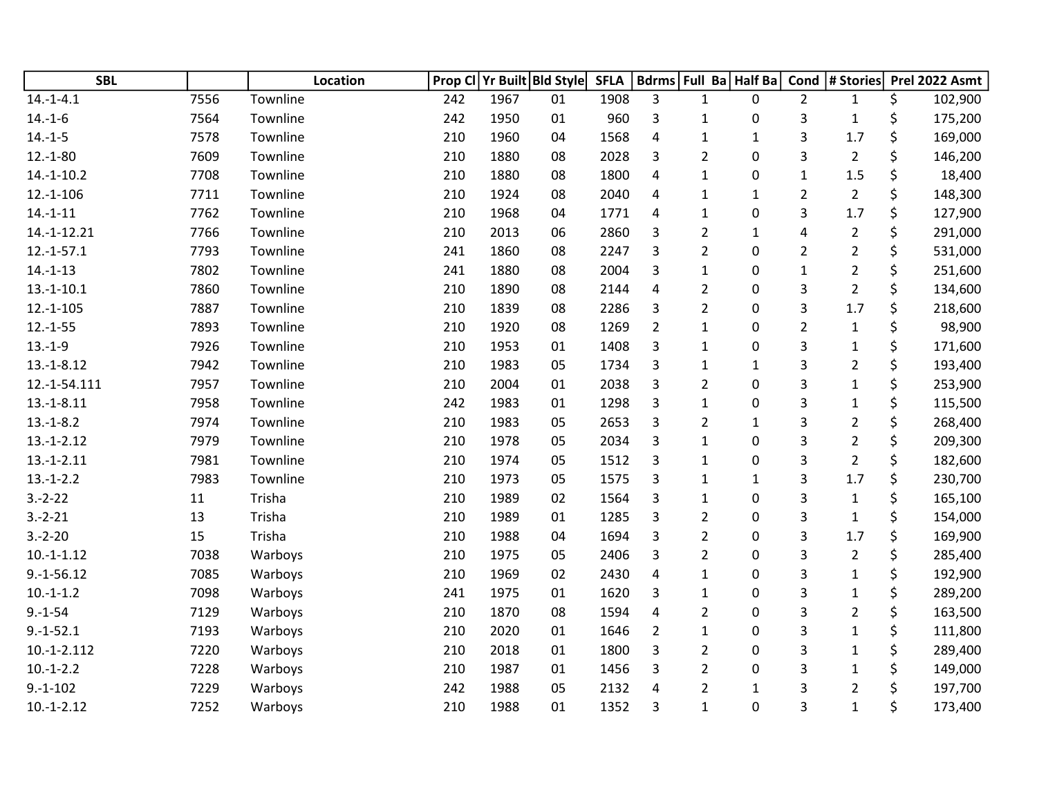| SBL | | Location | Prop Cl | Yr Built | Bld Style | SFLA | Bdrms | Full Ba | Half Ba | Cond | # Stories | Prel 2022 Asmt |
|---|---|---|---|---|---|---|---|---|---|---|---|---|
| 14.-1-4.1 | 7556 | Townline | 242 | 1967 | 01 | 1908 | 3 | 1 | 0 | 2 | 1 | $ 102,900 |
| 14.-1-6 | 7564 | Townline | 242 | 1950 | 01 | 960 | 3 | 1 | 0 | 3 | 1 | $ 175,200 |
| 14.-1-5 | 7578 | Townline | 210 | 1960 | 04 | 1568 | 4 | 1 | 1 | 3 | 1.7 | $ 169,000 |
| 12.-1-80 | 7609 | Townline | 210 | 1880 | 08 | 2028 | 3 | 2 | 0 | 3 | 2 | $ 146,200 |
| 14.-1-10.2 | 7708 | Townline | 210 | 1880 | 08 | 1800 | 4 | 1 | 0 | 1 | 1.5 | $ 18,400 |
| 12.-1-106 | 7711 | Townline | 210 | 1924 | 08 | 2040 | 4 | 1 | 1 | 2 | 2 | $ 148,300 |
| 14.-1-11 | 7762 | Townline | 210 | 1968 | 04 | 1771 | 4 | 1 | 0 | 3 | 1.7 | $ 127,900 |
| 14.-1-12.21 | 7766 | Townline | 210 | 2013 | 06 | 2860 | 3 | 2 | 1 | 4 | 2 | $ 291,000 |
| 12.-1-57.1 | 7793 | Townline | 241 | 1860 | 08 | 2247 | 3 | 2 | 0 | 2 | 2 | $ 531,000 |
| 14.-1-13 | 7802 | Townline | 241 | 1880 | 08 | 2004 | 3 | 1 | 0 | 1 | 2 | $ 251,600 |
| 13.-1-10.1 | 7860 | Townline | 210 | 1890 | 08 | 2144 | 4 | 2 | 0 | 3 | 2 | $ 134,600 |
| 12.-1-105 | 7887 | Townline | 210 | 1839 | 08 | 2286 | 3 | 2 | 0 | 3 | 1.7 | $ 218,600 |
| 12.-1-55 | 7893 | Townline | 210 | 1920 | 08 | 1269 | 2 | 1 | 0 | 2 | 1 | $ 98,900 |
| 13.-1-9 | 7926 | Townline | 210 | 1953 | 01 | 1408 | 3 | 1 | 0 | 3 | 1 | $ 171,600 |
| 13.-1-8.12 | 7942 | Townline | 210 | 1983 | 05 | 1734 | 3 | 1 | 1 | 3 | 2 | $ 193,400 |
| 12.-1-54.111 | 7957 | Townline | 210 | 2004 | 01 | 2038 | 3 | 2 | 0 | 3 | 1 | $ 253,900 |
| 13.-1-8.11 | 7958 | Townline | 242 | 1983 | 01 | 1298 | 3 | 1 | 0 | 3 | 1 | $ 115,500 |
| 13.-1-8.2 | 7974 | Townline | 210 | 1983 | 05 | 2653 | 3 | 2 | 1 | 3 | 2 | $ 268,400 |
| 13.-1-2.12 | 7979 | Townline | 210 | 1978 | 05 | 2034 | 3 | 1 | 0 | 3 | 2 | $ 209,300 |
| 13.-1-2.11 | 7981 | Townline | 210 | 1974 | 05 | 1512 | 3 | 1 | 0 | 3 | 2 | $ 182,600 |
| 13.-1-2.2 | 7983 | Townline | 210 | 1973 | 05 | 1575 | 3 | 1 | 1 | 3 | 1.7 | $ 230,700 |
| 3.-2-22 | 11 | Trisha | 210 | 1989 | 02 | 1564 | 3 | 1 | 0 | 3 | 1 | $ 165,100 |
| 3.-2-21 | 13 | Trisha | 210 | 1989 | 01 | 1285 | 3 | 2 | 0 | 3 | 1 | $ 154,000 |
| 3.-2-20 | 15 | Trisha | 210 | 1988 | 04 | 1694 | 3 | 2 | 0 | 3 | 1.7 | $ 169,900 |
| 10.-1-1.12 | 7038 | Warboys | 210 | 1975 | 05 | 2406 | 3 | 2 | 0 | 3 | 2 | $ 285,400 |
| 9.-1-56.12 | 7085 | Warboys | 210 | 1969 | 02 | 2430 | 4 | 1 | 0 | 3 | 1 | $ 192,900 |
| 10.-1-1.2 | 7098 | Warboys | 241 | 1975 | 01 | 1620 | 3 | 1 | 0 | 3 | 1 | $ 289,200 |
| 9.-1-54 | 7129 | Warboys | 210 | 1870 | 08 | 1594 | 4 | 2 | 0 | 3 | 2 | $ 163,500 |
| 9.-1-52.1 | 7193 | Warboys | 210 | 2020 | 01 | 1646 | 2 | 1 | 0 | 3 | 1 | $ 111,800 |
| 10.-1-2.112 | 7220 | Warboys | 210 | 2018 | 01 | 1800 | 3 | 2 | 0 | 3 | 1 | $ 289,400 |
| 10.-1-2.2 | 7228 | Warboys | 210 | 1987 | 01 | 1456 | 3 | 2 | 0 | 3 | 1 | $ 149,000 |
| 9.-1-102 | 7229 | Warboys | 242 | 1988 | 05 | 2132 | 4 | 2 | 1 | 3 | 2 | $ 197,700 |
| 10.-1-2.12 | 7252 | Warboys | 210 | 1988 | 01 | 1352 | 3 | 1 | 0 | 3 | 1 | $ 173,400 |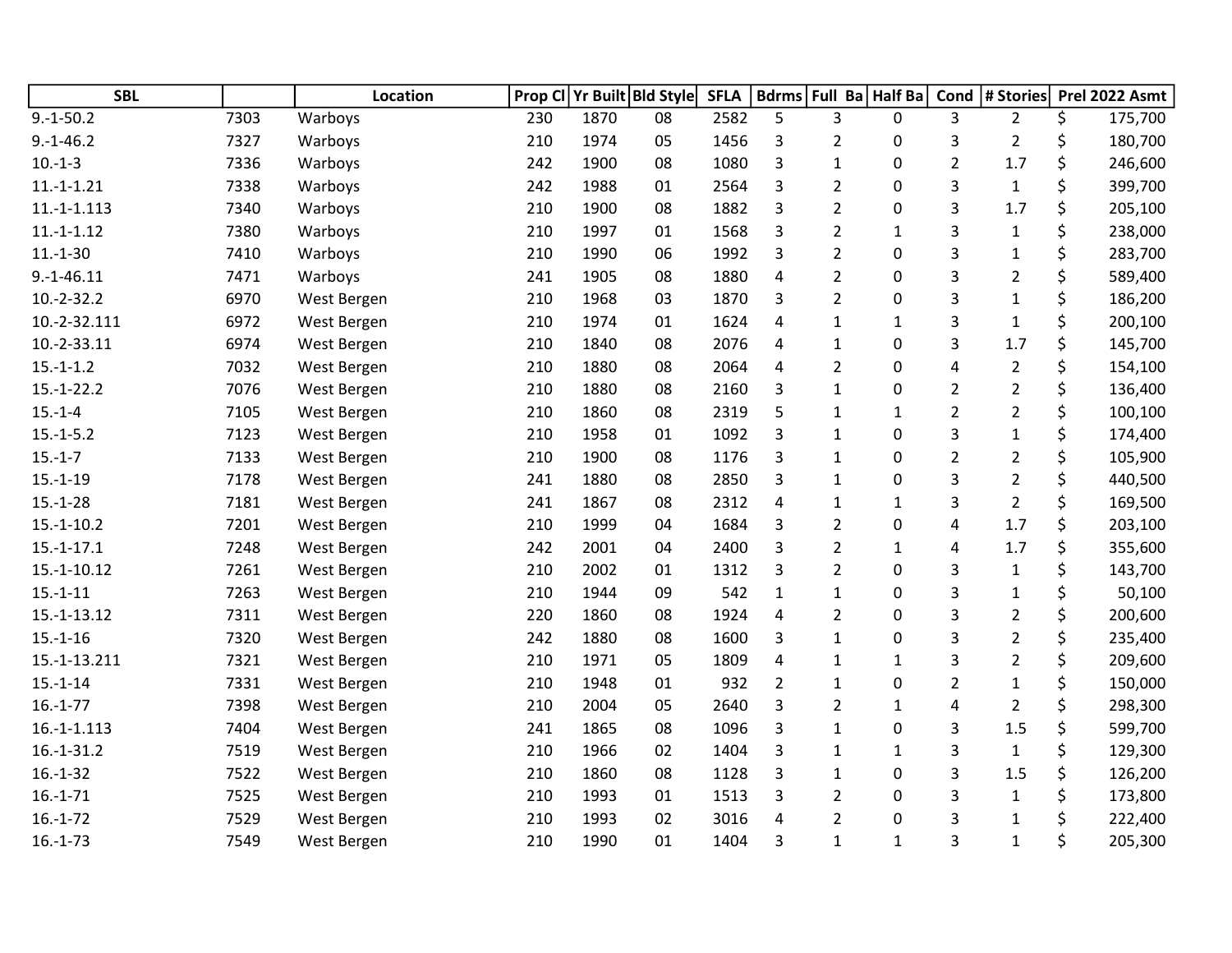| SBL | | Location | Prop Cl | Yr Built | Bld Style | SFLA | Bdrms | Full Ba | Half Ba | Cond | # Stories | Prel 2022 Asmt |
|---|---|---|---|---|---|---|---|---|---|---|---|---|
| 9.-1-50.2 | 7303 | Warboys | 230 | 1870 | 08 | 2582 | 5 | 3 | 0 | 3 | 2 | $ 175,700 |
| 9.-1-46.2 | 7327 | Warboys | 210 | 1974 | 05 | 1456 | 3 | 2 | 0 | 3 | 2 | $ 180,700 |
| 10.-1-3 | 7336 | Warboys | 242 | 1900 | 08 | 1080 | 3 | 1 | 0 | 2 | 1.7 | $ 246,600 |
| 11.-1-1.21 | 7338 | Warboys | 242 | 1988 | 01 | 2564 | 3 | 2 | 0 | 3 | 1 | $ 399,700 |
| 11.-1-1.113 | 7340 | Warboys | 210 | 1900 | 08 | 1882 | 3 | 2 | 0 | 3 | 1.7 | $ 205,100 |
| 11.-1-1.12 | 7380 | Warboys | 210 | 1997 | 01 | 1568 | 3 | 2 | 1 | 3 | 1 | $ 238,000 |
| 11.-1-30 | 7410 | Warboys | 210 | 1990 | 06 | 1992 | 3 | 2 | 0 | 3 | 1 | $ 283,700 |
| 9.-1-46.11 | 7471 | Warboys | 241 | 1905 | 08 | 1880 | 4 | 2 | 0 | 3 | 2 | $ 589,400 |
| 10.-2-32.2 | 6970 | West Bergen | 210 | 1968 | 03 | 1870 | 3 | 2 | 0 | 3 | 1 | $ 186,200 |
| 10.-2-32.111 | 6972 | West Bergen | 210 | 1974 | 01 | 1624 | 4 | 1 | 1 | 3 | 1 | $ 200,100 |
| 10.-2-33.11 | 6974 | West Bergen | 210 | 1840 | 08 | 2076 | 4 | 1 | 0 | 3 | 1.7 | $ 145,700 |
| 15.-1-1.2 | 7032 | West Bergen | 210 | 1880 | 08 | 2064 | 4 | 2 | 0 | 4 | 2 | $ 154,100 |
| 15.-1-22.2 | 7076 | West Bergen | 210 | 1880 | 08 | 2160 | 3 | 1 | 0 | 2 | 2 | $ 136,400 |
| 15.-1-4 | 7105 | West Bergen | 210 | 1860 | 08 | 2319 | 5 | 1 | 1 | 2 | 2 | $ 100,100 |
| 15.-1-5.2 | 7123 | West Bergen | 210 | 1958 | 01 | 1092 | 3 | 1 | 0 | 3 | 1 | $ 174,400 |
| 15.-1-7 | 7133 | West Bergen | 210 | 1900 | 08 | 1176 | 3 | 1 | 0 | 2 | 2 | $ 105,900 |
| 15.-1-19 | 7178 | West Bergen | 241 | 1880 | 08 | 2850 | 3 | 1 | 0 | 3 | 2 | $ 440,500 |
| 15.-1-28 | 7181 | West Bergen | 241 | 1867 | 08 | 2312 | 4 | 1 | 1 | 3 | 2 | $ 169,500 |
| 15.-1-10.2 | 7201 | West Bergen | 210 | 1999 | 04 | 1684 | 3 | 2 | 0 | 4 | 1.7 | $ 203,100 |
| 15.-1-17.1 | 7248 | West Bergen | 242 | 2001 | 04 | 2400 | 3 | 2 | 1 | 4 | 1.7 | $ 355,600 |
| 15.-1-10.12 | 7261 | West Bergen | 210 | 2002 | 01 | 1312 | 3 | 2 | 0 | 3 | 1 | $ 143,700 |
| 15.-1-11 | 7263 | West Bergen | 210 | 1944 | 09 | 542 | 1 | 1 | 0 | 3 | 1 | $ 50,100 |
| 15.-1-13.12 | 7311 | West Bergen | 220 | 1860 | 08 | 1924 | 4 | 2 | 0 | 3 | 2 | $ 200,600 |
| 15.-1-16 | 7320 | West Bergen | 242 | 1880 | 08 | 1600 | 3 | 1 | 0 | 3 | 2 | $ 235,400 |
| 15.-1-13.211 | 7321 | West Bergen | 210 | 1971 | 05 | 1809 | 4 | 1 | 1 | 3 | 2 | $ 209,600 |
| 15.-1-14 | 7331 | West Bergen | 210 | 1948 | 01 | 932 | 2 | 1 | 0 | 2 | 1 | $ 150,000 |
| 16.-1-77 | 7398 | West Bergen | 210 | 2004 | 05 | 2640 | 3 | 2 | 1 | 4 | 2 | $ 298,300 |
| 16.-1-1.113 | 7404 | West Bergen | 241 | 1865 | 08 | 1096 | 3 | 1 | 0 | 3 | 1.5 | $ 599,700 |
| 16.-1-31.2 | 7519 | West Bergen | 210 | 1966 | 02 | 1404 | 3 | 1 | 1 | 3 | 1 | $ 129,300 |
| 16.-1-32 | 7522 | West Bergen | 210 | 1860 | 08 | 1128 | 3 | 1 | 0 | 3 | 1.5 | $ 126,200 |
| 16.-1-71 | 7525 | West Bergen | 210 | 1993 | 01 | 1513 | 3 | 2 | 0 | 3 | 1 | $ 173,800 |
| 16.-1-72 | 7529 | West Bergen | 210 | 1993 | 02 | 3016 | 4 | 2 | 0 | 3 | 1 | $ 222,400 |
| 16.-1-73 | 7549 | West Bergen | 210 | 1990 | 01 | 1404 | 3 | 1 | 1 | 3 | 1 | $ 205,300 |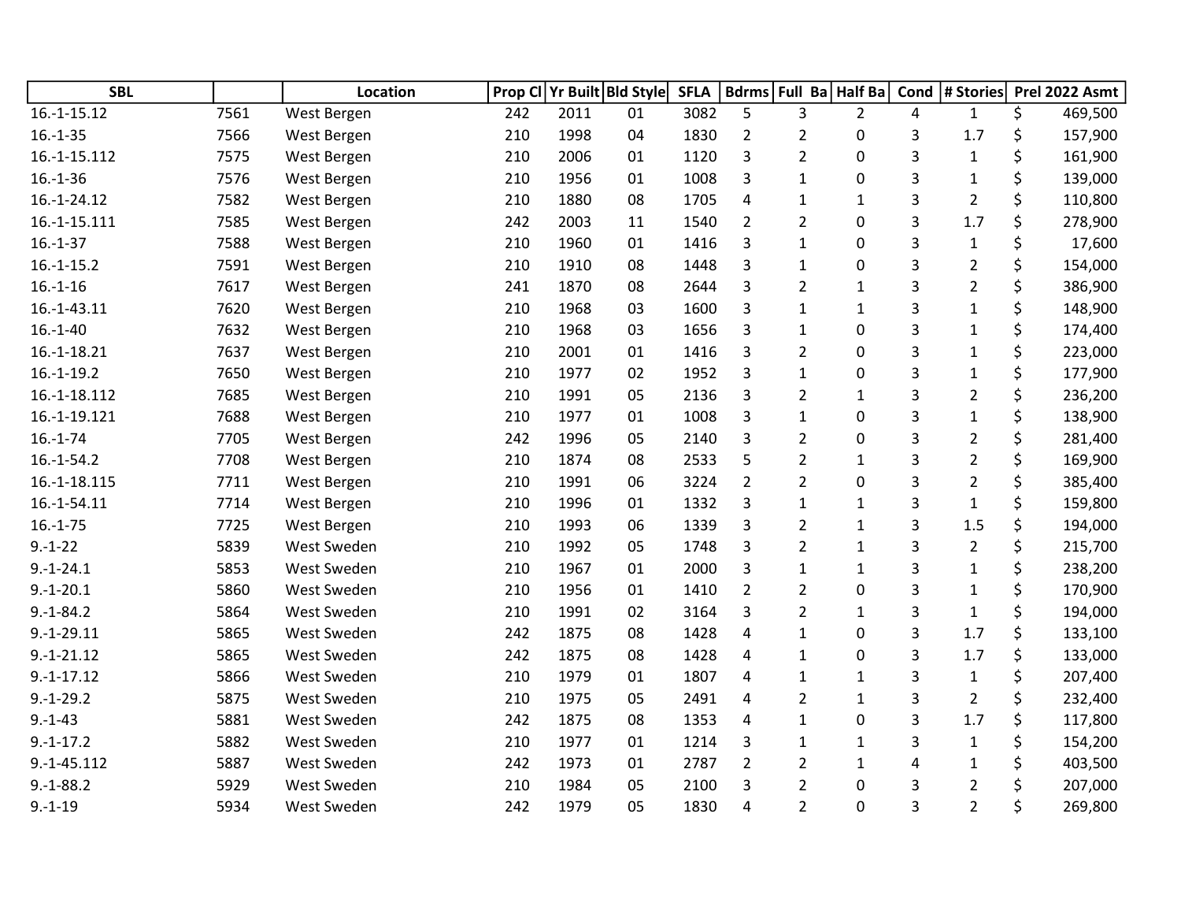| SBL | | Location | Prop Cl | Yr Built | Bld Style | SFLA | Bdrms | Full Ba | Half Ba | Cond | # Stories | Prel 2022 Asmt |
|---|---|---|---|---|---|---|---|---|---|---|---|---|
| 16.-1-15.12 | 7561 | West Bergen | 242 | 2011 | 01 | 3082 | 5 | 3 | 2 | 4 | 1 | $ 469,500 |
| 16.-1-35 | 7566 | West Bergen | 210 | 1998 | 04 | 1830 | 2 | 2 | 0 | 3 | 1.7 | $ 157,900 |
| 16.-1-15.112 | 7575 | West Bergen | 210 | 2006 | 01 | 1120 | 3 | 2 | 0 | 3 | 1 | $ 161,900 |
| 16.-1-36 | 7576 | West Bergen | 210 | 1956 | 01 | 1008 | 3 | 1 | 0 | 3 | 1 | $ 139,000 |
| 16.-1-24.12 | 7582 | West Bergen | 210 | 1880 | 08 | 1705 | 4 | 1 | 1 | 3 | 2 | $ 110,800 |
| 16.-1-15.111 | 7585 | West Bergen | 242 | 2003 | 11 | 1540 | 2 | 2 | 0 | 3 | 1.7 | $ 278,900 |
| 16.-1-37 | 7588 | West Bergen | 210 | 1960 | 01 | 1416 | 3 | 1 | 0 | 3 | 1 | $ 17,600 |
| 16.-1-15.2 | 7591 | West Bergen | 210 | 1910 | 08 | 1448 | 3 | 1 | 0 | 3 | 2 | $ 154,000 |
| 16.-1-16 | 7617 | West Bergen | 241 | 1870 | 08 | 2644 | 3 | 2 | 1 | 3 | 2 | $ 386,900 |
| 16.-1-43.11 | 7620 | West Bergen | 210 | 1968 | 03 | 1600 | 3 | 1 | 1 | 3 | 1 | $ 148,900 |
| 16.-1-40 | 7632 | West Bergen | 210 | 1968 | 03 | 1656 | 3 | 1 | 0 | 3 | 1 | $ 174,400 |
| 16.-1-18.21 | 7637 | West Bergen | 210 | 2001 | 01 | 1416 | 3 | 2 | 0 | 3 | 1 | $ 223,000 |
| 16.-1-19.2 | 7650 | West Bergen | 210 | 1977 | 02 | 1952 | 3 | 1 | 0 | 3 | 1 | $ 177,900 |
| 16.-1-18.112 | 7685 | West Bergen | 210 | 1991 | 05 | 2136 | 3 | 2 | 1 | 3 | 2 | $ 236,200 |
| 16.-1-19.121 | 7688 | West Bergen | 210 | 1977 | 01 | 1008 | 3 | 1 | 0 | 3 | 1 | $ 138,900 |
| 16.-1-74 | 7705 | West Bergen | 242 | 1996 | 05 | 2140 | 3 | 2 | 0 | 3 | 2 | $ 281,400 |
| 16.-1-54.2 | 7708 | West Bergen | 210 | 1874 | 08 | 2533 | 5 | 2 | 1 | 3 | 2 | $ 169,900 |
| 16.-1-18.115 | 7711 | West Bergen | 210 | 1991 | 06 | 3224 | 2 | 2 | 0 | 3 | 2 | $ 385,400 |
| 16.-1-54.11 | 7714 | West Bergen | 210 | 1996 | 01 | 1332 | 3 | 1 | 1 | 3 | 1 | $ 159,800 |
| 16.-1-75 | 7725 | West Bergen | 210 | 1993 | 06 | 1339 | 3 | 2 | 1 | 3 | 1.5 | $ 194,000 |
| 9.-1-22 | 5839 | West Sweden | 210 | 1992 | 05 | 1748 | 3 | 2 | 1 | 3 | 2 | $ 215,700 |
| 9.-1-24.1 | 5853 | West Sweden | 210 | 1967 | 01 | 2000 | 3 | 1 | 1 | 3 | 1 | $ 238,200 |
| 9.-1-20.1 | 5860 | West Sweden | 210 | 1956 | 01 | 1410 | 2 | 2 | 0 | 3 | 1 | $ 170,900 |
| 9.-1-84.2 | 5864 | West Sweden | 210 | 1991 | 02 | 3164 | 3 | 2 | 1 | 3 | 1 | $ 194,000 |
| 9.-1-29.11 | 5865 | West Sweden | 242 | 1875 | 08 | 1428 | 4 | 1 | 0 | 3 | 1.7 | $ 133,100 |
| 9.-1-21.12 | 5865 | West Sweden | 242 | 1875 | 08 | 1428 | 4 | 1 | 0 | 3 | 1.7 | $ 133,000 |
| 9.-1-17.12 | 5866 | West Sweden | 210 | 1979 | 01 | 1807 | 4 | 1 | 1 | 3 | 1 | $ 207,400 |
| 9.-1-29.2 | 5875 | West Sweden | 210 | 1975 | 05 | 2491 | 4 | 2 | 1 | 3 | 2 | $ 232,400 |
| 9.-1-43 | 5881 | West Sweden | 242 | 1875 | 08 | 1353 | 4 | 1 | 0 | 3 | 1.7 | $ 117,800 |
| 9.-1-17.2 | 5882 | West Sweden | 210 | 1977 | 01 | 1214 | 3 | 1 | 1 | 3 | 1 | $ 154,200 |
| 9.-1-45.112 | 5887 | West Sweden | 242 | 1973 | 01 | 2787 | 2 | 2 | 1 | 4 | 1 | $ 403,500 |
| 9.-1-88.2 | 5929 | West Sweden | 210 | 1984 | 05 | 2100 | 3 | 2 | 0 | 3 | 2 | $ 207,000 |
| 9.-1-19 | 5934 | West Sweden | 242 | 1979 | 05 | 1830 | 4 | 2 | 0 | 3 | 2 | $ 269,800 |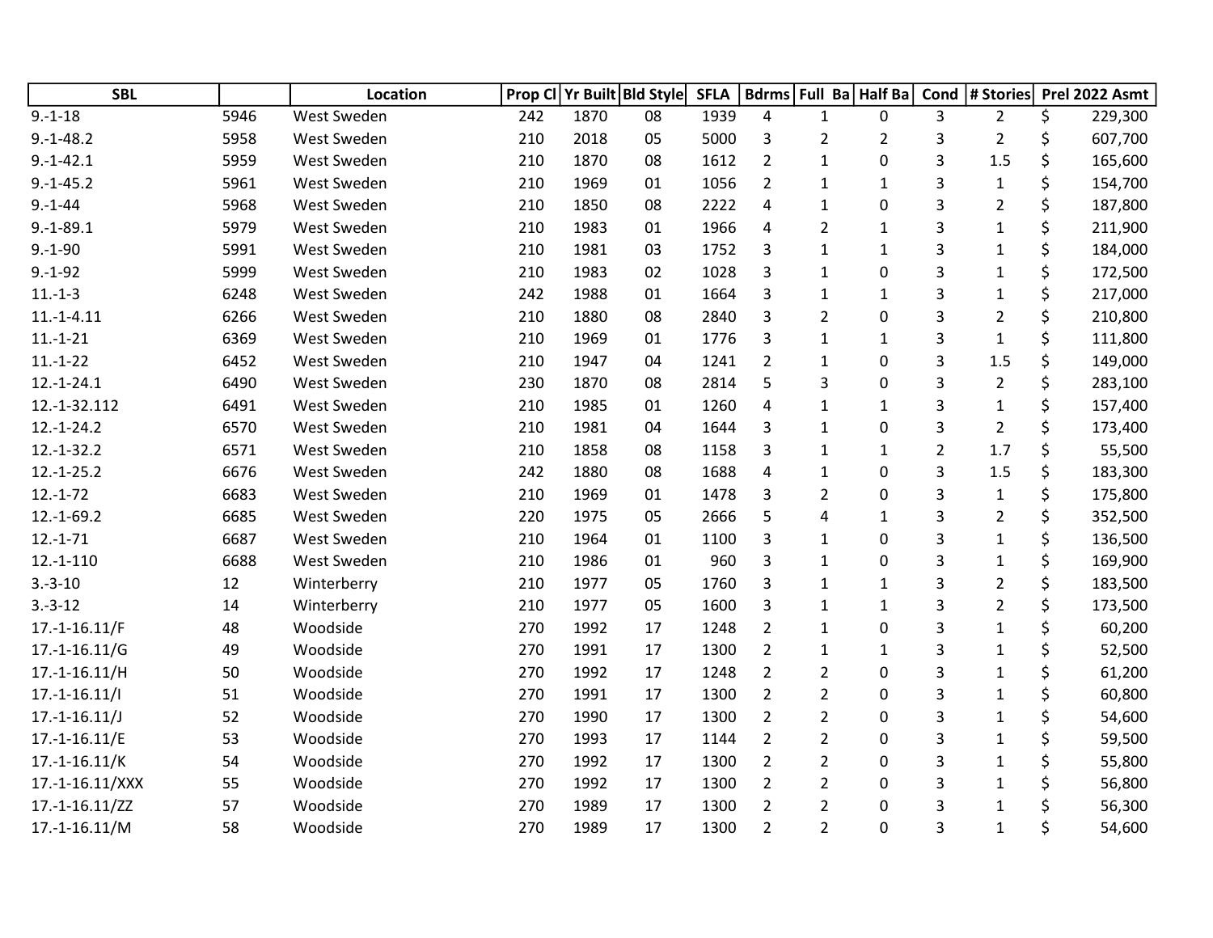| SBL | | Location | Prop Cl | Yr Built | Bld Style | SFLA | Bdrms | Full Ba | Half Ba | Cond | # Stories | Prel 2022 Asmt |
|---|---|---|---|---|---|---|---|---|---|---|---|---|
| 9.-1-18 | 5946 | West Sweden | 242 | 1870 | 08 | 1939 | 4 | 1 | 0 | 3 | 2 | $ 229,300 |
| 9.-1-48.2 | 5958 | West Sweden | 210 | 2018 | 05 | 5000 | 3 | 2 | 2 | 3 | 2 | $ 607,700 |
| 9.-1-42.1 | 5959 | West Sweden | 210 | 1870 | 08 | 1612 | 2 | 1 | 0 | 3 | 1.5 | $ 165,600 |
| 9.-1-45.2 | 5961 | West Sweden | 210 | 1969 | 01 | 1056 | 2 | 1 | 1 | 3 | 1 | $ 154,700 |
| 9.-1-44 | 5968 | West Sweden | 210 | 1850 | 08 | 2222 | 4 | 1 | 0 | 3 | 2 | $ 187,800 |
| 9.-1-89.1 | 5979 | West Sweden | 210 | 1983 | 01 | 1966 | 4 | 2 | 1 | 3 | 1 | $ 211,900 |
| 9.-1-90 | 5991 | West Sweden | 210 | 1981 | 03 | 1752 | 3 | 1 | 1 | 3 | 1 | $ 184,000 |
| 9.-1-92 | 5999 | West Sweden | 210 | 1983 | 02 | 1028 | 3 | 1 | 0 | 3 | 1 | $ 172,500 |
| 11.-1-3 | 6248 | West Sweden | 242 | 1988 | 01 | 1664 | 3 | 1 | 1 | 3 | 1 | $ 217,000 |
| 11.-1-4.11 | 6266 | West Sweden | 210 | 1880 | 08 | 2840 | 3 | 2 | 0 | 3 | 2 | $ 210,800 |
| 11.-1-21 | 6369 | West Sweden | 210 | 1969 | 01 | 1776 | 3 | 1 | 1 | 3 | 1 | $ 111,800 |
| 11.-1-22 | 6452 | West Sweden | 210 | 1947 | 04 | 1241 | 2 | 1 | 0 | 3 | 1.5 | $ 149,000 |
| 12.-1-24.1 | 6490 | West Sweden | 230 | 1870 | 08 | 2814 | 5 | 3 | 0 | 3 | 2 | $ 283,100 |
| 12.-1-32.112 | 6491 | West Sweden | 210 | 1985 | 01 | 1260 | 4 | 1 | 1 | 3 | 1 | $ 157,400 |
| 12.-1-24.2 | 6570 | West Sweden | 210 | 1981 | 04 | 1644 | 3 | 1 | 0 | 3 | 2 | $ 173,400 |
| 12.-1-32.2 | 6571 | West Sweden | 210 | 1858 | 08 | 1158 | 3 | 1 | 1 | 2 | 1.7 | $ 55,500 |
| 12.-1-25.2 | 6676 | West Sweden | 242 | 1880 | 08 | 1688 | 4 | 1 | 0 | 3 | 1.5 | $ 183,300 |
| 12.-1-72 | 6683 | West Sweden | 210 | 1969 | 01 | 1478 | 3 | 2 | 0 | 3 | 1 | $ 175,800 |
| 12.-1-69.2 | 6685 | West Sweden | 220 | 1975 | 05 | 2666 | 5 | 4 | 1 | 3 | 2 | $ 352,500 |
| 12.-1-71 | 6687 | West Sweden | 210 | 1964 | 01 | 1100 | 3 | 1 | 0 | 3 | 1 | $ 136,500 |
| 12.-1-110 | 6688 | West Sweden | 210 | 1986 | 01 | 960 | 3 | 1 | 0 | 3 | 1 | $ 169,900 |
| 3.-3-10 | 12 | Winterberry | 210 | 1977 | 05 | 1760 | 3 | 1 | 1 | 3 | 2 | $ 183,500 |
| 3.-3-12 | 14 | Winterberry | 210 | 1977 | 05 | 1600 | 3 | 1 | 1 | 3 | 2 | $ 173,500 |
| 17.-1-16.11/F | 48 | Woodside | 270 | 1992 | 17 | 1248 | 2 | 1 | 0 | 3 | 1 | $ 60,200 |
| 17.-1-16.11/G | 49 | Woodside | 270 | 1991 | 17 | 1300 | 2 | 1 | 1 | 3 | 1 | $ 52,500 |
| 17.-1-16.11/H | 50 | Woodside | 270 | 1992 | 17 | 1248 | 2 | 2 | 0 | 3 | 1 | $ 61,200 |
| 17.-1-16.11/I | 51 | Woodside | 270 | 1991 | 17 | 1300 | 2 | 2 | 0 | 3 | 1 | $ 60,800 |
| 17.-1-16.11/J | 52 | Woodside | 270 | 1990 | 17 | 1300 | 2 | 2 | 0 | 3 | 1 | $ 54,600 |
| 17.-1-16.11/E | 53 | Woodside | 270 | 1993 | 17 | 1144 | 2 | 2 | 0 | 3 | 1 | $ 59,500 |
| 17.-1-16.11/K | 54 | Woodside | 270 | 1992 | 17 | 1300 | 2 | 2 | 0 | 3 | 1 | $ 55,800 |
| 17.-1-16.11/XXX | 55 | Woodside | 270 | 1992 | 17 | 1300 | 2 | 2 | 0 | 3 | 1 | $ 56,800 |
| 17.-1-16.11/ZZ | 57 | Woodside | 270 | 1989 | 17 | 1300 | 2 | 2 | 0 | 3 | 1 | $ 56,300 |
| 17.-1-16.11/M | 58 | Woodside | 270 | 1989 | 17 | 1300 | 2 | 2 | 0 | 3 | 1 | $ 54,600 |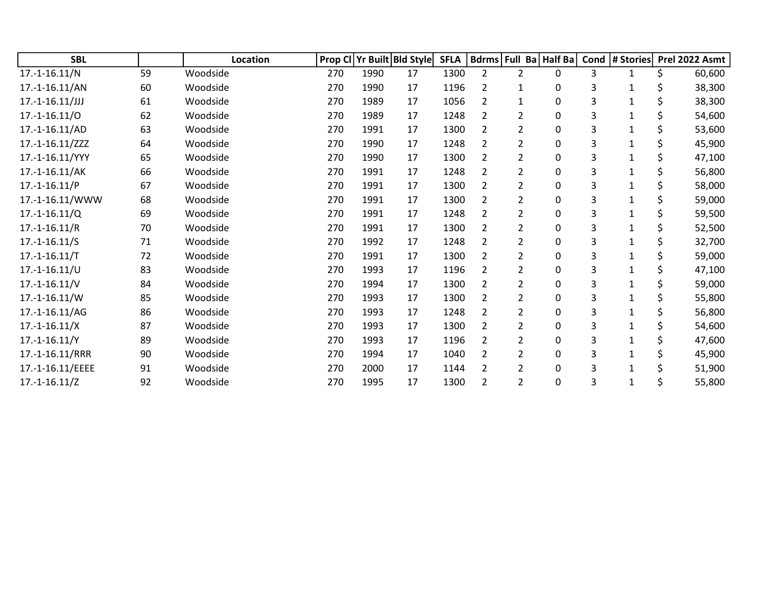| SBL | | Location | Prop Cl | Yr Built | Bld Style | SFLA | Bdrms | Full Ba | Half Ba | Cond | # Stories | Prel 2022 Asmt |
|---|---|---|---|---|---|---|---|---|---|---|---|---|
| 17.-1-16.11/N | 59 | Woodside | 270 | 1990 | 17 | 1300 | 2 | 2 | 0 | 3 | 1 | $ 60,600 |
| 17.-1-16.11/AN | 60 | Woodside | 270 | 1990 | 17 | 1196 | 2 | 1 | 0 | 3 | 1 | $ 38,300 |
| 17.-1-16.11/JJJ | 61 | Woodside | 270 | 1989 | 17 | 1056 | 2 | 1 | 0 | 3 | 1 | $ 38,300 |
| 17.-1-16.11/O | 62 | Woodside | 270 | 1989 | 17 | 1248 | 2 | 2 | 0 | 3 | 1 | $ 54,600 |
| 17.-1-16.11/AD | 63 | Woodside | 270 | 1991 | 17 | 1300 | 2 | 2 | 0 | 3 | 1 | $ 53,600 |
| 17.-1-16.11/ZZZ | 64 | Woodside | 270 | 1990 | 17 | 1248 | 2 | 2 | 0 | 3 | 1 | $ 45,900 |
| 17.-1-16.11/YYY | 65 | Woodside | 270 | 1990 | 17 | 1300 | 2 | 2 | 0 | 3 | 1 | $ 47,100 |
| 17.-1-16.11/AK | 66 | Woodside | 270 | 1991 | 17 | 1248 | 2 | 2 | 0 | 3 | 1 | $ 56,800 |
| 17.-1-16.11/P | 67 | Woodside | 270 | 1991 | 17 | 1300 | 2 | 2 | 0 | 3 | 1 | $ 58,000 |
| 17.-1-16.11/WWW | 68 | Woodside | 270 | 1991 | 17 | 1300 | 2 | 2 | 0 | 3 | 1 | $ 59,000 |
| 17.-1-16.11/Q | 69 | Woodside | 270 | 1991 | 17 | 1248 | 2 | 2 | 0 | 3 | 1 | $ 59,500 |
| 17.-1-16.11/R | 70 | Woodside | 270 | 1991 | 17 | 1300 | 2 | 2 | 0 | 3 | 1 | $ 52,500 |
| 17.-1-16.11/S | 71 | Woodside | 270 | 1992 | 17 | 1248 | 2 | 2 | 0 | 3 | 1 | $ 32,700 |
| 17.-1-16.11/T | 72 | Woodside | 270 | 1991 | 17 | 1300 | 2 | 2 | 0 | 3 | 1 | $ 59,000 |
| 17.-1-16.11/U | 83 | Woodside | 270 | 1993 | 17 | 1196 | 2 | 2 | 0 | 3 | 1 | $ 47,100 |
| 17.-1-16.11/V | 84 | Woodside | 270 | 1994 | 17 | 1300 | 2 | 2 | 0 | 3 | 1 | $ 59,000 |
| 17.-1-16.11/W | 85 | Woodside | 270 | 1993 | 17 | 1300 | 2 | 2 | 0 | 3 | 1 | $ 55,800 |
| 17.-1-16.11/AG | 86 | Woodside | 270 | 1993 | 17 | 1248 | 2 | 2 | 0 | 3 | 1 | $ 56,800 |
| 17.-1-16.11/X | 87 | Woodside | 270 | 1993 | 17 | 1300 | 2 | 2 | 0 | 3 | 1 | $ 54,600 |
| 17.-1-16.11/Y | 89 | Woodside | 270 | 1993 | 17 | 1196 | 2 | 2 | 0 | 3 | 1 | $ 47,600 |
| 17.-1-16.11/RRR | 90 | Woodside | 270 | 1994 | 17 | 1040 | 2 | 2 | 0 | 3 | 1 | $ 45,900 |
| 17.-1-16.11/EEEE | 91 | Woodside | 270 | 2000 | 17 | 1144 | 2 | 2 | 0 | 3 | 1 | $ 51,900 |
| 17.-1-16.11/Z | 92 | Woodside | 270 | 1995 | 17 | 1300 | 2 | 2 | 0 | 3 | 1 | $ 55,800 |